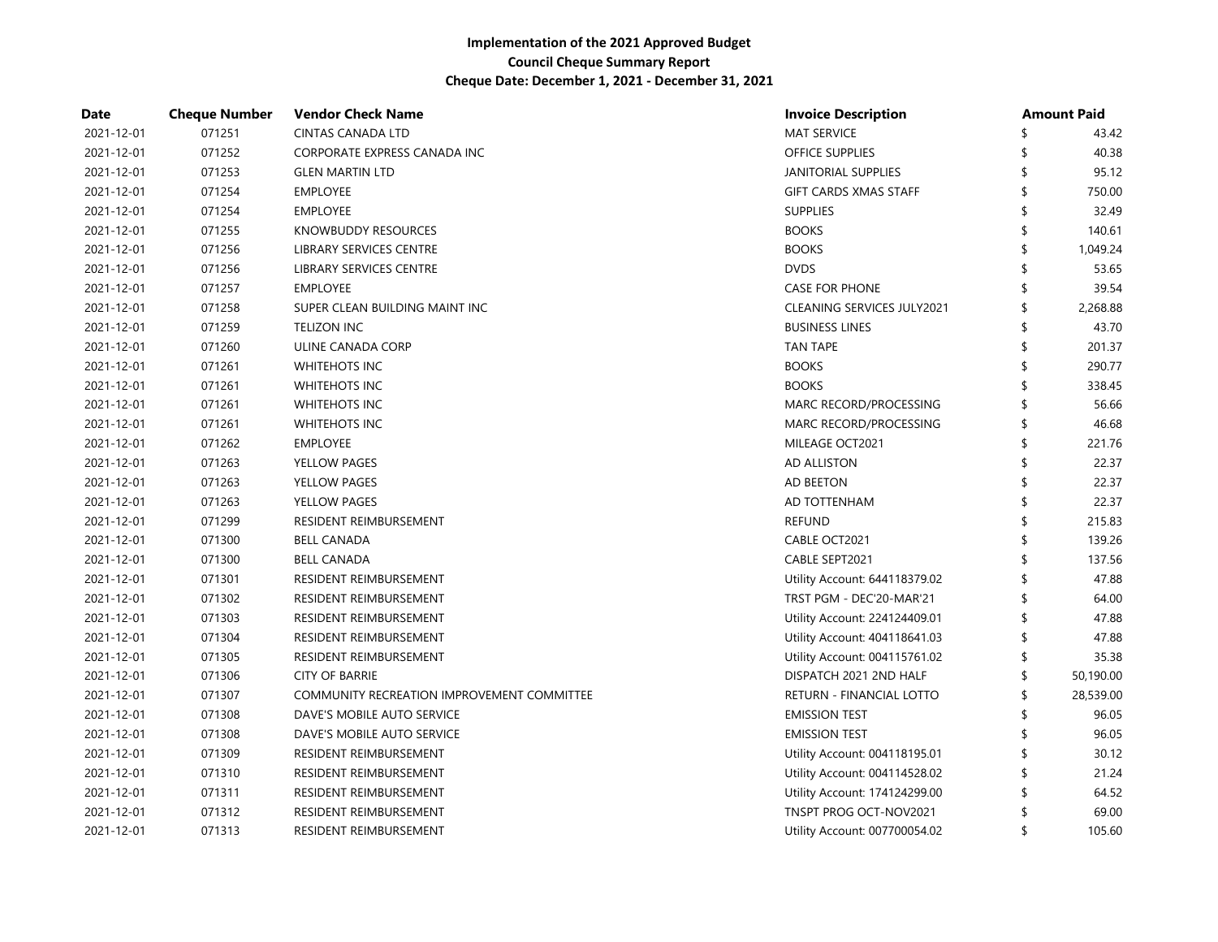# Implementation of the 2021 Approved Budget
## Council Cheque Summary Report
### Cheque Date: December 1, 2021 - December 31, 2021

| Date | Cheque Number | Vendor Check Name | Invoice Description | Amount Paid |
|---|---|---|---|---|
| 2021-12-01 | 071251 | CINTAS CANADA LTD | MAT SERVICE | $ 43.42 |
| 2021-12-01 | 071252 | CORPORATE EXPRESS CANADA INC | OFFICE SUPPLIES | $ 40.38 |
| 2021-12-01 | 071253 | GLEN MARTIN LTD | JANITORIAL SUPPLIES | $ 95.12 |
| 2021-12-01 | 071254 | EMPLOYEE | GIFT CARDS XMAS STAFF | $ 750.00 |
| 2021-12-01 | 071254 | EMPLOYEE | SUPPLIES | $ 32.49 |
| 2021-12-01 | 071255 | KNOWBUDDY RESOURCES | BOOKS | $ 140.61 |
| 2021-12-01 | 071256 | LIBRARY SERVICES CENTRE | BOOKS | $ 1,049.24 |
| 2021-12-01 | 071256 | LIBRARY SERVICES CENTRE | DVDS | $ 53.65 |
| 2021-12-01 | 071257 | EMPLOYEE | CASE FOR PHONE | $ 39.54 |
| 2021-12-01 | 071258 | SUPER CLEAN BUILDING MAINT INC | CLEANING SERVICES JULY2021 | $ 2,268.88 |
| 2021-12-01 | 071259 | TELIZON INC | BUSINESS LINES | $ 43.70 |
| 2021-12-01 | 071260 | ULINE CANADA CORP | TAN TAPE | $ 201.37 |
| 2021-12-01 | 071261 | WHITEHOTS INC | BOOKS | $ 290.77 |
| 2021-12-01 | 071261 | WHITEHOTS INC | BOOKS | $ 338.45 |
| 2021-12-01 | 071261 | WHITEHOTS INC | MARC RECORD/PROCESSING | $ 56.66 |
| 2021-12-01 | 071261 | WHITEHOTS INC | MARC RECORD/PROCESSING | $ 46.68 |
| 2021-12-01 | 071262 | EMPLOYEE | MILEAGE OCT2021 | $ 221.76 |
| 2021-12-01 | 071263 | YELLOW PAGES | AD ALLISTON | $ 22.37 |
| 2021-12-01 | 071263 | YELLOW PAGES | AD BEETON | $ 22.37 |
| 2021-12-01 | 071263 | YELLOW PAGES | AD TOTTENHAM | $ 22.37 |
| 2021-12-01 | 071299 | RESIDENT REIMBURSEMENT | REFUND | $ 215.83 |
| 2021-12-01 | 071300 | BELL CANADA | CABLE OCT2021 | $ 139.26 |
| 2021-12-01 | 071300 | BELL CANADA | CABLE SEPT2021 | $ 137.56 |
| 2021-12-01 | 071301 | RESIDENT REIMBURSEMENT | Utility Account: 644118379.02 | $ 47.88 |
| 2021-12-01 | 071302 | RESIDENT REIMBURSEMENT | TRST PGM - DEC'20-MAR'21 | $ 64.00 |
| 2021-12-01 | 071303 | RESIDENT REIMBURSEMENT | Utility Account: 224124409.01 | $ 47.88 |
| 2021-12-01 | 071304 | RESIDENT REIMBURSEMENT | Utility Account: 404118641.03 | $ 47.88 |
| 2021-12-01 | 071305 | RESIDENT REIMBURSEMENT | Utility Account: 004115761.02 | $ 35.38 |
| 2021-12-01 | 071306 | CITY OF BARRIE | DISPATCH 2021 2ND HALF | $ 50,190.00 |
| 2021-12-01 | 071307 | COMMUNITY RECREATION IMPROVEMENT COMMITTEE | RETURN - FINANCIAL LOTTO | $ 28,539.00 |
| 2021-12-01 | 071308 | DAVE'S MOBILE AUTO SERVICE | EMISSION TEST | $ 96.05 |
| 2021-12-01 | 071308 | DAVE'S MOBILE AUTO SERVICE | EMISSION TEST | $ 96.05 |
| 2021-12-01 | 071309 | RESIDENT REIMBURSEMENT | Utility Account: 004118195.01 | $ 30.12 |
| 2021-12-01 | 071310 | RESIDENT REIMBURSEMENT | Utility Account: 004114528.02 | $ 21.24 |
| 2021-12-01 | 071311 | RESIDENT REIMBURSEMENT | Utility Account: 174124299.00 | $ 64.52 |
| 2021-12-01 | 071312 | RESIDENT REIMBURSEMENT | TNSPT PROG OCT-NOV2021 | $ 69.00 |
| 2021-12-01 | 071313 | RESIDENT REIMBURSEMENT | Utility Account: 007700054.02 | $ 105.60 |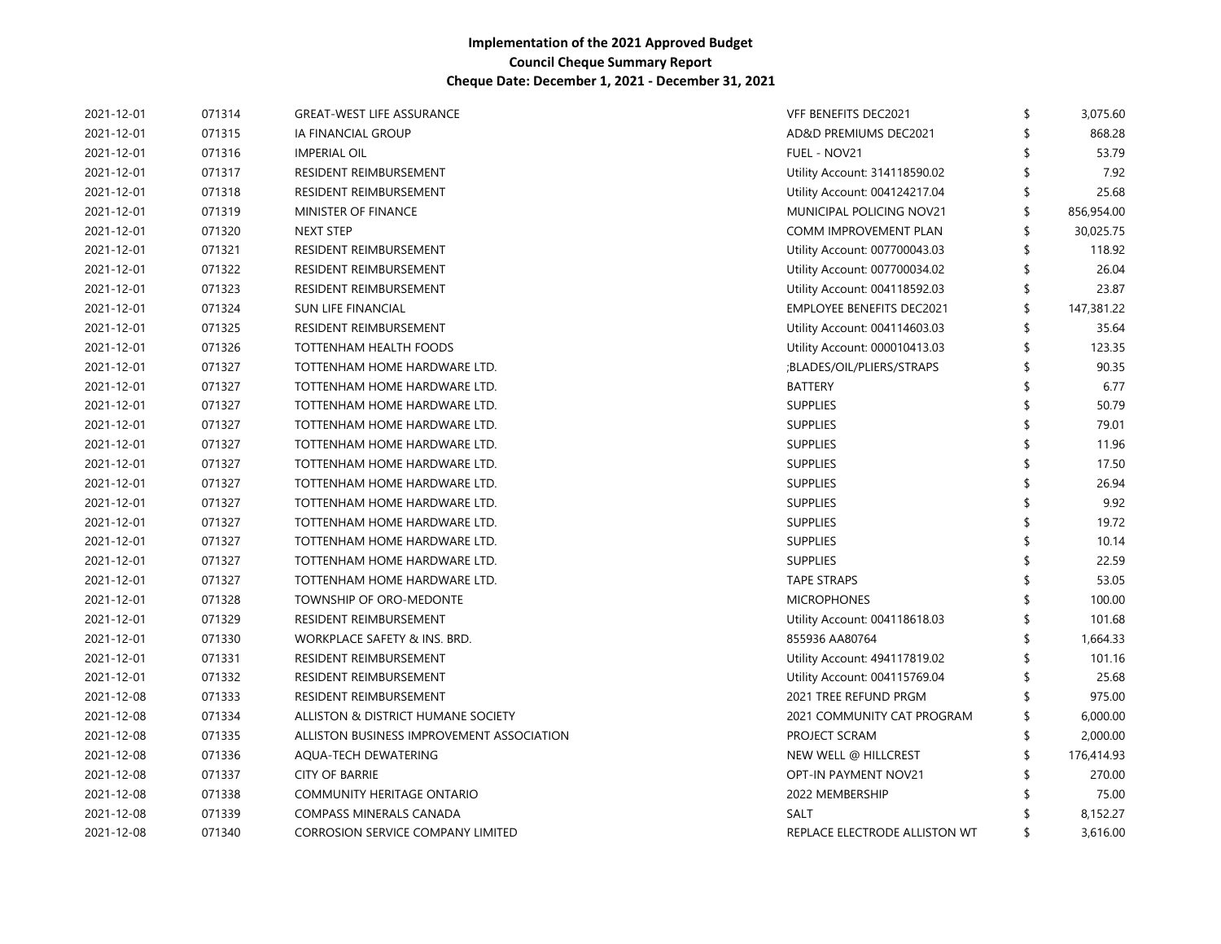**Implementation of the 2021 Approved Budget**
**Council Cheque Summary Report**
**Cheque Date: December 1, 2021 - December 31, 2021**

| | | | | | |
|---|---|---|---|---|---|
| 2021-12-01 | 071314 | GREAT-WEST LIFE ASSURANCE | VFF BENEFITS DEC2021 | $ | 3,075.60 |
| 2021-12-01 | 071315 | IA FINANCIAL GROUP | AD&D PREMIUMS DEC2021 | $ | 868.28 |
| 2021-12-01 | 071316 | IMPERIAL OIL | FUEL - NOV21 | $ | 53.79 |
| 2021-12-01 | 071317 | RESIDENT REIMBURSEMENT | Utility Account: 314118590.02 | $ | 7.92 |
| 2021-12-01 | 071318 | RESIDENT REIMBURSEMENT | Utility Account: 004124217.04 | $ | 25.68 |
| 2021-12-01 | 071319 | MINISTER OF FINANCE | MUNICIPAL POLICING NOV21 | $ | 856,954.00 |
| 2021-12-01 | 071320 | NEXT STEP | COMM IMPROVEMENT PLAN | $ | 30,025.75 |
| 2021-12-01 | 071321 | RESIDENT REIMBURSEMENT | Utility Account: 007700043.03 | $ | 118.92 |
| 2021-12-01 | 071322 | RESIDENT REIMBURSEMENT | Utility Account: 007700034.02 | $ | 26.04 |
| 2021-12-01 | 071323 | RESIDENT REIMBURSEMENT | Utility Account: 004118592.03 | $ | 23.87 |
| 2021-12-01 | 071324 | SUN LIFE FINANCIAL | EMPLOYEE BENEFITS DEC2021 | $ | 147,381.22 |
| 2021-12-01 | 071325 | RESIDENT REIMBURSEMENT | Utility Account: 004114603.03 | $ | 35.64 |
| 2021-12-01 | 071326 | TOTTENHAM HEALTH FOODS | Utility Account: 000010413.03 | $ | 123.35 |
| 2021-12-01 | 071327 | TOTTENHAM HOME HARDWARE LTD. | ;BLADES/OIL/PLIERS/STRAPS | $ | 90.35 |
| 2021-12-01 | 071327 | TOTTENHAM HOME HARDWARE LTD. | BATTERY | $ | 6.77 |
| 2021-12-01 | 071327 | TOTTENHAM HOME HARDWARE LTD. | SUPPLIES | $ | 50.79 |
| 2021-12-01 | 071327 | TOTTENHAM HOME HARDWARE LTD. | SUPPLIES | $ | 79.01 |
| 2021-12-01 | 071327 | TOTTENHAM HOME HARDWARE LTD. | SUPPLIES | $ | 11.96 |
| 2021-12-01 | 071327 | TOTTENHAM HOME HARDWARE LTD. | SUPPLIES | $ | 17.50 |
| 2021-12-01 | 071327 | TOTTENHAM HOME HARDWARE LTD. | SUPPLIES | $ | 26.94 |
| 2021-12-01 | 071327 | TOTTENHAM HOME HARDWARE LTD. | SUPPLIES | $ | 9.92 |
| 2021-12-01 | 071327 | TOTTENHAM HOME HARDWARE LTD. | SUPPLIES | $ | 19.72 |
| 2021-12-01 | 071327 | TOTTENHAM HOME HARDWARE LTD. | SUPPLIES | $ | 10.14 |
| 2021-12-01 | 071327 | TOTTENHAM HOME HARDWARE LTD. | SUPPLIES | $ | 22.59 |
| 2021-12-01 | 071327 | TOTTENHAM HOME HARDWARE LTD. | TAPE STRAPS | $ | 53.05 |
| 2021-12-01 | 071328 | TOWNSHIP OF ORO-MEDONTE | MICROPHONES | $ | 100.00 |
| 2021-12-01 | 071329 | RESIDENT REIMBURSEMENT | Utility Account: 004118618.03 | $ | 101.68 |
| 2021-12-01 | 071330 | WORKPLACE SAFETY & INS. BRD. | 855936 AA80764 | $ | 1,664.33 |
| 2021-12-01 | 071331 | RESIDENT REIMBURSEMENT | Utility Account: 494117819.02 | $ | 101.16 |
| 2021-12-01 | 071332 | RESIDENT REIMBURSEMENT | Utility Account: 004115769.04 | $ | 25.68 |
| 2021-12-08 | 071333 | RESIDENT REIMBURSEMENT | 2021 TREE REFUND PRGM | $ | 975.00 |
| 2021-12-08 | 071334 | ALLISTON & DISTRICT HUMANE SOCIETY | 2021 COMMUNITY CAT PROGRAM | $ | 6,000.00 |
| 2021-12-08 | 071335 | ALLISTON BUSINESS IMPROVEMENT ASSOCIATION | PROJECT SCRAM | $ | 2,000.00 |
| 2021-12-08 | 071336 | AQUA-TECH DEWATERING | NEW WELL @ HILLCREST | $ | 176,414.93 |
| 2021-12-08 | 071337 | CITY OF BARRIE | OPT-IN PAYMENT NOV21 | $ | 270.00 |
| 2021-12-08 | 071338 | COMMUNITY HERITAGE ONTARIO | 2022 MEMBERSHIP | $ | 75.00 |
| 2021-12-08 | 071339 | COMPASS MINERALS CANADA | SALT | $ | 8,152.27 |
| 2021-12-08 | 071340 | CORROSION SERVICE COMPANY LIMITED | REPLACE ELECTRODE ALLISTON WT | $ | 3,616.00 |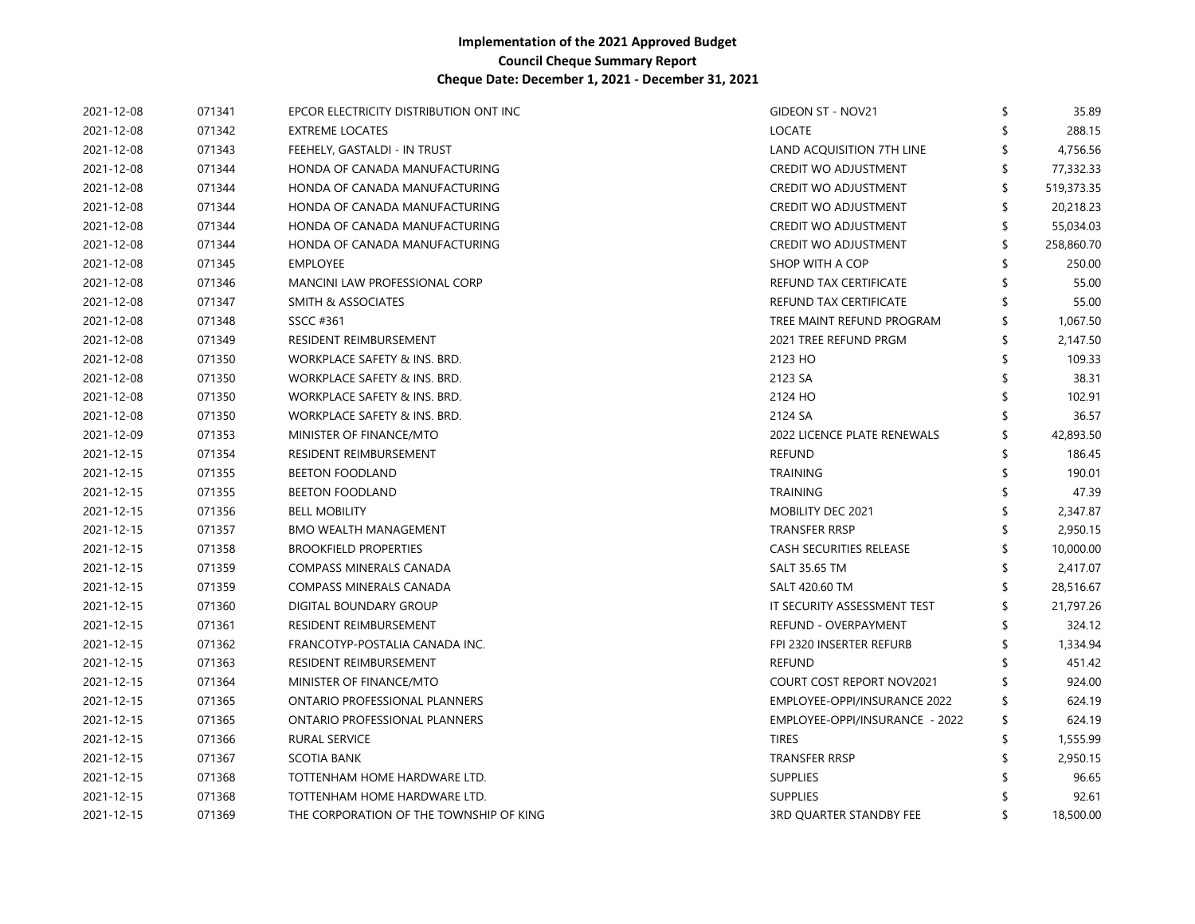**Implementation of the 2021 Approved Budget**
**Council Cheque Summary Report**
**Cheque Date: December 1, 2021 - December 31, 2021**

| | | | | |
|---|---|---|---|---|
| 2021-12-08 | 071341 | EPCOR ELECTRICITY DISTRIBUTION ONT INC | GIDEON ST - NOV21 | $ 35.89 |
| 2021-12-08 | 071342 | EXTREME LOCATES | LOCATE | $ 288.15 |
| 2021-12-08 | 071343 | FEEHELY, GASTALDI - IN TRUST | LAND ACQUISITION 7TH LINE | $ 4,756.56 |
| 2021-12-08 | 071344 | HONDA OF CANADA MANUFACTURING | CREDIT WO ADJUSTMENT | $ 77,332.33 |
| 2021-12-08 | 071344 | HONDA OF CANADA MANUFACTURING | CREDIT WO ADJUSTMENT | $ 519,373.35 |
| 2021-12-08 | 071344 | HONDA OF CANADA MANUFACTURING | CREDIT WO ADJUSTMENT | $ 20,218.23 |
| 2021-12-08 | 071344 | HONDA OF CANADA MANUFACTURING | CREDIT WO ADJUSTMENT | $ 55,034.03 |
| 2021-12-08 | 071344 | HONDA OF CANADA MANUFACTURING | CREDIT WO ADJUSTMENT | $ 258,860.70 |
| 2021-12-08 | 071345 | EMPLOYEE | SHOP WITH A COP | $ 250.00 |
| 2021-12-08 | 071346 | MANCINI LAW PROFESSIONAL CORP | REFUND TAX CERTIFICATE | $ 55.00 |
| 2021-12-08 | 071347 | SMITH & ASSOCIATES | REFUND TAX CERTIFICATE | $ 55.00 |
| 2021-12-08 | 071348 | SSCC #361 | TREE MAINT REFUND PROGRAM | $ 1,067.50 |
| 2021-12-08 | 071349 | RESIDENT REIMBURSEMENT | 2021 TREE REFUND PRGM | $ 2,147.50 |
| 2021-12-08 | 071350 | WORKPLACE SAFETY & INS. BRD. | 2123 HO | $ 109.33 |
| 2021-12-08 | 071350 | WORKPLACE SAFETY & INS. BRD. | 2123 SA | $ 38.31 |
| 2021-12-08 | 071350 | WORKPLACE SAFETY & INS. BRD. | 2124 HO | $ 102.91 |
| 2021-12-08 | 071350 | WORKPLACE SAFETY & INS. BRD. | 2124 SA | $ 36.57 |
| 2021-12-09 | 071353 | MINISTER OF FINANCE/MTO | 2022 LICENCE PLATE RENEWALS | $ 42,893.50 |
| 2021-12-15 | 071354 | RESIDENT REIMBURSEMENT | REFUND | $ 186.45 |
| 2021-12-15 | 071355 | BEETON FOODLAND | TRAINING | $ 190.01 |
| 2021-12-15 | 071355 | BEETON FOODLAND | TRAINING | $ 47.39 |
| 2021-12-15 | 071356 | BELL MOBILITY | MOBILITY DEC 2021 | $ 2,347.87 |
| 2021-12-15 | 071357 | BMO WEALTH MANAGEMENT | TRANSFER RRSP | $ 2,950.15 |
| 2021-12-15 | 071358 | BROOKFIELD PROPERTIES | CASH SECURITIES RELEASE | $ 10,000.00 |
| 2021-12-15 | 071359 | COMPASS MINERALS CANADA | SALT 35.65 TM | $ 2,417.07 |
| 2021-12-15 | 071359 | COMPASS MINERALS CANADA | SALT 420.60 TM | $ 28,516.67 |
| 2021-12-15 | 071360 | DIGITAL BOUNDARY GROUP | IT SECURITY ASSESSMENT TEST | $ 21,797.26 |
| 2021-12-15 | 071361 | RESIDENT REIMBURSEMENT | REFUND - OVERPAYMENT | $ 324.12 |
| 2021-12-15 | 071362 | FRANCOTYP-POSTALIA CANADA INC. | FPI 2320 INSERTER REFURB | $ 1,334.94 |
| 2021-12-15 | 071363 | RESIDENT REIMBURSEMENT | REFUND | $ 451.42 |
| 2021-12-15 | 071364 | MINISTER OF FINANCE/MTO | COURT COST REPORT NOV2021 | $ 924.00 |
| 2021-12-15 | 071365 | ONTARIO PROFESSIONAL PLANNERS | EMPLOYEE-OPPI/INSURANCE 2022 | $ 624.19 |
| 2021-12-15 | 071365 | ONTARIO PROFESSIONAL PLANNERS | EMPLOYEE-OPPI/INSURANCE - 2022 | $ 624.19 |
| 2021-12-15 | 071366 | RURAL SERVICE | TIRES | $ 1,555.99 |
| 2021-12-15 | 071367 | SCOTIA BANK | TRANSFER RRSP | $ 2,950.15 |
| 2021-12-15 | 071368 | TOTTENHAM HOME HARDWARE LTD. | SUPPLIES | $ 96.65 |
| 2021-12-15 | 071368 | TOTTENHAM HOME HARDWARE LTD. | SUPPLIES | $ 92.61 |
| 2021-12-15 | 071369 | THE CORPORATION OF THE TOWNSHIP OF KING | 3RD QUARTER STANDBY FEE | $ 18,500.00 |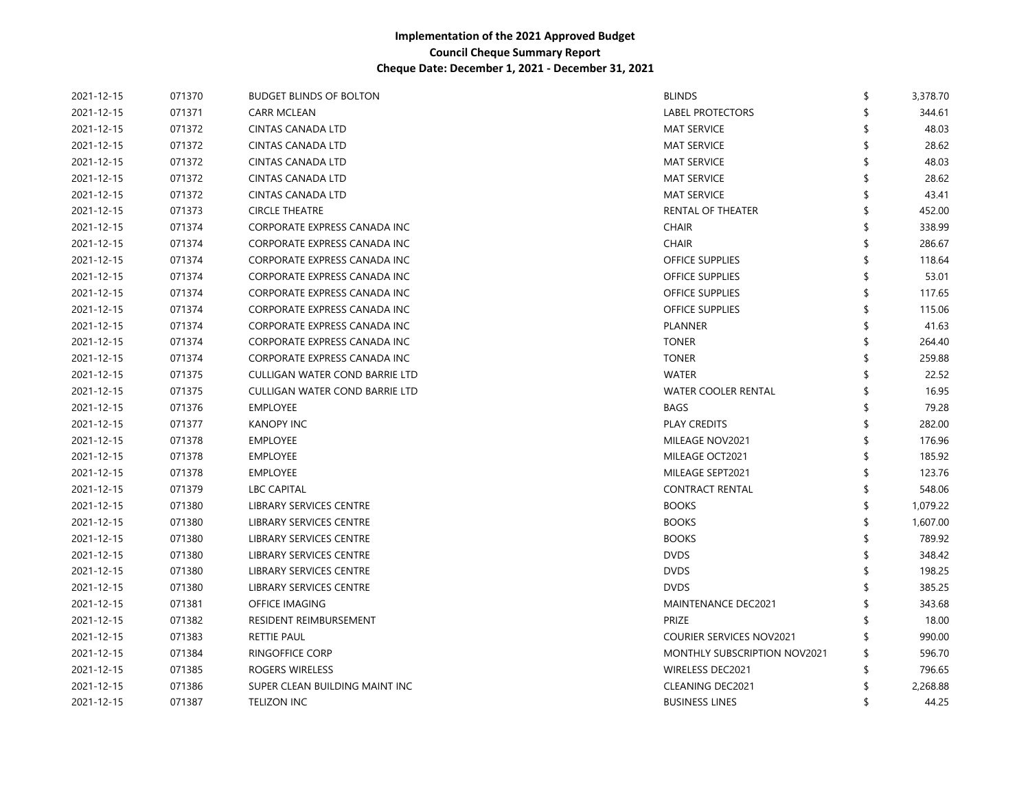**Implementation of the 2021 Approved Budget**
**Council Cheque Summary Report**
**Cheque Date: December 1, 2021 - December 31, 2021**

| | | | | | |
|---|---|---|---|---|---|
| 2021-12-15 | 071370 | BUDGET BLINDS OF BOLTON | BLINDS | $ | 3,378.70 |
| 2021-12-15 | 071371 | CARR MCLEAN | LABEL PROTECTORS | $ | 344.61 |
| 2021-12-15 | 071372 | CINTAS CANADA LTD | MAT SERVICE | $ | 48.03 |
| 2021-12-15 | 071372 | CINTAS CANADA LTD | MAT SERVICE | $ | 28.62 |
| 2021-12-15 | 071372 | CINTAS CANADA LTD | MAT SERVICE | $ | 48.03 |
| 2021-12-15 | 071372 | CINTAS CANADA LTD | MAT SERVICE | $ | 28.62 |
| 2021-12-15 | 071372 | CINTAS CANADA LTD | MAT SERVICE | $ | 43.41 |
| 2021-12-15 | 071373 | CIRCLE THEATRE | RENTAL OF THEATER | $ | 452.00 |
| 2021-12-15 | 071374 | CORPORATE EXPRESS CANADA INC | CHAIR | $ | 338.99 |
| 2021-12-15 | 071374 | CORPORATE EXPRESS CANADA INC | CHAIR | $ | 286.67 |
| 2021-12-15 | 071374 | CORPORATE EXPRESS CANADA INC | OFFICE SUPPLIES | $ | 118.64 |
| 2021-12-15 | 071374 | CORPORATE EXPRESS CANADA INC | OFFICE SUPPLIES | $ | 53.01 |
| 2021-12-15 | 071374 | CORPORATE EXPRESS CANADA INC | OFFICE SUPPLIES | $ | 117.65 |
| 2021-12-15 | 071374 | CORPORATE EXPRESS CANADA INC | OFFICE SUPPLIES | $ | 115.06 |
| 2021-12-15 | 071374 | CORPORATE EXPRESS CANADA INC | PLANNER | $ | 41.63 |
| 2021-12-15 | 071374 | CORPORATE EXPRESS CANADA INC | TONER | $ | 264.40 |
| 2021-12-15 | 071374 | CORPORATE EXPRESS CANADA INC | TONER | $ | 259.88 |
| 2021-12-15 | 071375 | CULLIGAN WATER COND BARRIE LTD | WATER | $ | 22.52 |
| 2021-12-15 | 071375 | CULLIGAN WATER COND BARRIE LTD | WATER COOLER RENTAL | $ | 16.95 |
| 2021-12-15 | 071376 | EMPLOYEE | BAGS | $ | 79.28 |
| 2021-12-15 | 071377 | KANOPY INC | PLAY CREDITS | $ | 282.00 |
| 2021-12-15 | 071378 | EMPLOYEE | MILEAGE NOV2021 | $ | 176.96 |
| 2021-12-15 | 071378 | EMPLOYEE | MILEAGE OCT2021 | $ | 185.92 |
| 2021-12-15 | 071378 | EMPLOYEE | MILEAGE SEPT2021 | $ | 123.76 |
| 2021-12-15 | 071379 | LBC CAPITAL | CONTRACT RENTAL | $ | 548.06 |
| 2021-12-15 | 071380 | LIBRARY SERVICES CENTRE | BOOKS | $ | 1,079.22 |
| 2021-12-15 | 071380 | LIBRARY SERVICES CENTRE | BOOKS | $ | 1,607.00 |
| 2021-12-15 | 071380 | LIBRARY SERVICES CENTRE | BOOKS | $ | 789.92 |
| 2021-12-15 | 071380 | LIBRARY SERVICES CENTRE | DVDS | $ | 348.42 |
| 2021-12-15 | 071380 | LIBRARY SERVICES CENTRE | DVDS | $ | 198.25 |
| 2021-12-15 | 071380 | LIBRARY SERVICES CENTRE | DVDS | $ | 385.25 |
| 2021-12-15 | 071381 | OFFICE IMAGING | MAINTENANCE DEC2021 | $ | 343.68 |
| 2021-12-15 | 071382 | RESIDENT REIMBURSEMENT | PRIZE | $ | 18.00 |
| 2021-12-15 | 071383 | RETTIE PAUL | COURIER SERVICES NOV2021 | $ | 990.00 |
| 2021-12-15 | 071384 | RINGOFFICE CORP | MONTHLY SUBSCRIPTION NOV2021 | $ | 596.70 |
| 2021-12-15 | 071385 | ROGERS WIRELESS | WIRELESS DEC2021 | $ | 796.65 |
| 2021-12-15 | 071386 | SUPER CLEAN BUILDING MAINT INC | CLEANING DEC2021 | $ | 2,268.88 |
| 2021-12-15 | 071387 | TELIZON INC | BUSINESS LINES | $ | 44.25 |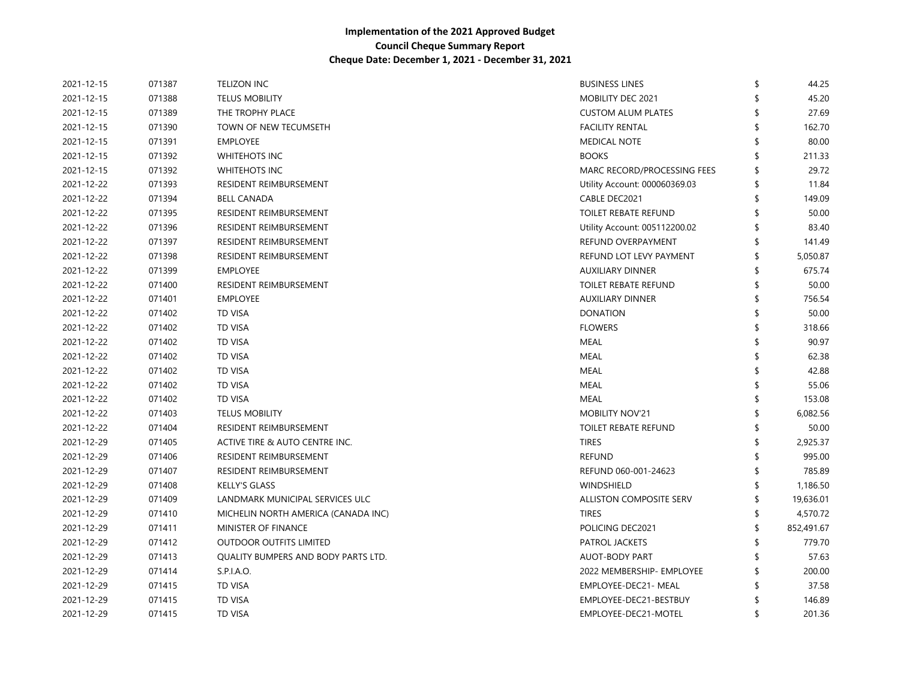**Implementation of the 2021 Approved Budget**
**Council Cheque Summary Report**
**Cheque Date: December 1, 2021 - December 31, 2021**

| | | | | | |
|---|---|---|---|---|---|
| 2021-12-15 | 071387 | TELIZON INC | BUSINESS LINES | $ | 44.25 |
| 2021-12-15 | 071388 | TELUS MOBILITY | MOBILITY DEC 2021 | $ | 45.20 |
| 2021-12-15 | 071389 | THE TROPHY PLACE | CUSTOM ALUM PLATES | $ | 27.69 |
| 2021-12-15 | 071390 | TOWN OF NEW TECUMSETH | FACILITY RENTAL | $ | 162.70 |
| 2021-12-15 | 071391 | EMPLOYEE | MEDICAL NOTE | $ | 80.00 |
| 2021-12-15 | 071392 | WHITEHOTS INC | BOOKS | $ | 211.33 |
| 2021-12-15 | 071392 | WHITEHOTS INC | MARC RECORD/PROCESSING FEES | $ | 29.72 |
| 2021-12-22 | 071393 | RESIDENT REIMBURSEMENT | Utility Account: 000060369.03 | $ | 11.84 |
| 2021-12-22 | 071394 | BELL CANADA | CABLE DEC2021 | $ | 149.09 |
| 2021-12-22 | 071395 | RESIDENT REIMBURSEMENT | TOILET REBATE REFUND | $ | 50.00 |
| 2021-12-22 | 071396 | RESIDENT REIMBURSEMENT | Utility Account: 005112200.02 | $ | 83.40 |
| 2021-12-22 | 071397 | RESIDENT REIMBURSEMENT | REFUND OVERPAYMENT | $ | 141.49 |
| 2021-12-22 | 071398 | RESIDENT REIMBURSEMENT | REFUND LOT LEVY PAYMENT | $ | 5,050.87 |
| 2021-12-22 | 071399 | EMPLOYEE | AUXILIARY DINNER | $ | 675.74 |
| 2021-12-22 | 071400 | RESIDENT REIMBURSEMENT | TOILET REBATE REFUND | $ | 50.00 |
| 2021-12-22 | 071401 | EMPLOYEE | AUXILIARY DINNER | $ | 756.54 |
| 2021-12-22 | 071402 | TD VISA | DONATION | $ | 50.00 |
| 2021-12-22 | 071402 | TD VISA | FLOWERS | $ | 318.66 |
| 2021-12-22 | 071402 | TD VISA | MEAL | $ | 90.97 |
| 2021-12-22 | 071402 | TD VISA | MEAL | $ | 62.38 |
| 2021-12-22 | 071402 | TD VISA | MEAL | $ | 42.88 |
| 2021-12-22 | 071402 | TD VISA | MEAL | $ | 55.06 |
| 2021-12-22 | 071402 | TD VISA | MEAL | $ | 153.08 |
| 2021-12-22 | 071403 | TELUS MOBILITY | MOBILITY NOV'21 | $ | 6,082.56 |
| 2021-12-22 | 071404 | RESIDENT REIMBURSEMENT | TOILET REBATE REFUND | $ | 50.00 |
| 2021-12-29 | 071405 | ACTIVE TIRE & AUTO CENTRE INC. | TIRES | $ | 2,925.37 |
| 2021-12-29 | 071406 | RESIDENT REIMBURSEMENT | REFUND | $ | 995.00 |
| 2021-12-29 | 071407 | RESIDENT REIMBURSEMENT | REFUND 060-001-24623 | $ | 785.89 |
| 2021-12-29 | 071408 | KELLY'S GLASS | WINDSHIELD | $ | 1,186.50 |
| 2021-12-29 | 071409 | LANDMARK MUNICIPAL SERVICES ULC | ALLISTON COMPOSITE SERV | $ | 19,636.01 |
| 2021-12-29 | 071410 | MICHELIN NORTH AMERICA (CANADA INC) | TIRES | $ | 4,570.72 |
| 2021-12-29 | 071411 | MINISTER OF FINANCE | POLICING DEC2021 | $ | 852,491.67 |
| 2021-12-29 | 071412 | OUTDOOR OUTFITS LIMITED | PATROL JACKETS | $ | 779.70 |
| 2021-12-29 | 071413 | QUALITY BUMPERS AND BODY PARTS LTD. | AUOT-BODY PART | $ | 57.63 |
| 2021-12-29 | 071414 | S.P.I.A.O. | 2022 MEMBERSHIP- EMPLOYEE | $ | 200.00 |
| 2021-12-29 | 071415 | TD VISA | EMPLOYEE-DEC21- MEAL | $ | 37.58 |
| 2021-12-29 | 071415 | TD VISA | EMPLOYEE-DEC21-BESTBUY | $ | 146.89 |
| 2021-12-29 | 071415 | TD VISA | EMPLOYEE-DEC21-MOTEL | $ | 201.36 |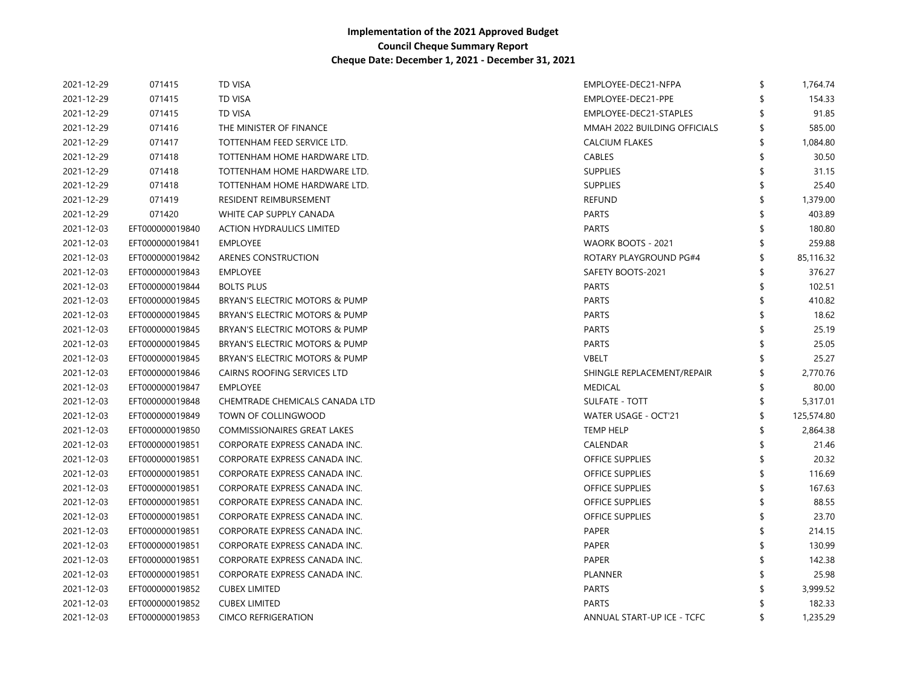**Implementation of the 2021 Approved Budget**
**Council Cheque Summary Report**
**Cheque Date: December 1, 2021 - December 31, 2021**

| | | | | | |
|---|---|---|---|---|---|
| 2021-12-29 | 071415 | TD VISA | EMPLOYEE-DEC21-NFPA | $ | 1,764.74 |
| 2021-12-29 | 071415 | TD VISA | EMPLOYEE-DEC21-PPE | $ | 154.33 |
| 2021-12-29 | 071415 | TD VISA | EMPLOYEE-DEC21-STAPLES | $ | 91.85 |
| 2021-12-29 | 071416 | THE MINISTER OF FINANCE | MMAH 2022 BUILDING OFFICIALS | $ | 585.00 |
| 2021-12-29 | 071417 | TOTTENHAM FEED SERVICE LTD. | CALCIUM FLAKES | $ | 1,084.80 |
| 2021-12-29 | 071418 | TOTTENHAM HOME HARDWARE LTD. | CABLES | $ | 30.50 |
| 2021-12-29 | 071418 | TOTTENHAM HOME HARDWARE LTD. | SUPPLIES | $ | 31.15 |
| 2021-12-29 | 071418 | TOTTENHAM HOME HARDWARE LTD. | SUPPLIES | $ | 25.40 |
| 2021-12-29 | 071419 | RESIDENT REIMBURSEMENT | REFUND | $ | 1,379.00 |
| 2021-12-29 | 071420 | WHITE CAP SUPPLY CANADA | PARTS | $ | 403.89 |
| 2021-12-03 | EFT000000019840 | ACTION HYDRAULICS LIMITED | PARTS | $ | 180.80 |
| 2021-12-03 | EFT000000019841 | EMPLOYEE | WAORK BOOTS - 2021 | $ | 259.88 |
| 2021-12-03 | EFT000000019842 | ARENES CONSTRUCTION | ROTARY PLAYGROUND PG#4 | $ | 85,116.32 |
| 2021-12-03 | EFT000000019843 | EMPLOYEE | SAFETY BOOTS-2021 | $ | 376.27 |
| 2021-12-03 | EFT000000019844 | BOLTS PLUS | PARTS | $ | 102.51 |
| 2021-12-03 | EFT000000019845 | BRYAN'S ELECTRIC MOTORS & PUMP | PARTS | $ | 410.82 |
| 2021-12-03 | EFT000000019845 | BRYAN'S ELECTRIC MOTORS & PUMP | PARTS | $ | 18.62 |
| 2021-12-03 | EFT000000019845 | BRYAN'S ELECTRIC MOTORS & PUMP | PARTS | $ | 25.19 |
| 2021-12-03 | EFT000000019845 | BRYAN'S ELECTRIC MOTORS & PUMP | PARTS | $ | 25.05 |
| 2021-12-03 | EFT000000019845 | BRYAN'S ELECTRIC MOTORS & PUMP | VBELT | $ | 25.27 |
| 2021-12-03 | EFT000000019846 | CAIRNS ROOFING SERVICES LTD | SHINGLE REPLACEMENT/REPAIR | $ | 2,770.76 |
| 2021-12-03 | EFT000000019847 | EMPLOYEE | MEDICAL | $ | 80.00 |
| 2021-12-03 | EFT000000019848 | CHEMTRADE CHEMICALS CANADA LTD | SULFATE - TOTT | $ | 5,317.01 |
| 2021-12-03 | EFT000000019849 | TOWN OF COLLINGWOOD | WATER USAGE - OCT'21 | $ | 125,574.80 |
| 2021-12-03 | EFT000000019850 | COMMISSIONAIRES GREAT LAKES | TEMP HELP | $ | 2,864.38 |
| 2021-12-03 | EFT000000019851 | CORPORATE EXPRESS CANADA INC. | CALENDAR | $ | 21.46 |
| 2021-12-03 | EFT000000019851 | CORPORATE EXPRESS CANADA INC. | OFFICE SUPPLIES | $ | 20.32 |
| 2021-12-03 | EFT000000019851 | CORPORATE EXPRESS CANADA INC. | OFFICE SUPPLIES | $ | 116.69 |
| 2021-12-03 | EFT000000019851 | CORPORATE EXPRESS CANADA INC. | OFFICE SUPPLIES | $ | 167.63 |
| 2021-12-03 | EFT000000019851 | CORPORATE EXPRESS CANADA INC. | OFFICE SUPPLIES | $ | 88.55 |
| 2021-12-03 | EFT000000019851 | CORPORATE EXPRESS CANADA INC. | OFFICE SUPPLIES | $ | 23.70 |
| 2021-12-03 | EFT000000019851 | CORPORATE EXPRESS CANADA INC. | PAPER | $ | 214.15 |
| 2021-12-03 | EFT000000019851 | CORPORATE EXPRESS CANADA INC. | PAPER | $ | 130.99 |
| 2021-12-03 | EFT000000019851 | CORPORATE EXPRESS CANADA INC. | PAPER | $ | 142.38 |
| 2021-12-03 | EFT000000019851 | CORPORATE EXPRESS CANADA INC. | PLANNER | $ | 25.98 |
| 2021-12-03 | EFT000000019852 | CUBEX LIMITED | PARTS | $ | 3,999.52 |
| 2021-12-03 | EFT000000019852 | CUBEX LIMITED | PARTS | $ | 182.33 |
| 2021-12-03 | EFT000000019853 | CIMCO REFRIGERATION | ANNUAL START-UP ICE - TCFC | $ | 1,235.29 |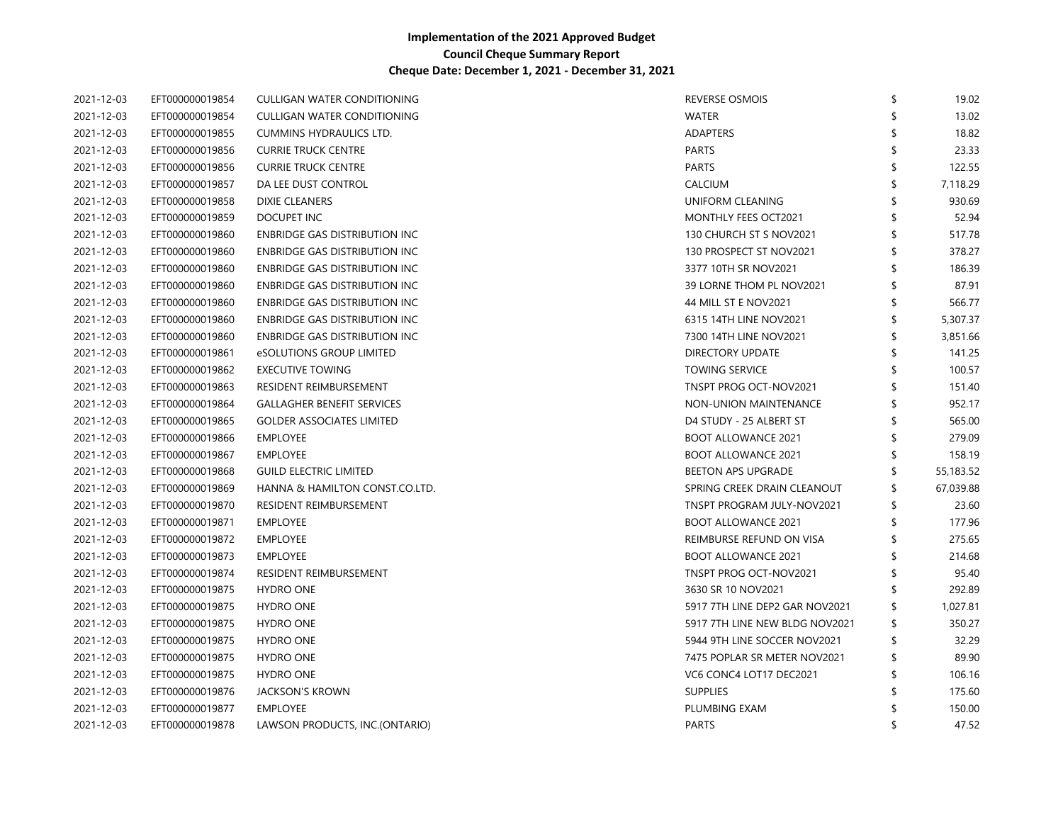**Implementation of the 2021 Approved Budget**
**Council Cheque Summary Report**
**Cheque Date: December 1, 2021 - December 31, 2021**

| | | | | | |
|---|---|---|---|---|---|
| 2021-12-03 | EFT000000019854 | CULLIGAN WATER CONDITIONING | REVERSE OSMOIS | $ | 19.02 |
| 2021-12-03 | EFT000000019854 | CULLIGAN WATER CONDITIONING | WATER | $ | 13.02 |
| 2021-12-03 | EFT000000019855 | CUMMINS HYDRAULICS LTD. | ADAPTERS | $ | 18.82 |
| 2021-12-03 | EFT000000019856 | CURRIE TRUCK CENTRE | PARTS | $ | 23.33 |
| 2021-12-03 | EFT000000019856 | CURRIE TRUCK CENTRE | PARTS | $ | 122.55 |
| 2021-12-03 | EFT000000019857 | DA LEE DUST CONTROL | CALCIUM | $ | 7,118.29 |
| 2021-12-03 | EFT000000019858 | DIXIE CLEANERS | UNIFORM CLEANING | $ | 930.69 |
| 2021-12-03 | EFT000000019859 | DOCUPET INC | MONTHLY FEES OCT2021 | $ | 52.94 |
| 2021-12-03 | EFT000000019860 | ENBRIDGE GAS DISTRIBUTION INC | 130 CHURCH ST S NOV2021 | $ | 517.78 |
| 2021-12-03 | EFT000000019860 | ENBRIDGE GAS DISTRIBUTION INC | 130 PROSPECT ST NOV2021 | $ | 378.27 |
| 2021-12-03 | EFT000000019860 | ENBRIDGE GAS DISTRIBUTION INC | 3377 10TH SR NOV2021 | $ | 186.39 |
| 2021-12-03 | EFT000000019860 | ENBRIDGE GAS DISTRIBUTION INC | 39 LORNE THOM PL NOV2021 | $ | 87.91 |
| 2021-12-03 | EFT000000019860 | ENBRIDGE GAS DISTRIBUTION INC | 44 MILL ST E NOV2021 | $ | 566.77 |
| 2021-12-03 | EFT000000019860 | ENBRIDGE GAS DISTRIBUTION INC | 6315 14TH LINE NOV2021 | $ | 5,307.37 |
| 2021-12-03 | EFT000000019860 | ENBRIDGE GAS DISTRIBUTION INC | 7300 14TH LINE NOV2021 | $ | 3,851.66 |
| 2021-12-03 | EFT000000019861 | eSOLUTIONS GROUP LIMITED | DIRECTORY UPDATE | $ | 141.25 |
| 2021-12-03 | EFT000000019862 | EXECUTIVE TOWING | TOWING SERVICE | $ | 100.57 |
| 2021-12-03 | EFT000000019863 | RESIDENT REIMBURSEMENT | TNSPT PROG OCT-NOV2021 | $ | 151.40 |
| 2021-12-03 | EFT000000019864 | GALLAGHER BENEFIT SERVICES | NON-UNION MAINTENANCE | $ | 952.17 |
| 2021-12-03 | EFT000000019865 | GOLDER ASSOCIATES LIMITED | D4 STUDY - 25 ALBERT ST | $ | 565.00 |
| 2021-12-03 | EFT000000019866 | EMPLOYEE | BOOT ALLOWANCE 2021 | $ | 279.09 |
| 2021-12-03 | EFT000000019867 | EMPLOYEE | BOOT ALLOWANCE 2021 | $ | 158.19 |
| 2021-12-03 | EFT000000019868 | GUILD ELECTRIC LIMITED | BEETON APS UPGRADE | $ | 55,183.52 |
| 2021-12-03 | EFT000000019869 | HANNA & HAMILTON CONST.CO.LTD. | SPRING CREEK DRAIN CLEANOUT | $ | 67,039.88 |
| 2021-12-03 | EFT000000019870 | RESIDENT REIMBURSEMENT | TNSPT PROGRAM JULY-NOV2021 | $ | 23.60 |
| 2021-12-03 | EFT000000019871 | EMPLOYEE | BOOT ALLOWANCE 2021 | $ | 177.96 |
| 2021-12-03 | EFT000000019872 | EMPLOYEE | REIMBURSE REFUND ON VISA | $ | 275.65 |
| 2021-12-03 | EFT000000019873 | EMPLOYEE | BOOT ALLOWANCE 2021 | $ | 214.68 |
| 2021-12-03 | EFT000000019874 | RESIDENT REIMBURSEMENT | TNSPT PROG OCT-NOV2021 | $ | 95.40 |
| 2021-12-03 | EFT000000019875 | HYDRO ONE | 3630 SR 10 NOV2021 | $ | 292.89 |
| 2021-12-03 | EFT000000019875 | HYDRO ONE | 5917 7TH LINE DEP2 GAR NOV2021 | $ | 1,027.81 |
| 2021-12-03 | EFT000000019875 | HYDRO ONE | 5917 7TH LINE NEW BLDG NOV2021 | $ | 350.27 |
| 2021-12-03 | EFT000000019875 | HYDRO ONE | 5944 9TH LINE SOCCER NOV2021 | $ | 32.29 |
| 2021-12-03 | EFT000000019875 | HYDRO ONE | 7475 POPLAR SR METER NOV2021 | $ | 89.90 |
| 2021-12-03 | EFT000000019875 | HYDRO ONE | VC6 CONC4 LOT17 DEC2021 | $ | 106.16 |
| 2021-12-03 | EFT000000019876 | JACKSON'S KROWN | SUPPLIES | $ | 175.60 |
| 2021-12-03 | EFT000000019877 | EMPLOYEE | PLUMBING EXAM | $ | 150.00 |
| 2021-12-03 | EFT000000019878 | LAWSON PRODUCTS, INC.(ONTARIO) | PARTS | $ | 47.52 |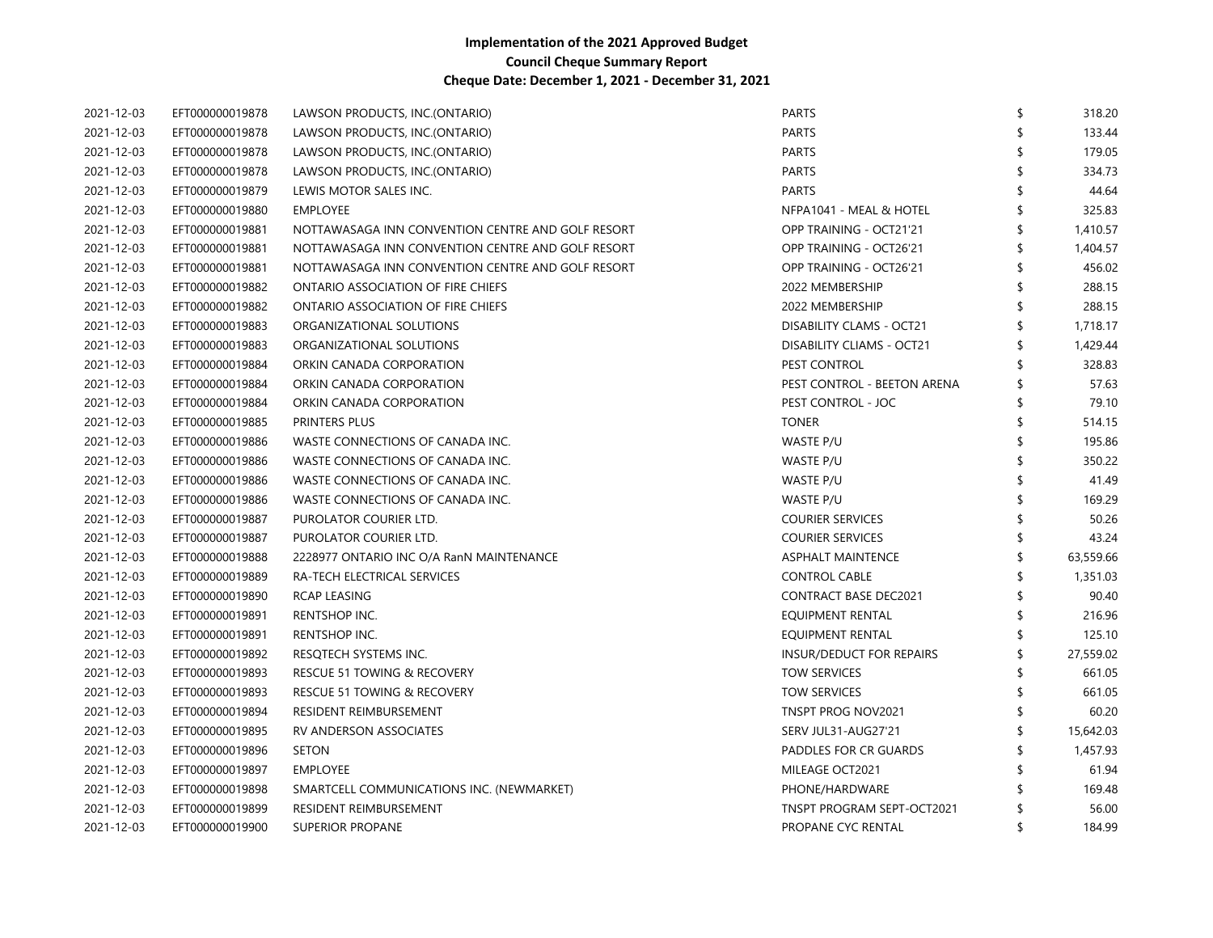# Implementation of the 2021 Approved Budget
## Council Cheque Summary Report
### Cheque Date: December 1, 2021 - December 31, 2021

| | | | | | |
|---|---|---|---|---|---|
| 2021-12-03 | EFT000000019878 | LAWSON PRODUCTS, INC.(ONTARIO) | PARTS | $ | 318.20 |
| 2021-12-03 | EFT000000019878 | LAWSON PRODUCTS, INC.(ONTARIO) | PARTS | $ | 133.44 |
| 2021-12-03 | EFT000000019878 | LAWSON PRODUCTS, INC.(ONTARIO) | PARTS | $ | 179.05 |
| 2021-12-03 | EFT000000019878 | LAWSON PRODUCTS, INC.(ONTARIO) | PARTS | $ | 334.73 |
| 2021-12-03 | EFT000000019879 | LEWIS MOTOR SALES INC. | PARTS | $ | 44.64 |
| 2021-12-03 | EFT000000019880 | EMPLOYEE | NFPA1041 - MEAL & HOTEL | $ | 325.83 |
| 2021-12-03 | EFT000000019881 | NOTTAWASAGA INN CONVENTION CENTRE AND GOLF RESORT | OPP TRAINING - OCT21'21 | $ | 1,410.57 |
| 2021-12-03 | EFT000000019881 | NOTTAWASAGA INN CONVENTION CENTRE AND GOLF RESORT | OPP TRAINING - OCT26'21 | $ | 1,404.57 |
| 2021-12-03 | EFT000000019881 | NOTTAWASAGA INN CONVENTION CENTRE AND GOLF RESORT | OPP TRAINING - OCT26'21 | $ | 456.02 |
| 2021-12-03 | EFT000000019882 | ONTARIO ASSOCIATION OF FIRE CHIEFS | 2022 MEMBERSHIP | $ | 288.15 |
| 2021-12-03 | EFT000000019882 | ONTARIO ASSOCIATION OF FIRE CHIEFS | 2022 MEMBERSHIP | $ | 288.15 |
| 2021-12-03 | EFT000000019883 | ORGANIZATIONAL SOLUTIONS | DISABILITY CLAMS - OCT21 | $ | 1,718.17 |
| 2021-12-03 | EFT000000019883 | ORGANIZATIONAL SOLUTIONS | DISABILITY CLIAMS - OCT21 | $ | 1,429.44 |
| 2021-12-03 | EFT000000019884 | ORKIN CANADA CORPORATION | PEST CONTROL | $ | 328.83 |
| 2021-12-03 | EFT000000019884 | ORKIN CANADA CORPORATION | PEST CONTROL - BEETON ARENA | $ | 57.63 |
| 2021-12-03 | EFT000000019884 | ORKIN CANADA CORPORATION | PEST CONTROL - JOC | $ | 79.10 |
| 2021-12-03 | EFT000000019885 | PRINTERS PLUS | TONER | $ | 514.15 |
| 2021-12-03 | EFT000000019886 | WASTE CONNECTIONS OF CANADA INC. | WASTE P/U | $ | 195.86 |
| 2021-12-03 | EFT000000019886 | WASTE CONNECTIONS OF CANADA INC. | WASTE P/U | $ | 350.22 |
| 2021-12-03 | EFT000000019886 | WASTE CONNECTIONS OF CANADA INC. | WASTE P/U | $ | 41.49 |
| 2021-12-03 | EFT000000019886 | WASTE CONNECTIONS OF CANADA INC. | WASTE P/U | $ | 169.29 |
| 2021-12-03 | EFT000000019887 | PUROLATOR COURIER LTD. | COURIER SERVICES | $ | 50.26 |
| 2021-12-03 | EFT000000019887 | PUROLATOR COURIER LTD. | COURIER SERVICES | $ | 43.24 |
| 2021-12-03 | EFT000000019888 | 2228977 ONTARIO INC O/A RanN MAINTENANCE | ASPHALT MAINTENCE | $ | 63,559.66 |
| 2021-12-03 | EFT000000019889 | RA-TECH ELECTRICAL SERVICES | CONTROL CABLE | $ | 1,351.03 |
| 2021-12-03 | EFT000000019890 | RCAP LEASING | CONTRACT BASE DEC2021 | $ | 90.40 |
| 2021-12-03 | EFT000000019891 | RENTSHOP INC. | EQUIPMENT RENTAL | $ | 216.96 |
| 2021-12-03 | EFT000000019891 | RENTSHOP INC. | EQUIPMENT RENTAL | $ | 125.10 |
| 2021-12-03 | EFT000000019892 | RESQTECH SYSTEMS INC. | INSUR/DEDUCT FOR REPAIRS | $ | 27,559.02 |
| 2021-12-03 | EFT000000019893 | RESCUE 51 TOWING & RECOVERY | TOW SERVICES | $ | 661.05 |
| 2021-12-03 | EFT000000019893 | RESCUE 51 TOWING & RECOVERY | TOW SERVICES | $ | 661.05 |
| 2021-12-03 | EFT000000019894 | RESIDENT REIMBURSEMENT | TNSPT PROG NOV2021 | $ | 60.20 |
| 2021-12-03 | EFT000000019895 | RV ANDERSON ASSOCIATES | SERV JUL31-AUG27'21 | $ | 15,642.03 |
| 2021-12-03 | EFT000000019896 | SETON | PADDLES FOR CR GUARDS | $ | 1,457.93 |
| 2021-12-03 | EFT000000019897 | EMPLOYEE | MILEAGE OCT2021 | $ | 61.94 |
| 2021-12-03 | EFT000000019898 | SMARTCELL COMMUNICATIONS INC. (NEWMARKET) | PHONE/HARDWARE | $ | 169.48 |
| 2021-12-03 | EFT000000019899 | RESIDENT REIMBURSEMENT | TNSPT PROGRAM SEPT-OCT2021 | $ | 56.00 |
| 2021-12-03 | EFT000000019900 | SUPERIOR PROPANE | PROPANE CYC RENTAL | $ | 184.99 |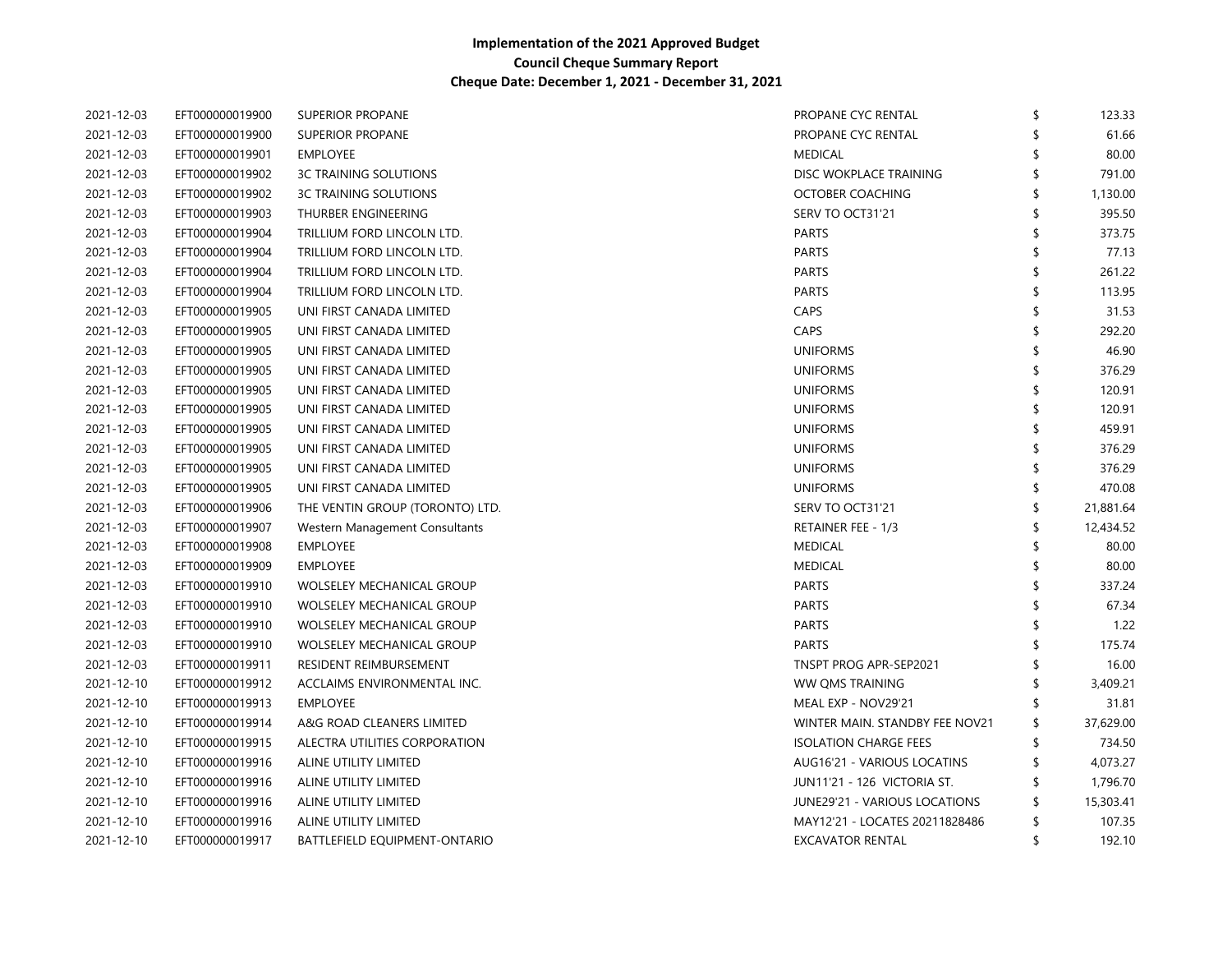**Implementation of the 2021 Approved Budget**
**Council Cheque Summary Report**
**Cheque Date: December 1, 2021 - December 31, 2021**

| | | | | |
|---|---|---|---|---|
| 2021-12-03 | EFT000000019900 | SUPERIOR PROPANE | PROPANE CYC RENTAL | $ 123.33 |
| 2021-12-03 | EFT000000019900 | SUPERIOR PROPANE | PROPANE CYC RENTAL | $ 61.66 |
| 2021-12-03 | EFT000000019901 | EMPLOYEE | MEDICAL | $ 80.00 |
| 2021-12-03 | EFT000000019902 | 3C TRAINING SOLUTIONS | DISC WOKPLACE TRAINING | $ 791.00 |
| 2021-12-03 | EFT000000019902 | 3C TRAINING SOLUTIONS | OCTOBER COACHING | $ 1,130.00 |
| 2021-12-03 | EFT000000019903 | THURBER ENGINEERING | SERV TO OCT31'21 | $ 395.50 |
| 2021-12-03 | EFT000000019904 | TRILLIUM FORD LINCOLN LTD. | PARTS | $ 373.75 |
| 2021-12-03 | EFT000000019904 | TRILLIUM FORD LINCOLN LTD. | PARTS | $ 77.13 |
| 2021-12-03 | EFT000000019904 | TRILLIUM FORD LINCOLN LTD. | PARTS | $ 261.22 |
| 2021-12-03 | EFT000000019904 | TRILLIUM FORD LINCOLN LTD. | PARTS | $ 113.95 |
| 2021-12-03 | EFT000000019905 | UNI FIRST CANADA LIMITED | CAPS | $ 31.53 |
| 2021-12-03 | EFT000000019905 | UNI FIRST CANADA LIMITED | CAPS | $ 292.20 |
| 2021-12-03 | EFT000000019905 | UNI FIRST CANADA LIMITED | UNIFORMS | $ 46.90 |
| 2021-12-03 | EFT000000019905 | UNI FIRST CANADA LIMITED | UNIFORMS | $ 376.29 |
| 2021-12-03 | EFT000000019905 | UNI FIRST CANADA LIMITED | UNIFORMS | $ 120.91 |
| 2021-12-03 | EFT000000019905 | UNI FIRST CANADA LIMITED | UNIFORMS | $ 120.91 |
| 2021-12-03 | EFT000000019905 | UNI FIRST CANADA LIMITED | UNIFORMS | $ 459.91 |
| 2021-12-03 | EFT000000019905 | UNI FIRST CANADA LIMITED | UNIFORMS | $ 376.29 |
| 2021-12-03 | EFT000000019905 | UNI FIRST CANADA LIMITED | UNIFORMS | $ 376.29 |
| 2021-12-03 | EFT000000019905 | UNI FIRST CANADA LIMITED | UNIFORMS | $ 470.08 |
| 2021-12-03 | EFT000000019906 | THE VENTIN GROUP (TORONTO) LTD. | SERV TO OCT31'21 | $ 21,881.64 |
| 2021-12-03 | EFT000000019907 | Western Management Consultants | RETAINER FEE - 1/3 | $ 12,434.52 |
| 2021-12-03 | EFT000000019908 | EMPLOYEE | MEDICAL | $ 80.00 |
| 2021-12-03 | EFT000000019909 | EMPLOYEE | MEDICAL | $ 80.00 |
| 2021-12-03 | EFT000000019910 | WOLSELEY MECHANICAL GROUP | PARTS | $ 337.24 |
| 2021-12-03 | EFT000000019910 | WOLSELEY MECHANICAL GROUP | PARTS | $ 67.34 |
| 2021-12-03 | EFT000000019910 | WOLSELEY MECHANICAL GROUP | PARTS | $ 1.22 |
| 2021-12-03 | EFT000000019910 | WOLSELEY MECHANICAL GROUP | PARTS | $ 175.74 |
| 2021-12-03 | EFT000000019911 | RESIDENT REIMBURSEMENT | TNSPT PROG APR-SEP2021 | $ 16.00 |
| 2021-12-10 | EFT000000019912 | ACCLAIMS ENVIRONMENTAL INC. | WW QMS TRAINING | $ 3,409.21 |
| 2021-12-10 | EFT000000019913 | EMPLOYEE | MEAL EXP - NOV29'21 | $ 31.81 |
| 2021-12-10 | EFT000000019914 | A&G ROAD CLEANERS LIMITED | WINTER MAIN. STANDBY FEE NOV21 | $ 37,629.00 |
| 2021-12-10 | EFT000000019915 | ALECTRA UTILITIES CORPORATION | ISOLATION CHARGE FEES | $ 734.50 |
| 2021-12-10 | EFT000000019916 | ALINE UTILITY LIMITED | AUG16'21 - VARIOUS LOCATINS | $ 4,073.27 |
| 2021-12-10 | EFT000000019916 | ALINE UTILITY LIMITED | JUN11'21 - 126 VICTORIA ST. | $ 1,796.70 |
| 2021-12-10 | EFT000000019916 | ALINE UTILITY LIMITED | JUNE29'21 - VARIOUS LOCATIONS | $ 15,303.41 |
| 2021-12-10 | EFT000000019916 | ALINE UTILITY LIMITED | MAY12'21 - LOCATES 20211828486 | $ 107.35 |
| 2021-12-10 | EFT000000019917 | BATTLEFIELD EQUIPMENT-ONTARIO | EXCAVATOR RENTAL | $ 192.10 |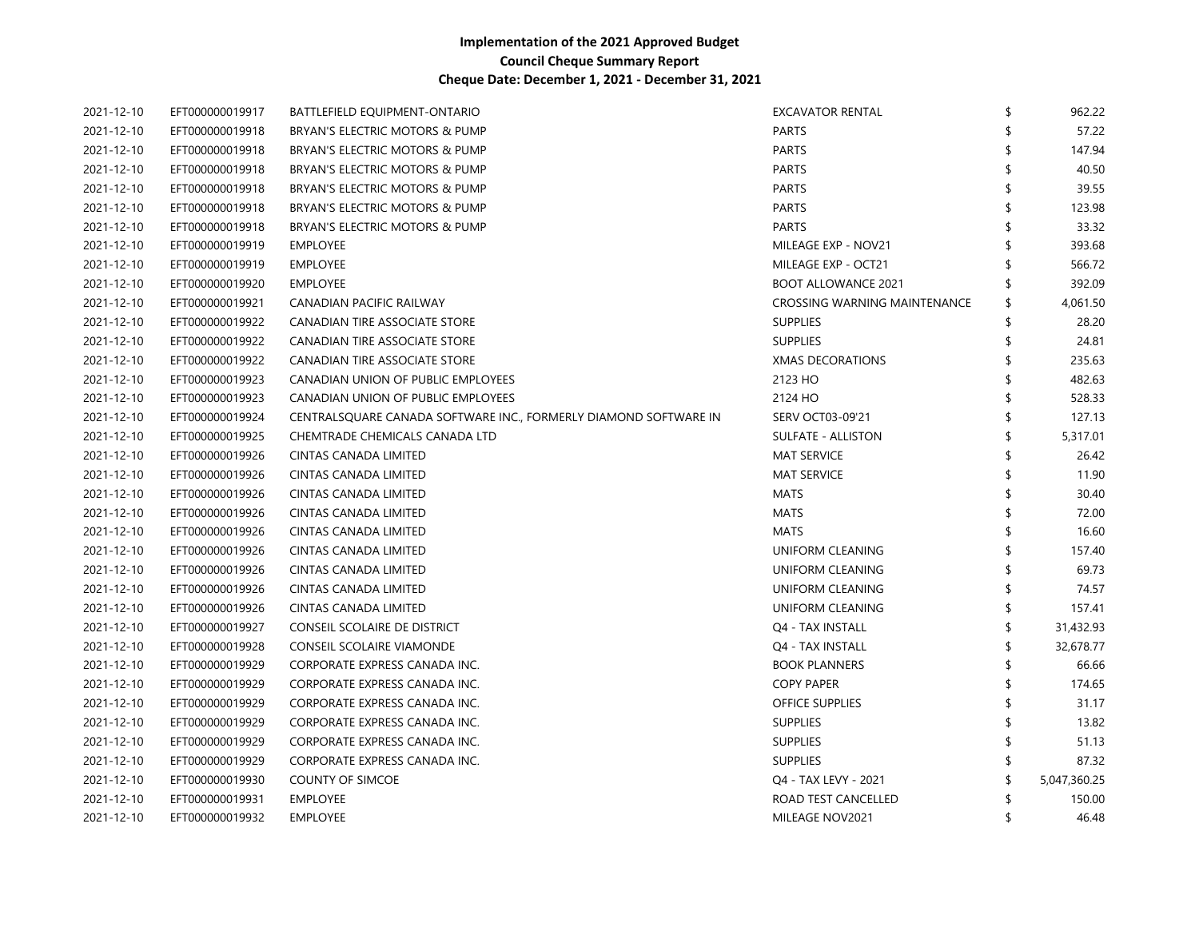# Implementation of the 2021 Approved Budget

## Council Cheque Summary Report

### Cheque Date: December 1, 2021 - December 31, 2021

| | | | | | |
|---|---|---|---|---|---|
| 2021-12-10 | EFT000000019917 | BATTLEFIELD EQUIPMENT-ONTARIO | EXCAVATOR RENTAL | $ | 962.22 |
| 2021-12-10 | EFT000000019918 | BRYAN'S ELECTRIC MOTORS & PUMP | PARTS | $ | 57.22 |
| 2021-12-10 | EFT000000019918 | BRYAN'S ELECTRIC MOTORS & PUMP | PARTS | $ | 147.94 |
| 2021-12-10 | EFT000000019918 | BRYAN'S ELECTRIC MOTORS & PUMP | PARTS | $ | 40.50 |
| 2021-12-10 | EFT000000019918 | BRYAN'S ELECTRIC MOTORS & PUMP | PARTS | $ | 39.55 |
| 2021-12-10 | EFT000000019918 | BRYAN'S ELECTRIC MOTORS & PUMP | PARTS | $ | 123.98 |
| 2021-12-10 | EFT000000019918 | BRYAN'S ELECTRIC MOTORS & PUMP | PARTS | $ | 33.32 |
| 2021-12-10 | EFT000000019919 | EMPLOYEE | MILEAGE EXP - NOV21 | $ | 393.68 |
| 2021-12-10 | EFT000000019919 | EMPLOYEE | MILEAGE EXP - OCT21 | $ | 566.72 |
| 2021-12-10 | EFT000000019920 | EMPLOYEE | BOOT ALLOWANCE 2021 | $ | 392.09 |
| 2021-12-10 | EFT000000019921 | CANADIAN PACIFIC RAILWAY | CROSSING WARNING MAINTENANCE | $ | 4,061.50 |
| 2021-12-10 | EFT000000019922 | CANADIAN TIRE ASSOCIATE STORE | SUPPLIES | $ | 28.20 |
| 2021-12-10 | EFT000000019922 | CANADIAN TIRE ASSOCIATE STORE | SUPPLIES | $ | 24.81 |
| 2021-12-10 | EFT000000019922 | CANADIAN TIRE ASSOCIATE STORE | XMAS DECORATIONS | $ | 235.63 |
| 2021-12-10 | EFT000000019923 | CANADIAN UNION OF PUBLIC EMPLOYEES | 2123 HO | $ | 482.63 |
| 2021-12-10 | EFT000000019923 | CANADIAN UNION OF PUBLIC EMPLOYEES | 2124 HO | $ | 528.33 |
| 2021-12-10 | EFT000000019924 | CENTRALSQUARE CANADA SOFTWARE INC., FORMERLY DIAMOND SOFTWARE IN | SERV OCT03-09'21 | $ | 127.13 |
| 2021-12-10 | EFT000000019925 | CHEMTRADE CHEMICALS CANADA LTD | SULFATE - ALLISTON | $ | 5,317.01 |
| 2021-12-10 | EFT000000019926 | CINTAS CANADA LIMITED | MAT SERVICE | $ | 26.42 |
| 2021-12-10 | EFT000000019926 | CINTAS CANADA LIMITED | MAT SERVICE | $ | 11.90 |
| 2021-12-10 | EFT000000019926 | CINTAS CANADA LIMITED | MATS | $ | 30.40 |
| 2021-12-10 | EFT000000019926 | CINTAS CANADA LIMITED | MATS | $ | 72.00 |
| 2021-12-10 | EFT000000019926 | CINTAS CANADA LIMITED | MATS | $ | 16.60 |
| 2021-12-10 | EFT000000019926 | CINTAS CANADA LIMITED | UNIFORM CLEANING | $ | 157.40 |
| 2021-12-10 | EFT000000019926 | CINTAS CANADA LIMITED | UNIFORM CLEANING | $ | 69.73 |
| 2021-12-10 | EFT000000019926 | CINTAS CANADA LIMITED | UNIFORM CLEANING | $ | 74.57 |
| 2021-12-10 | EFT000000019926 | CINTAS CANADA LIMITED | UNIFORM CLEANING | $ | 157.41 |
| 2021-12-10 | EFT000000019927 | CONSEIL SCOLAIRE DE DISTRICT | Q4 - TAX INSTALL | $ | 31,432.93 |
| 2021-12-10 | EFT000000019928 | CONSEIL SCOLAIRE VIAMONDE | Q4 - TAX INSTALL | $ | 32,678.77 |
| 2021-12-10 | EFT000000019929 | CORPORATE EXPRESS CANADA INC. | BOOK PLANNERS | $ | 66.66 |
| 2021-12-10 | EFT000000019929 | CORPORATE EXPRESS CANADA INC. | COPY PAPER | $ | 174.65 |
| 2021-12-10 | EFT000000019929 | CORPORATE EXPRESS CANADA INC. | OFFICE SUPPLIES | $ | 31.17 |
| 2021-12-10 | EFT000000019929 | CORPORATE EXPRESS CANADA INC. | SUPPLIES | $ | 13.82 |
| 2021-12-10 | EFT000000019929 | CORPORATE EXPRESS CANADA INC. | SUPPLIES | $ | 51.13 |
| 2021-12-10 | EFT000000019929 | CORPORATE EXPRESS CANADA INC. | SUPPLIES | $ | 87.32 |
| 2021-12-10 | EFT000000019930 | COUNTY OF SIMCOE | Q4 - TAX LEVY - 2021 | $ | 5,047,360.25 |
| 2021-12-10 | EFT000000019931 | EMPLOYEE | ROAD TEST CANCELLED | $ | 150.00 |
| 2021-12-10 | EFT000000019932 | EMPLOYEE | MILEAGE NOV2021 | $ | 46.48 |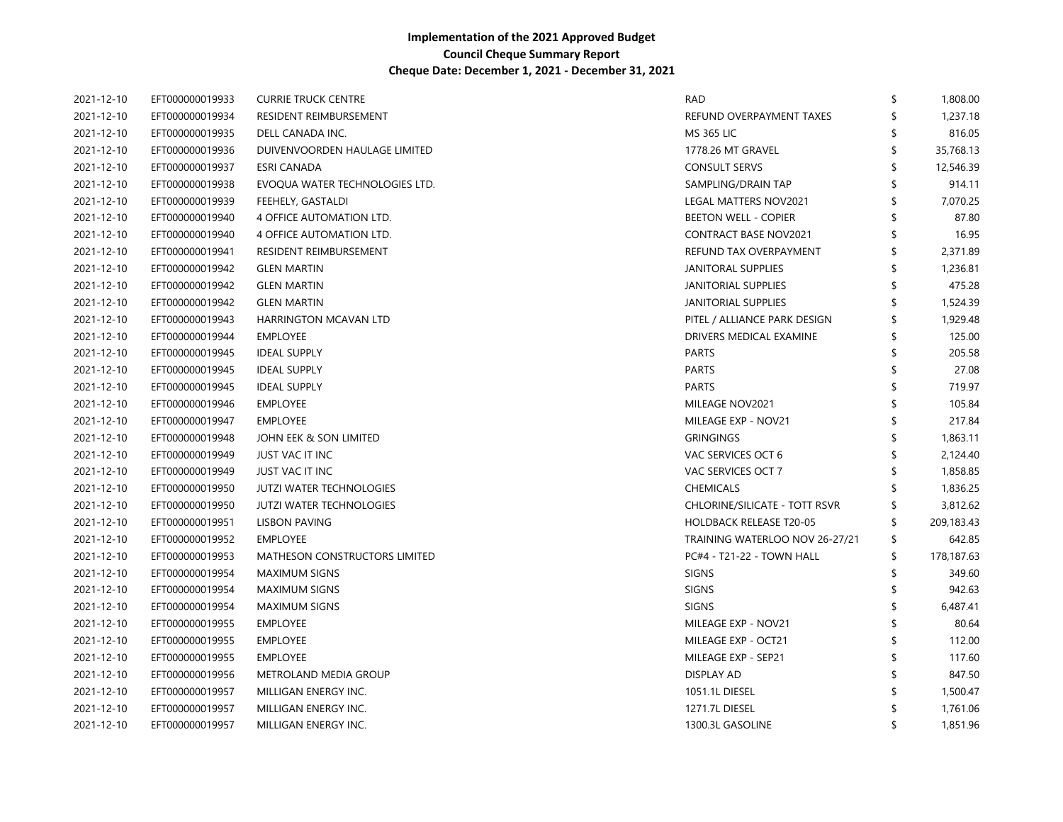**Implementation of the 2021 Approved Budget**
**Council Cheque Summary Report**
**Cheque Date: December 1, 2021 - December 31, 2021**

| | | | | | |
|---|---|---|---|---|---|
| 2021-12-10 | EFT000000019933 | CURRIE TRUCK CENTRE | RAD | $ | 1,808.00 |
| 2021-12-10 | EFT000000019934 | RESIDENT REIMBURSEMENT | REFUND OVERPAYMENT TAXES | $ | 1,237.18 |
| 2021-12-10 | EFT000000019935 | DELL CANADA INC. | MS 365 LIC | $ | 816.05 |
| 2021-12-10 | EFT000000019936 | DUIVENVOORDEN HAULAGE LIMITED | 1778.26 MT GRAVEL | $ | 35,768.13 |
| 2021-12-10 | EFT000000019937 | ESRI CANADA | CONSULT SERVS | $ | 12,546.39 |
| 2021-12-10 | EFT000000019938 | EVOQUA WATER TECHNOLOGIES LTD. | SAMPLING/DRAIN TAP | $ | 914.11 |
| 2021-12-10 | EFT000000019939 | FEEHELY, GASTALDI | LEGAL MATTERS NOV2021 | $ | 7,070.25 |
| 2021-12-10 | EFT000000019940 | 4 OFFICE AUTOMATION LTD. | BEETON WELL - COPIER | $ | 87.80 |
| 2021-12-10 | EFT000000019940 | 4 OFFICE AUTOMATION LTD. | CONTRACT BASE NOV2021 | $ | 16.95 |
| 2021-12-10 | EFT000000019941 | RESIDENT REIMBURSEMENT | REFUND TAX OVERPAYMENT | $ | 2,371.89 |
| 2021-12-10 | EFT000000019942 | GLEN MARTIN | JANITORAL SUPPLIES | $ | 1,236.81 |
| 2021-12-10 | EFT000000019942 | GLEN MARTIN | JANITORIAL SUPPLIES | $ | 475.28 |
| 2021-12-10 | EFT000000019942 | GLEN MARTIN | JANITORIAL SUPPLIES | $ | 1,524.39 |
| 2021-12-10 | EFT000000019943 | HARRINGTON MCAVAN LTD | PITEL / ALLIANCE PARK DESIGN | $ | 1,929.48 |
| 2021-12-10 | EFT000000019944 | EMPLOYEE | DRIVERS MEDICAL EXAMINE | $ | 125.00 |
| 2021-12-10 | EFT000000019945 | IDEAL SUPPLY | PARTS | $ | 205.58 |
| 2021-12-10 | EFT000000019945 | IDEAL SUPPLY | PARTS | $ | 27.08 |
| 2021-12-10 | EFT000000019945 | IDEAL SUPPLY | PARTS | $ | 719.97 |
| 2021-12-10 | EFT000000019946 | EMPLOYEE | MILEAGE NOV2021 | $ | 105.84 |
| 2021-12-10 | EFT000000019947 | EMPLOYEE | MILEAGE EXP - NOV21 | $ | 217.84 |
| 2021-12-10 | EFT000000019948 | JOHN EEK & SON LIMITED | GRINGINGS | $ | 1,863.11 |
| 2021-12-10 | EFT000000019949 | JUST VAC IT INC | VAC SERVICES OCT 6 | $ | 2,124.40 |
| 2021-12-10 | EFT000000019949 | JUST VAC IT INC | VAC SERVICES OCT 7 | $ | 1,858.85 |
| 2021-12-10 | EFT000000019950 | JUTZI WATER TECHNOLOGIES | CHEMICALS | $ | 1,836.25 |
| 2021-12-10 | EFT000000019950 | JUTZI WATER TECHNOLOGIES | CHLORINE/SILICATE - TOTT RSVR | $ | 3,812.62 |
| 2021-12-10 | EFT000000019951 | LISBON PAVING | HOLDBACK RELEASE T20-05 | $ | 209,183.43 |
| 2021-12-10 | EFT000000019952 | EMPLOYEE | TRAINING WATERLOO NOV 26-27/21 | $ | 642.85 |
| 2021-12-10 | EFT000000019953 | MATHESON CONSTRUCTORS LIMITED | PC#4 - T21-22 - TOWN HALL | $ | 178,187.63 |
| 2021-12-10 | EFT000000019954 | MAXIMUM SIGNS | SIGNS | $ | 349.60 |
| 2021-12-10 | EFT000000019954 | MAXIMUM SIGNS | SIGNS | $ | 942.63 |
| 2021-12-10 | EFT000000019954 | MAXIMUM SIGNS | SIGNS | $ | 6,487.41 |
| 2021-12-10 | EFT000000019955 | EMPLOYEE | MILEAGE EXP - NOV21 | $ | 80.64 |
| 2021-12-10 | EFT000000019955 | EMPLOYEE | MILEAGE EXP - OCT21 | $ | 112.00 |
| 2021-12-10 | EFT000000019955 | EMPLOYEE | MILEAGE EXP - SEP21 | $ | 117.60 |
| 2021-12-10 | EFT000000019956 | METROLAND MEDIA GROUP | DISPLAY AD | $ | 847.50 |
| 2021-12-10 | EFT000000019957 | MILLIGAN ENERGY INC. | 1051.1L DIESEL | $ | 1,500.47 |
| 2021-12-10 | EFT000000019957 | MILLIGAN ENERGY INC. | 1271.7L DIESEL | $ | 1,761.06 |
| 2021-12-10 | EFT000000019957 | MILLIGAN ENERGY INC. | 1300.3L GASOLINE | $ | 1,851.96 |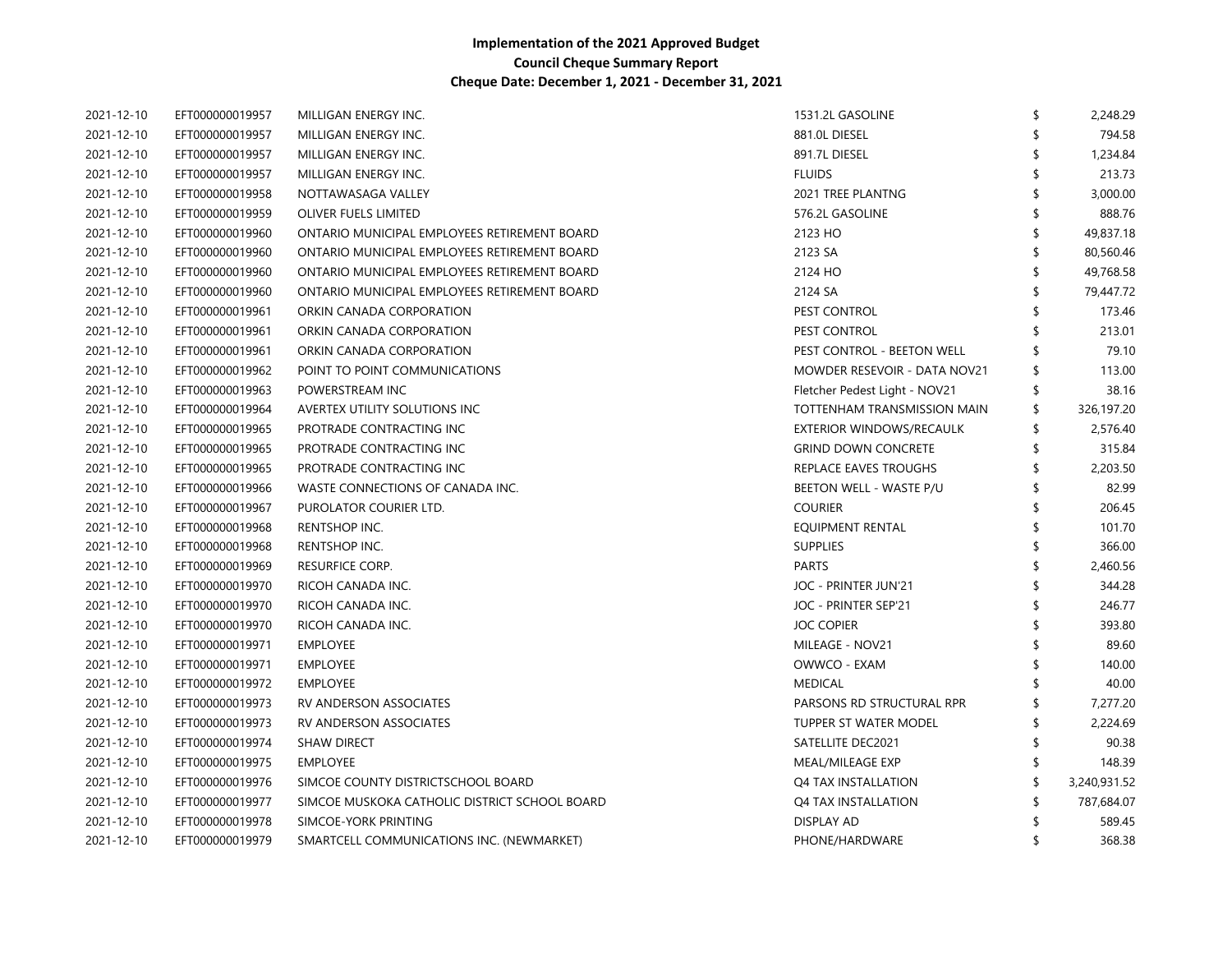**Implementation of the 2021 Approved Budget**
**Council Cheque Summary Report**
**Cheque Date: December 1, 2021 - December 31, 2021**

| | | | | |
|---|---|---|---|---|
| 2021-12-10 | EFT000000019957 | MILLIGAN ENERGY INC. | 1531.2L GASOLINE | $ 2,248.29 |
| 2021-12-10 | EFT000000019957 | MILLIGAN ENERGY INC. | 881.0L DIESEL | $ 794.58 |
| 2021-12-10 | EFT000000019957 | MILLIGAN ENERGY INC. | 891.7L DIESEL | $ 1,234.84 |
| 2021-12-10 | EFT000000019957 | MILLIGAN ENERGY INC. | FLUIDS | $ 213.73 |
| 2021-12-10 | EFT000000019958 | NOTTAWASAGA VALLEY | 2021 TREE PLANTNG | $ 3,000.00 |
| 2021-12-10 | EFT000000019959 | OLIVER FUELS LIMITED | 576.2L GASOLINE | $ 888.76 |
| 2021-12-10 | EFT000000019960 | ONTARIO MUNICIPAL EMPLOYEES RETIREMENT BOARD | 2123 HO | $ 49,837.18 |
| 2021-12-10 | EFT000000019960 | ONTARIO MUNICIPAL EMPLOYEES RETIREMENT BOARD | 2123 SA | $ 80,560.46 |
| 2021-12-10 | EFT000000019960 | ONTARIO MUNICIPAL EMPLOYEES RETIREMENT BOARD | 2124 HO | $ 49,768.58 |
| 2021-12-10 | EFT000000019960 | ONTARIO MUNICIPAL EMPLOYEES RETIREMENT BOARD | 2124 SA | $ 79,447.72 |
| 2021-12-10 | EFT000000019961 | ORKIN CANADA CORPORATION | PEST CONTROL | $ 173.46 |
| 2021-12-10 | EFT000000019961 | ORKIN CANADA CORPORATION | PEST CONTROL | $ 213.01 |
| 2021-12-10 | EFT000000019961 | ORKIN CANADA CORPORATION | PEST CONTROL - BEETON WELL | $ 79.10 |
| 2021-12-10 | EFT000000019962 | POINT TO POINT COMMUNICATIONS | MOWDER RESEVOIR - DATA NOV21 | $ 113.00 |
| 2021-12-10 | EFT000000019963 | POWERSTREAM INC | Fletcher Pedest Light - NOV21 | $ 38.16 |
| 2021-12-10 | EFT000000019964 | AVERTEX UTILITY SOLUTIONS INC | TOTTENHAM TRANSMISSION MAIN | $ 326,197.20 |
| 2021-12-10 | EFT000000019965 | PROTRADE CONTRACTING INC | EXTERIOR WINDOWS/RECAULK | $ 2,576.40 |
| 2021-12-10 | EFT000000019965 | PROTRADE CONTRACTING INC | GRIND DOWN CONCRETE | $ 315.84 |
| 2021-12-10 | EFT000000019965 | PROTRADE CONTRACTING INC | REPLACE EAVES TROUGHS | $ 2,203.50 |
| 2021-12-10 | EFT000000019966 | WASTE CONNECTIONS OF CANADA INC. | BEETON WELL - WASTE P/U | $ 82.99 |
| 2021-12-10 | EFT000000019967 | PUROLATOR COURIER LTD. | COURIER | $ 206.45 |
| 2021-12-10 | EFT000000019968 | RENTSHOP INC. | EQUIPMENT RENTAL | $ 101.70 |
| 2021-12-10 | EFT000000019968 | RENTSHOP INC. | SUPPLIES | $ 366.00 |
| 2021-12-10 | EFT000000019969 | RESURFICE CORP. | PARTS | $ 2,460.56 |
| 2021-12-10 | EFT000000019970 | RICOH CANADA INC. | JOC - PRINTER JUN'21 | $ 344.28 |
| 2021-12-10 | EFT000000019970 | RICOH CANADA INC. | JOC - PRINTER SEP'21 | $ 246.77 |
| 2021-12-10 | EFT000000019970 | RICOH CANADA INC. | JOC COPIER | $ 393.80 |
| 2021-12-10 | EFT000000019971 | EMPLOYEE | MILEAGE - NOV21 | $ 89.60 |
| 2021-12-10 | EFT000000019971 | EMPLOYEE | OWWCO - EXAM | $ 140.00 |
| 2021-12-10 | EFT000000019972 | EMPLOYEE | MEDICAL | $ 40.00 |
| 2021-12-10 | EFT000000019973 | RV ANDERSON ASSOCIATES | PARSONS RD STRUCTURAL RPR | $ 7,277.20 |
| 2021-12-10 | EFT000000019973 | RV ANDERSON ASSOCIATES | TUPPER ST WATER MODEL | $ 2,224.69 |
| 2021-12-10 | EFT000000019974 | SHAW DIRECT | SATELLITE DEC2021 | $ 90.38 |
| 2021-12-10 | EFT000000019975 | EMPLOYEE | MEAL/MILEAGE EXP | $ 148.39 |
| 2021-12-10 | EFT000000019976 | SIMCOE COUNTY DISTRICTSCHOOL BOARD | Q4 TAX INSTALLATION | $ 3,240,931.52 |
| 2021-12-10 | EFT000000019977 | SIMCOE MUSKOKA CATHOLIC DISTRICT SCHOOL BOARD | Q4 TAX INSTALLATION | $ 787,684.07 |
| 2021-12-10 | EFT000000019978 | SIMCOE-YORK PRINTING | DISPLAY AD | $ 589.45 |
| 2021-12-10 | EFT000000019979 | SMARTCELL COMMUNICATIONS INC. (NEWMARKET) | PHONE/HARDWARE | $ 368.38 |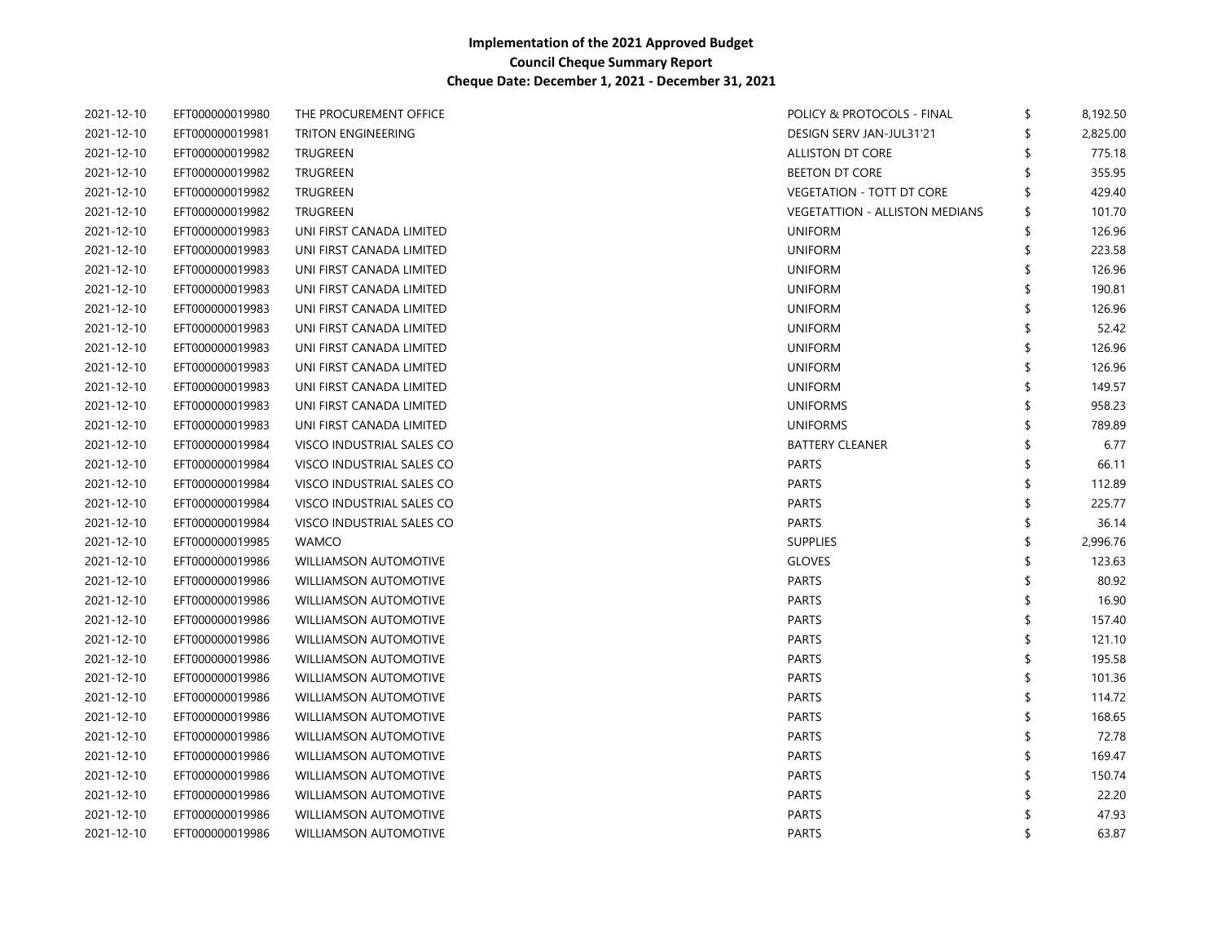**Implementation of the 2021 Approved Budget**
**Council Cheque Summary Report**
**Cheque Date: December 1, 2021 - December 31, 2021**

| | | | | | |
|---|---|---|---|---|---|
| 2021-12-10 | EFT000000019980 | THE PROCUREMENT OFFICE | POLICY & PROTOCOLS - FINAL | $ | 8,192.50 |
| 2021-12-10 | EFT000000019981 | TRITON ENGINEERING | DESIGN SERV JAN-JUL31'21 | $ | 2,825.00 |
| 2021-12-10 | EFT000000019982 | TRUGREEN | ALLISTON DT CORE | $ | 775.18 |
| 2021-12-10 | EFT000000019982 | TRUGREEN | BEETON DT CORE | $ | 355.95 |
| 2021-12-10 | EFT000000019982 | TRUGREEN | VEGETATION - TOTT DT CORE | $ | 429.40 |
| 2021-12-10 | EFT000000019982 | TRUGREEN | VEGETATTION - ALLISTON MEDIANS | $ | 101.70 |
| 2021-12-10 | EFT000000019983 | UNI FIRST CANADA LIMITED | UNIFORM | $ | 126.96 |
| 2021-12-10 | EFT000000019983 | UNI FIRST CANADA LIMITED | UNIFORM | $ | 223.58 |
| 2021-12-10 | EFT000000019983 | UNI FIRST CANADA LIMITED | UNIFORM | $ | 126.96 |
| 2021-12-10 | EFT000000019983 | UNI FIRST CANADA LIMITED | UNIFORM | $ | 190.81 |
| 2021-12-10 | EFT000000019983 | UNI FIRST CANADA LIMITED | UNIFORM | $ | 126.96 |
| 2021-12-10 | EFT000000019983 | UNI FIRST CANADA LIMITED | UNIFORM | $ | 52.42 |
| 2021-12-10 | EFT000000019983 | UNI FIRST CANADA LIMITED | UNIFORM | $ | 126.96 |
| 2021-12-10 | EFT000000019983 | UNI FIRST CANADA LIMITED | UNIFORM | $ | 126.96 |
| 2021-12-10 | EFT000000019983 | UNI FIRST CANADA LIMITED | UNIFORM | $ | 149.57 |
| 2021-12-10 | EFT000000019983 | UNI FIRST CANADA LIMITED | UNIFORMS | $ | 958.23 |
| 2021-12-10 | EFT000000019983 | UNI FIRST CANADA LIMITED | UNIFORMS | $ | 789.89 |
| 2021-12-10 | EFT000000019984 | VISCO INDUSTRIAL SALES CO | BATTERY CLEANER | $ | 6.77 |
| 2021-12-10 | EFT000000019984 | VISCO INDUSTRIAL SALES CO | PARTS | $ | 66.11 |
| 2021-12-10 | EFT000000019984 | VISCO INDUSTRIAL SALES CO | PARTS | $ | 112.89 |
| 2021-12-10 | EFT000000019984 | VISCO INDUSTRIAL SALES CO | PARTS | $ | 225.77 |
| 2021-12-10 | EFT000000019984 | VISCO INDUSTRIAL SALES CO | PARTS | $ | 36.14 |
| 2021-12-10 | EFT000000019985 | WAMCO | SUPPLIES | $ | 2,996.76 |
| 2021-12-10 | EFT000000019986 | WILLIAMSON AUTOMOTIVE | GLOVES | $ | 123.63 |
| 2021-12-10 | EFT000000019986 | WILLIAMSON AUTOMOTIVE | PARTS | $ | 80.92 |
| 2021-12-10 | EFT000000019986 | WILLIAMSON AUTOMOTIVE | PARTS | $ | 16.90 |
| 2021-12-10 | EFT000000019986 | WILLIAMSON AUTOMOTIVE | PARTS | $ | 157.40 |
| 2021-12-10 | EFT000000019986 | WILLIAMSON AUTOMOTIVE | PARTS | $ | 121.10 |
| 2021-12-10 | EFT000000019986 | WILLIAMSON AUTOMOTIVE | PARTS | $ | 195.58 |
| 2021-12-10 | EFT000000019986 | WILLIAMSON AUTOMOTIVE | PARTS | $ | 101.36 |
| 2021-12-10 | EFT000000019986 | WILLIAMSON AUTOMOTIVE | PARTS | $ | 114.72 |
| 2021-12-10 | EFT000000019986 | WILLIAMSON AUTOMOTIVE | PARTS | $ | 168.65 |
| 2021-12-10 | EFT000000019986 | WILLIAMSON AUTOMOTIVE | PARTS | $ | 72.78 |
| 2021-12-10 | EFT000000019986 | WILLIAMSON AUTOMOTIVE | PARTS | $ | 169.47 |
| 2021-12-10 | EFT000000019986 | WILLIAMSON AUTOMOTIVE | PARTS | $ | 150.74 |
| 2021-12-10 | EFT000000019986 | WILLIAMSON AUTOMOTIVE | PARTS | $ | 22.20 |
| 2021-12-10 | EFT000000019986 | WILLIAMSON AUTOMOTIVE | PARTS | $ | 47.93 |
| 2021-12-10 | EFT000000019986 | WILLIAMSON AUTOMOTIVE | PARTS | $ | 63.87 |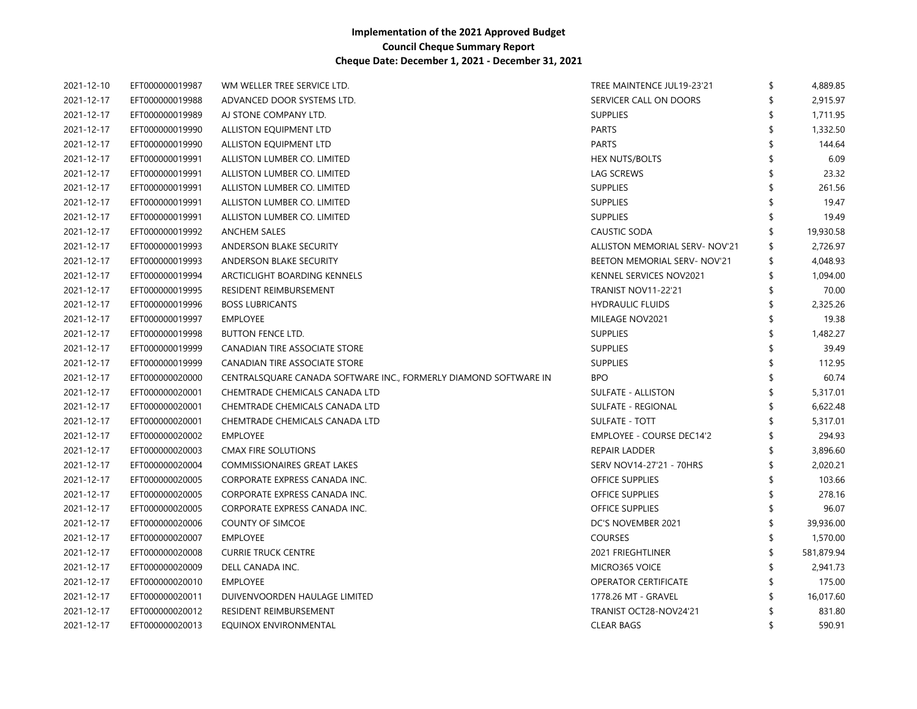**Implementation of the 2021 Approved Budget**
**Council Cheque Summary Report**
**Cheque Date: December 1, 2021 - December 31, 2021**

| | | | | | |
|---|---|---|---|---|---|
| 2021-12-10 | EFT000000019987 | WM WELLER TREE SERVICE LTD. | TREE MAINTENCE JUL19-23'21 | $ | 4,889.85 |
| 2021-12-17 | EFT000000019988 | ADVANCED DOOR SYSTEMS LTD. | SERVICER CALL ON DOORS | $ | 2,915.97 |
| 2021-12-17 | EFT000000019989 | AJ STONE COMPANY LTD. | SUPPLIES | $ | 1,711.95 |
| 2021-12-17 | EFT000000019990 | ALLISTON EQUIPMENT LTD | PARTS | $ | 1,332.50 |
| 2021-12-17 | EFT000000019990 | ALLISTON EQUIPMENT LTD | PARTS | $ | 144.64 |
| 2021-12-17 | EFT000000019991 | ALLISTON LUMBER CO. LIMITED | HEX NUTS/BOLTS | $ | 6.09 |
| 2021-12-17 | EFT000000019991 | ALLISTON LUMBER CO. LIMITED | LAG SCREWS | $ | 23.32 |
| 2021-12-17 | EFT000000019991 | ALLISTON LUMBER CO. LIMITED | SUPPLIES | $ | 261.56 |
| 2021-12-17 | EFT000000019991 | ALLISTON LUMBER CO. LIMITED | SUPPLIES | $ | 19.47 |
| 2021-12-17 | EFT000000019991 | ALLISTON LUMBER CO. LIMITED | SUPPLIES | $ | 19.49 |
| 2021-12-17 | EFT000000019992 | ANCHEM SALES | CAUSTIC SODA | $ | 19,930.58 |
| 2021-12-17 | EFT000000019993 | ANDERSON BLAKE SECURITY | ALLISTON MEMORIAL SERV- NOV'21 | $ | 2,726.97 |
| 2021-12-17 | EFT000000019993 | ANDERSON BLAKE SECURITY | BEETON MEMORIAL SERV- NOV'21 | $ | 4,048.93 |
| 2021-12-17 | EFT000000019994 | ARCTICLIGHT BOARDING KENNELS | KENNEL SERVICES NOV2021 | $ | 1,094.00 |
| 2021-12-17 | EFT000000019995 | RESIDENT REIMBURSEMENT | TRANIST NOV11-22'21 | $ | 70.00 |
| 2021-12-17 | EFT000000019996 | BOSS LUBRICANTS | HYDRAULIC FLUIDS | $ | 2,325.26 |
| 2021-12-17 | EFT000000019997 | EMPLOYEE | MILEAGE NOV2021 | $ | 19.38 |
| 2021-12-17 | EFT000000019998 | BUTTON FENCE LTD. | SUPPLIES | $ | 1,482.27 |
| 2021-12-17 | EFT000000019999 | CANADIAN TIRE ASSOCIATE STORE | SUPPLIES | $ | 39.49 |
| 2021-12-17 | EFT000000019999 | CANADIAN TIRE ASSOCIATE STORE | SUPPLIES | $ | 112.95 |
| 2021-12-17 | EFT000000020000 | CENTRALSQUARE CANADA SOFTWARE INC., FORMERLY DIAMOND SOFTWARE IN | BPO | $ | 60.74 |
| 2021-12-17 | EFT000000020001 | CHEMTRADE CHEMICALS CANADA LTD | SULFATE - ALLISTON | $ | 5,317.01 |
| 2021-12-17 | EFT000000020001 | CHEMTRADE CHEMICALS CANADA LTD | SULFATE - REGIONAL | $ | 6,622.48 |
| 2021-12-17 | EFT000000020001 | CHEMTRADE CHEMICALS CANADA LTD | SULFATE - TOTT | $ | 5,317.01 |
| 2021-12-17 | EFT000000020002 | EMPLOYEE | EMPLOYEE - COURSE DEC14'2 | $ | 294.93 |
| 2021-12-17 | EFT000000020003 | CMAX FIRE SOLUTIONS | REPAIR LADDER | $ | 3,896.60 |
| 2021-12-17 | EFT000000020004 | COMMISSIONAIRES GREAT LAKES | SERV NOV14-27'21 - 70HRS | $ | 2,020.21 |
| 2021-12-17 | EFT000000020005 | CORPORATE EXPRESS CANADA INC. | OFFICE SUPPLIES | $ | 103.66 |
| 2021-12-17 | EFT000000020005 | CORPORATE EXPRESS CANADA INC. | OFFICE SUPPLIES | $ | 278.16 |
| 2021-12-17 | EFT000000020005 | CORPORATE EXPRESS CANADA INC. | OFFICE SUPPLIES | $ | 96.07 |
| 2021-12-17 | EFT000000020006 | COUNTY OF SIMCOE | DC'S NOVEMBER 2021 | $ | 39,936.00 |
| 2021-12-17 | EFT000000020007 | EMPLOYEE | COURSES | $ | 1,570.00 |
| 2021-12-17 | EFT000000020008 | CURRIE TRUCK CENTRE | 2021 FRIEGHTLINER | $ | 581,879.94 |
| 2021-12-17 | EFT000000020009 | DELL CANADA INC. | MICRO365 VOICE | $ | 2,941.73 |
| 2021-12-17 | EFT000000020010 | EMPLOYEE | OPERATOR CERTIFICATE | $ | 175.00 |
| 2021-12-17 | EFT000000020011 | DUIVENVOORDEN HAULAGE LIMITED | 1778.26 MT - GRAVEL | $ | 16,017.60 |
| 2021-12-17 | EFT000000020012 | RESIDENT REIMBURSEMENT | TRANIST OCT28-NOV24'21 | $ | 831.80 |
| 2021-12-17 | EFT000000020013 | EQUINOX ENVIRONMENTAL | CLEAR BAGS | $ | 590.91 |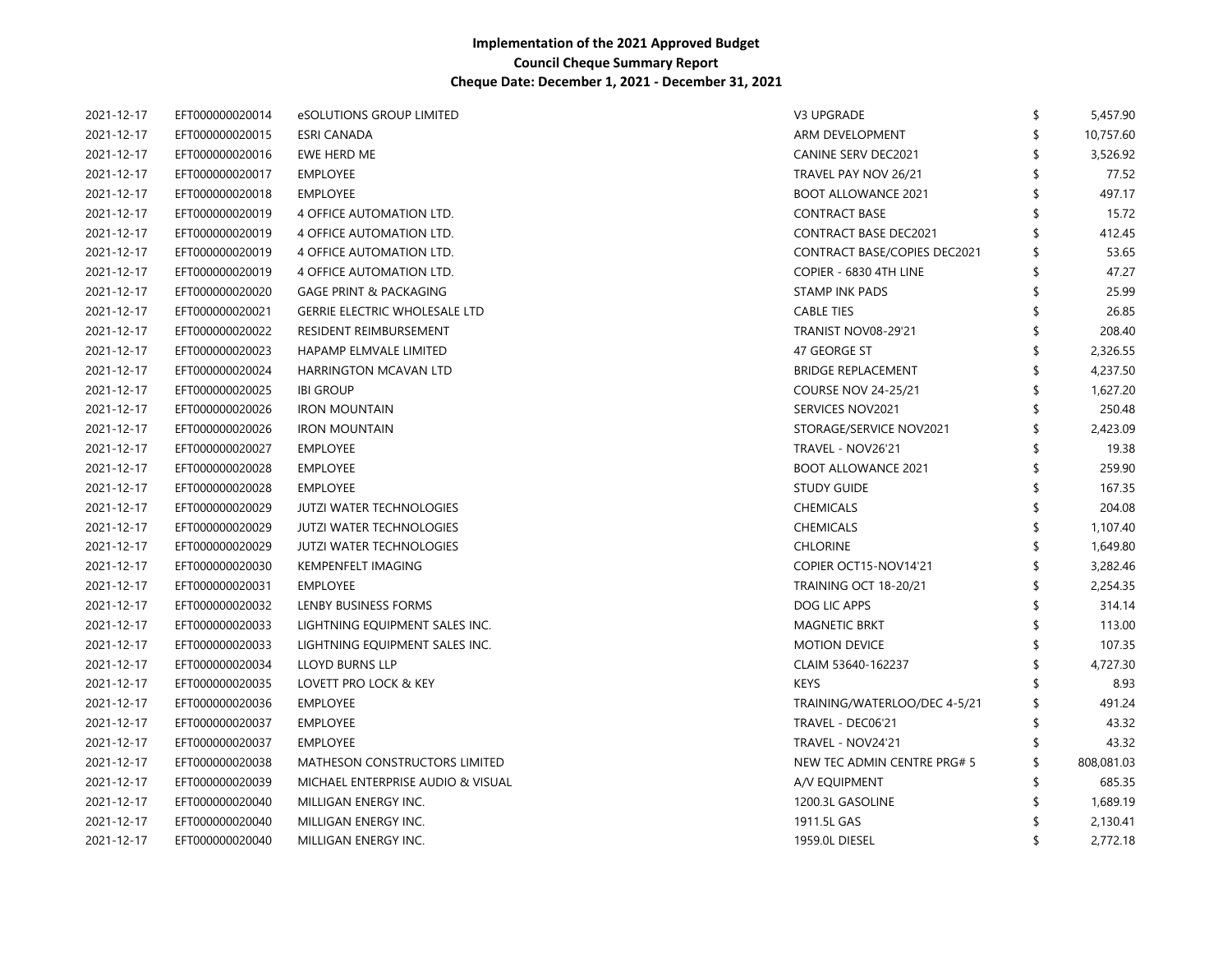**Implementation of the 2021 Approved Budget**
**Council Cheque Summary Report**
**Cheque Date: December 1, 2021 - December 31, 2021**

| | | | | | |
|---|---|---|---|---|---|
| 2021-12-17 | EFT0000000020014 | eSOLUTIONS GROUP LIMITED | V3 UPGRADE | $ | 5,457.90 |
| 2021-12-17 | EFT0000000020015 | ESRI CANADA | ARM DEVELOPMENT | $ | 10,757.60 |
| 2021-12-17 | EFT0000000020016 | EWE HERD ME | CANINE SERV DEC2021 | $ | 3,526.92 |
| 2021-12-17 | EFT0000000020017 | EMPLOYEE | TRAVEL PAY NOV 26/21 | $ | 77.52 |
| 2021-12-17 | EFT0000000020018 | EMPLOYEE | BOOT ALLOWANCE 2021 | $ | 497.17 |
| 2021-12-17 | EFT0000000020019 | 4 OFFICE AUTOMATION LTD. | CONTRACT BASE | $ | 15.72 |
| 2021-12-17 | EFT0000000020019 | 4 OFFICE AUTOMATION LTD. | CONTRACT BASE DEC2021 | $ | 412.45 |
| 2021-12-17 | EFT0000000020019 | 4 OFFICE AUTOMATION LTD. | CONTRACT BASE/COPIES DEC2021 | $ | 53.65 |
| 2021-12-17 | EFT0000000020019 | 4 OFFICE AUTOMATION LTD. | COPIER - 6830 4TH LINE | $ | 47.27 |
| 2021-12-17 | EFT0000000020020 | GAGE PRINT & PACKAGING | STAMP INK PADS | $ | 25.99 |
| 2021-12-17 | EFT0000000020021 | GERRIE ELECTRIC WHOLESALE LTD | CABLE TIES | $ | 26.85 |
| 2021-12-17 | EFT0000000020022 | RESIDENT REIMBURSEMENT | TRANIST NOV08-29'21 | $ | 208.40 |
| 2021-12-17 | EFT0000000020023 | HAPAMP ELMVALE LIMITED | 47 GEORGE ST | $ | 2,326.55 |
| 2021-12-17 | EFT0000000020024 | HARRINGTON MCAVAN LTD | BRIDGE REPLACEMENT | $ | 4,237.50 |
| 2021-12-17 | EFT0000000020025 | IBI GROUP | COURSE NOV 24-25/21 | $ | 1,627.20 |
| 2021-12-17 | EFT0000000020026 | IRON MOUNTAIN | SERVICES NOV2021 | $ | 250.48 |
| 2021-12-17 | EFT0000000020026 | IRON MOUNTAIN | STORAGE/SERVICE NOV2021 | $ | 2,423.09 |
| 2021-12-17 | EFT0000000020027 | EMPLOYEE | TRAVEL - NOV26'21 | $ | 19.38 |
| 2021-12-17 | EFT0000000020028 | EMPLOYEE | BOOT ALLOWANCE 2021 | $ | 259.90 |
| 2021-12-17 | EFT0000000020028 | EMPLOYEE | STUDY GUIDE | $ | 167.35 |
| 2021-12-17 | EFT0000000020029 | JUTZI WATER TECHNOLOGIES | CHEMICALS | $ | 204.08 |
| 2021-12-17 | EFT0000000020029 | JUTZI WATER TECHNOLOGIES | CHEMICALS | $ | 1,107.40 |
| 2021-12-17 | EFT0000000020029 | JUTZI WATER TECHNOLOGIES | CHLORINE | $ | 1,649.80 |
| 2021-12-17 | EFT0000000020030 | KEMPENFELT IMAGING | COPIER OCT15-NOV14'21 | $ | 3,282.46 |
| 2021-12-17 | EFT0000000020031 | EMPLOYEE | TRAINING OCT 18-20/21 | $ | 2,254.35 |
| 2021-12-17 | EFT0000000020032 | LENBY BUSINESS FORMS | DOG LIC APPS | $ | 314.14 |
| 2021-12-17 | EFT0000000020033 | LIGHTNING EQUIPMENT SALES INC. | MAGNETIC BRKT | $ | 113.00 |
| 2021-12-17 | EFT0000000020033 | LIGHTNING EQUIPMENT SALES INC. | MOTION DEVICE | $ | 107.35 |
| 2021-12-17 | EFT0000000020034 | LLOYD BURNS LLP | CLAIM 53640-162237 | $ | 4,727.30 |
| 2021-12-17 | EFT0000000020035 | LOVETT PRO LOCK & KEY | KEYS | $ | 8.93 |
| 2021-12-17 | EFT0000000020036 | EMPLOYEE | TRAINING/WATERLOO/DEC 4-5/21 | $ | 491.24 |
| 2021-12-17 | EFT0000000020037 | EMPLOYEE | TRAVEL - DEC06'21 | $ | 43.32 |
| 2021-12-17 | EFT0000000020037 | EMPLOYEE | TRAVEL - NOV24'21 | $ | 43.32 |
| 2021-12-17 | EFT0000000020038 | MATHESON CONSTRUCTORS LIMITED | NEW TEC ADMIN CENTRE PRG# 5 | $ | 808,081.03 |
| 2021-12-17 | EFT0000000020039 | MICHAEL ENTERPRISE AUDIO & VISUAL | A/V EQUIPMENT | $ | 685.35 |
| 2021-12-17 | EFT0000000020040 | MILLIGAN ENERGY INC. | 1200.3L GASOLINE | $ | 1,689.19 |
| 2021-12-17 | EFT0000000020040 | MILLIGAN ENERGY INC. | 1911.5L GAS | $ | 2,130.41 |
| 2021-12-17 | EFT0000000020040 | MILLIGAN ENERGY INC. | 1959.0L DIESEL | $ | 2,772.18 |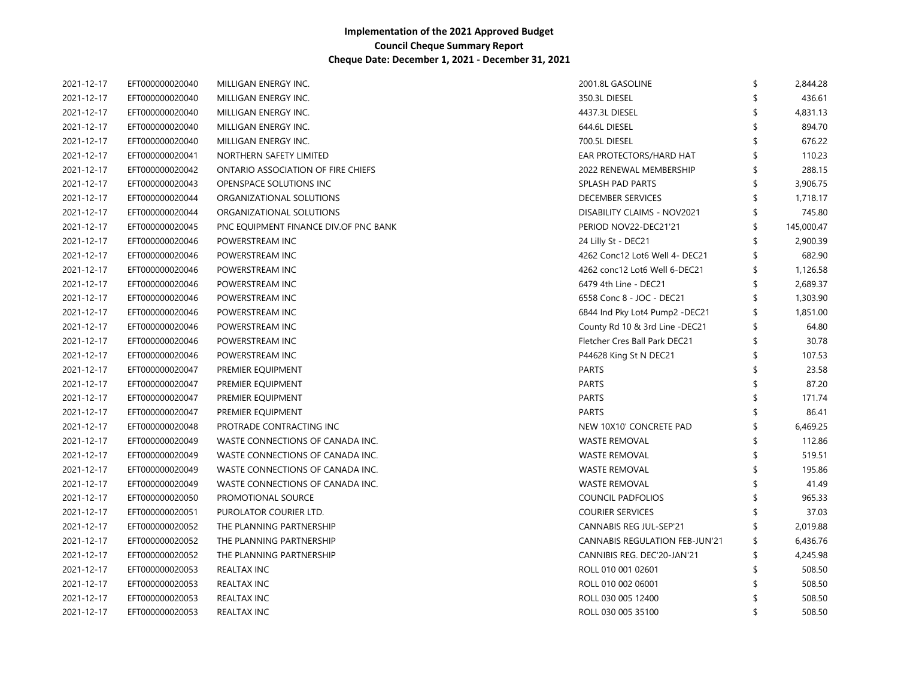**Implementation of the 2021 Approved Budget**
**Council Cheque Summary Report**
**Cheque Date: December 1, 2021 - December 31, 2021**

| | | | | | |
|---|---|---|---|---|---|
| 2021-12-17 | EFT000000020040 | MILLIGAN ENERGY INC. | 2001.8L GASOLINE | $ | 2,844.28 |
| 2021-12-17 | EFT000000020040 | MILLIGAN ENERGY INC. | 350.3L DIESEL | $ | 436.61 |
| 2021-12-17 | EFT000000020040 | MILLIGAN ENERGY INC. | 4437.3L DIESEL | $ | 4,831.13 |
| 2021-12-17 | EFT000000020040 | MILLIGAN ENERGY INC. | 644.6L DIESEL | $ | 894.70 |
| 2021-12-17 | EFT000000020040 | MILLIGAN ENERGY INC. | 700.5L DIESEL | $ | 676.22 |
| 2021-12-17 | EFT000000020041 | NORTHERN SAFETY LIMITED | EAR PROTECTORS/HARD HAT | $ | 110.23 |
| 2021-12-17 | EFT000000020042 | ONTARIO ASSOCIATION OF FIRE CHIEFS | 2022 RENEWAL MEMBERSHIP | $ | 288.15 |
| 2021-12-17 | EFT000000020043 | OPENSPACE SOLUTIONS INC | SPLASH PAD PARTS | $ | 3,906.75 |
| 2021-12-17 | EFT000000020044 | ORGANIZATIONAL SOLUTIONS | DECEMBER SERVICES | $ | 1,718.17 |
| 2021-12-17 | EFT000000020044 | ORGANIZATIONAL SOLUTIONS | DISABILITY CLAIMS - NOV2021 | $ | 745.80 |
| 2021-12-17 | EFT000000020045 | PNC EQUIPMENT FINANCE DIV.OF PNC BANK | PERIOD NOV22-DEC21'21 | $ | 145,000.47 |
| 2021-12-17 | EFT000000020046 | POWERSTREAM INC | 24 Lilly St - DEC21 | $ | 2,900.39 |
| 2021-12-17 | EFT000000020046 | POWERSTREAM INC | 4262 Conc12 Lot6 Well 4- DEC21 | $ | 682.90 |
| 2021-12-17 | EFT000000020046 | POWERSTREAM INC | 4262 conc12 Lot6 Well 6-DEC21 | $ | 1,126.58 |
| 2021-12-17 | EFT000000020046 | POWERSTREAM INC | 6479 4th Line - DEC21 | $ | 2,689.37 |
| 2021-12-17 | EFT000000020046 | POWERSTREAM INC | 6558 Conc 8 - JOC - DEC21 | $ | 1,303.90 |
| 2021-12-17 | EFT000000020046 | POWERSTREAM INC | 6844 Ind Pky Lot4 Pump2 -DEC21 | $ | 1,851.00 |
| 2021-12-17 | EFT000000020046 | POWERSTREAM INC | County Rd 10 & 3rd Line -DEC21 | $ | 64.80 |
| 2021-12-17 | EFT000000020046 | POWERSTREAM INC | Fletcher Cres Ball Park DEC21 | $ | 30.78 |
| 2021-12-17 | EFT000000020046 | POWERSTREAM INC | P44628 King St N DEC21 | $ | 107.53 |
| 2021-12-17 | EFT000000020047 | PREMIER EQUIPMENT | PARTS | $ | 23.58 |
| 2021-12-17 | EFT000000020047 | PREMIER EQUIPMENT | PARTS | $ | 87.20 |
| 2021-12-17 | EFT000000020047 | PREMIER EQUIPMENT | PARTS | $ | 171.74 |
| 2021-12-17 | EFT000000020047 | PREMIER EQUIPMENT | PARTS | $ | 86.41 |
| 2021-12-17 | EFT000000020048 | PROTRADE CONTRACTING INC | NEW 10X10' CONCRETE PAD | $ | 6,469.25 |
| 2021-12-17 | EFT000000020049 | WASTE CONNECTIONS OF CANADA INC. | WASTE REMOVAL | $ | 112.86 |
| 2021-12-17 | EFT000000020049 | WASTE CONNECTIONS OF CANADA INC. | WASTE REMOVAL | $ | 519.51 |
| 2021-12-17 | EFT000000020049 | WASTE CONNECTIONS OF CANADA INC. | WASTE REMOVAL | $ | 195.86 |
| 2021-12-17 | EFT000000020049 | WASTE CONNECTIONS OF CANADA INC. | WASTE REMOVAL | $ | 41.49 |
| 2021-12-17 | EFT000000020050 | PROMOTIONAL SOURCE | COUNCIL PADFOLIOS | $ | 965.33 |
| 2021-12-17 | EFT000000020051 | PUROLATOR COURIER LTD. | COURIER SERVICES | $ | 37.03 |
| 2021-12-17 | EFT000000020052 | THE PLANNING PARTNERSHIP | CANNABIS REG JUL-SEP'21 | $ | 2,019.88 |
| 2021-12-17 | EFT000000020052 | THE PLANNING PARTNERSHIP | CANNABIS REGULATION FEB-JUN'21 | $ | 6,436.76 |
| 2021-12-17 | EFT000000020052 | THE PLANNING PARTNERSHIP | CANNIBIS REG. DEC'20-JAN'21 | $ | 4,245.98 |
| 2021-12-17 | EFT000000020053 | REALTAX INC | ROLL 010 001 02601 | $ | 508.50 |
| 2021-12-17 | EFT000000020053 | REALTAX INC | ROLL 010 002 06001 | $ | 508.50 |
| 2021-12-17 | EFT000000020053 | REALTAX INC | ROLL 030 005 12400 | $ | 508.50 |
| 2021-12-17 | EFT000000020053 | REALTAX INC | ROLL 030 005 35100 | $ | 508.50 |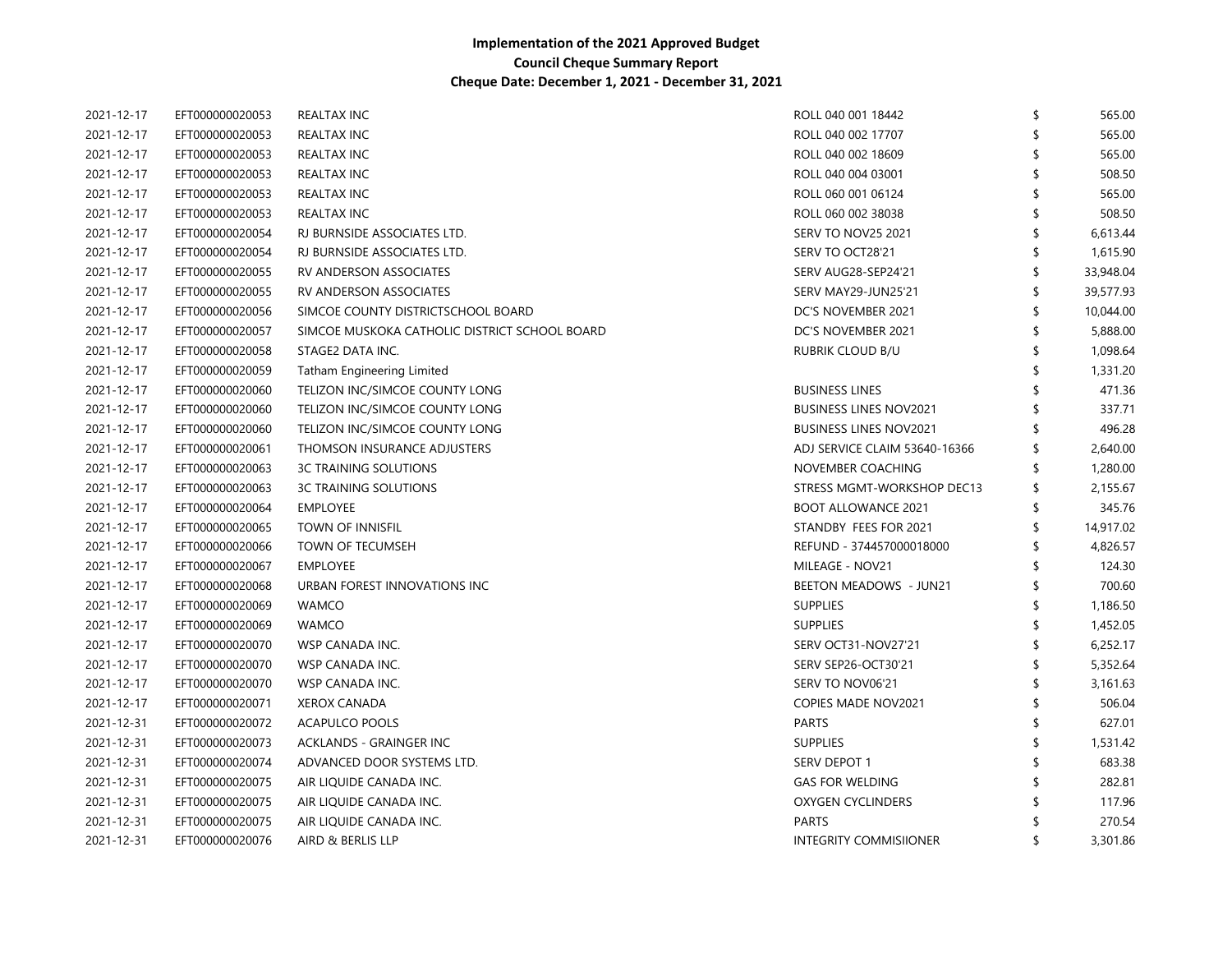**Implementation of the 2021 Approved Budget**
**Council Cheque Summary Report**
**Cheque Date: December 1, 2021 - December 31, 2021**

| | | | | | |
|---|---|---|---|---|---|
| 2021-12-17 | EFT000000020053 | REALTAX INC | ROLL 040 001 18442 | $ | 565.00 |
| 2021-12-17 | EFT000000020053 | REALTAX INC | ROLL 040 002 17707 | $ | 565.00 |
| 2021-12-17 | EFT000000020053 | REALTAX INC | ROLL 040 002 18609 | $ | 565.00 |
| 2021-12-17 | EFT000000020053 | REALTAX INC | ROLL 040 004 03001 | $ | 508.50 |
| 2021-12-17 | EFT000000020053 | REALTAX INC | ROLL 060 001 06124 | $ | 565.00 |
| 2021-12-17 | EFT000000020053 | REALTAX INC | ROLL 060 002 38038 | $ | 508.50 |
| 2021-12-17 | EFT000000020054 | RJ BURNSIDE ASSOCIATES LTD. | SERV TO NOV25 2021 | $ | 6,613.44 |
| 2021-12-17 | EFT000000020054 | RJ BURNSIDE ASSOCIATES LTD. | SERV TO OCT28'21 | $ | 1,615.90 |
| 2021-12-17 | EFT000000020055 | RV ANDERSON ASSOCIATES | SERV AUG28-SEP24'21 | $ | 33,948.04 |
| 2021-12-17 | EFT000000020055 | RV ANDERSON ASSOCIATES | SERV MAY29-JUN25'21 | $ | 39,577.93 |
| 2021-12-17 | EFT000000020056 | SIMCOE COUNTY DISTRICTSCHOOL BOARD | DC'S NOVEMBER 2021 | $ | 10,044.00 |
| 2021-12-17 | EFT000000020057 | SIMCOE MUSKOKA CATHOLIC DISTRICT SCHOOL BOARD | DC'S NOVEMBER 2021 | $ | 5,888.00 |
| 2021-12-17 | EFT000000020058 | STAGE2 DATA INC. | RUBRIK CLOUD B/U | $ | 1,098.64 |
| 2021-12-17 | EFT000000020059 | Tatham Engineering Limited | | $ | 1,331.20 |
| 2021-12-17 | EFT000000020060 | TELIZON INC/SIMCOE COUNTY LONG | BUSINESS LINES | $ | 471.36 |
| 2021-12-17 | EFT000000020060 | TELIZON INC/SIMCOE COUNTY LONG | BUSINESS LINES NOV2021 | $ | 337.71 |
| 2021-12-17 | EFT000000020060 | TELIZON INC/SIMCOE COUNTY LONG | BUSINESS LINES NOV2021 | $ | 496.28 |
| 2021-12-17 | EFT000000020061 | THOMSON INSURANCE ADJUSTERS | ADJ SERVICE CLAIM 53640-16366 | $ | 2,640.00 |
| 2021-12-17 | EFT000000020063 | 3C TRAINING SOLUTIONS | NOVEMBER COACHING | $ | 1,280.00 |
| 2021-12-17 | EFT000000020063 | 3C TRAINING SOLUTIONS | STRESS MGMT-WORKSHOP DEC13 | $ | 2,155.67 |
| 2021-12-17 | EFT000000020064 | EMPLOYEE | BOOT ALLOWANCE 2021 | $ | 345.76 |
| 2021-12-17 | EFT000000020065 | TOWN OF INNISFIL | STANDBY FEES FOR 2021 | $ | 14,917.02 |
| 2021-12-17 | EFT000000020066 | TOWN OF TECUMSEH | REFUND - 374457000018000 | $ | 4,826.57 |
| 2021-12-17 | EFT000000020067 | EMPLOYEE | MILEAGE - NOV21 | $ | 124.30 |
| 2021-12-17 | EFT000000020068 | URBAN FOREST INNOVATIONS INC | BEETON MEADOWS - JUN21 | $ | 700.60 |
| 2021-12-17 | EFT000000020069 | WAMCO | SUPPLIES | $ | 1,186.50 |
| 2021-12-17 | EFT000000020069 | WAMCO | SUPPLIES | $ | 1,452.05 |
| 2021-12-17 | EFT000000020070 | WSP CANADA INC. | SERV OCT31-NOV27'21 | $ | 6,252.17 |
| 2021-12-17 | EFT000000020070 | WSP CANADA INC. | SERV SEP26-OCT30'21 | $ | 5,352.64 |
| 2021-12-17 | EFT000000020070 | WSP CANADA INC. | SERV TO NOV06'21 | $ | 3,161.63 |
| 2021-12-17 | EFT000000020071 | XEROX CANADA | COPIES MADE NOV2021 | $ | 506.04 |
| 2021-12-31 | EFT000000020072 | ACAPULCO POOLS | PARTS | $ | 627.01 |
| 2021-12-31 | EFT000000020073 | ACKLANDS - GRAINGER INC | SUPPLIES | $ | 1,531.42 |
| 2021-12-31 | EFT000000020074 | ADVANCED DOOR SYSTEMS LTD. | SERV DEPOT 1 | $ | 683.38 |
| 2021-12-31 | EFT000000020075 | AIR LIQUIDE CANADA INC. | GAS FOR WELDING | $ | 282.81 |
| 2021-12-31 | EFT000000020075 | AIR LIQUIDE CANADA INC. | OXYGEN CYCLINDERS | $ | 117.96 |
| 2021-12-31 | EFT000000020075 | AIR LIQUIDE CANADA INC. | PARTS | $ | 270.54 |
| 2021-12-31 | EFT000000020076 | AIRD & BERLIS LLP | INTEGRITY COMMISIIONER | $ | 3,301.86 |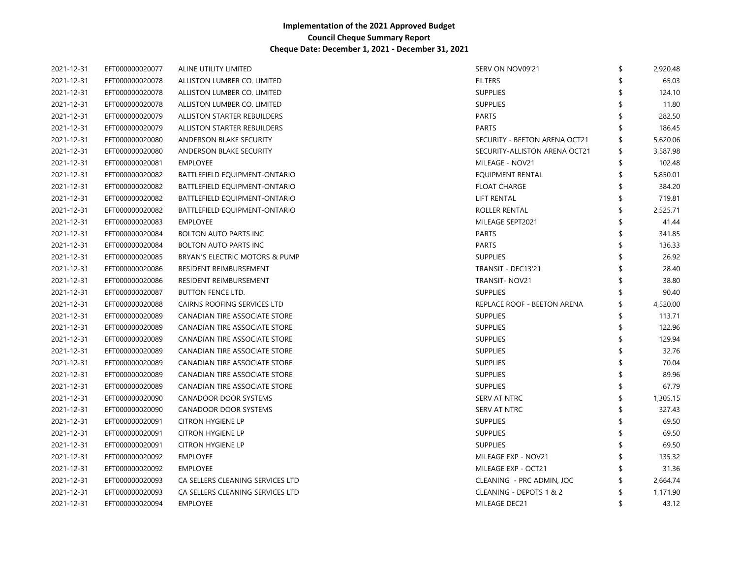**Implementation of the 2021 Approved Budget**
**Council Cheque Summary Report**
**Cheque Date: December 1, 2021 - December 31, 2021**

| | | | | | |
|---|---|---|---|---|---|
| 2021-12-31 | EFT000000020077 | ALINE UTILITY LIMITED | SERV ON NOV09'21 | $ | 2,920.48 |
| 2021-12-31 | EFT000000020078 | ALLISTON LUMBER CO. LIMITED | FILTERS | $ | 65.03 |
| 2021-12-31 | EFT000000020078 | ALLISTON LUMBER CO. LIMITED | SUPPLIES | $ | 124.10 |
| 2021-12-31 | EFT000000020078 | ALLISTON LUMBER CO. LIMITED | SUPPLIES | $ | 11.80 |
| 2021-12-31 | EFT000000020079 | ALLISTON STARTER REBUILDERS | PARTS | $ | 282.50 |
| 2021-12-31 | EFT000000020079 | ALLISTON STARTER REBUILDERS | PARTS | $ | 186.45 |
| 2021-12-31 | EFT000000020080 | ANDERSON BLAKE SECURITY | SECURITY - BEETON ARENA OCT21 | $ | 5,620.06 |
| 2021-12-31 | EFT000000020080 | ANDERSON BLAKE SECURITY | SECURITY-ALLISTON ARENA OCT21 | $ | 3,587.98 |
| 2021-12-31 | EFT000000020081 | EMPLOYEE | MILEAGE - NOV21 | $ | 102.48 |
| 2021-12-31 | EFT000000020082 | BATTLEFIELD EQUIPMENT-ONTARIO | EQUIPMENT RENTAL | $ | 5,850.01 |
| 2021-12-31 | EFT000000020082 | BATTLEFIELD EQUIPMENT-ONTARIO | FLOAT CHARGE | $ | 384.20 |
| 2021-12-31 | EFT000000020082 | BATTLEFIELD EQUIPMENT-ONTARIO | LIFT RENTAL | $ | 719.81 |
| 2021-12-31 | EFT000000020082 | BATTLEFIELD EQUIPMENT-ONTARIO | ROLLER RENTAL | $ | 2,525.71 |
| 2021-12-31 | EFT000000020083 | EMPLOYEE | MILEAGE SEPT2021 | $ | 41.44 |
| 2021-12-31 | EFT000000020084 | BOLTON AUTO PARTS INC | PARTS | $ | 341.85 |
| 2021-12-31 | EFT000000020084 | BOLTON AUTO PARTS INC | PARTS | $ | 136.33 |
| 2021-12-31 | EFT000000020085 | BRYAN'S ELECTRIC MOTORS & PUMP | SUPPLIES | $ | 26.92 |
| 2021-12-31 | EFT000000020086 | RESIDENT REIMBURSEMENT | TRANSIT - DEC13'21 | $ | 28.40 |
| 2021-12-31 | EFT000000020086 | RESIDENT REIMBURSEMENT | TRANSIT- NOV21 | $ | 38.80 |
| 2021-12-31 | EFT000000020087 | BUTTON FENCE LTD. | SUPPLIES | $ | 90.40 |
| 2021-12-31 | EFT000000020088 | CAIRNS ROOFING SERVICES LTD | REPLACE ROOF - BEETON ARENA | $ | 4,520.00 |
| 2021-12-31 | EFT000000020089 | CANADIAN TIRE ASSOCIATE STORE | SUPPLIES | $ | 113.71 |
| 2021-12-31 | EFT000000020089 | CANADIAN TIRE ASSOCIATE STORE | SUPPLIES | $ | 122.96 |
| 2021-12-31 | EFT000000020089 | CANADIAN TIRE ASSOCIATE STORE | SUPPLIES | $ | 129.94 |
| 2021-12-31 | EFT000000020089 | CANADIAN TIRE ASSOCIATE STORE | SUPPLIES | $ | 32.76 |
| 2021-12-31 | EFT000000020089 | CANADIAN TIRE ASSOCIATE STORE | SUPPLIES | $ | 70.04 |
| 2021-12-31 | EFT000000020089 | CANADIAN TIRE ASSOCIATE STORE | SUPPLIES | $ | 89.96 |
| 2021-12-31 | EFT000000020089 | CANADIAN TIRE ASSOCIATE STORE | SUPPLIES | $ | 67.79 |
| 2021-12-31 | EFT000000020090 | CANADOOR DOOR SYSTEMS | SERV AT NTRC | $ | 1,305.15 |
| 2021-12-31 | EFT000000020090 | CANADOOR DOOR SYSTEMS | SERV AT NTRC | $ | 327.43 |
| 2021-12-31 | EFT000000020091 | CITRON HYGIENE LP | SUPPLIES | $ | 69.50 |
| 2021-12-31 | EFT000000020091 | CITRON HYGIENE LP | SUPPLIES | $ | 69.50 |
| 2021-12-31 | EFT000000020091 | CITRON HYGIENE LP | SUPPLIES | $ | 69.50 |
| 2021-12-31 | EFT000000020092 | EMPLOYEE | MILEAGE EXP - NOV21 | $ | 135.32 |
| 2021-12-31 | EFT000000020092 | EMPLOYEE | MILEAGE EXP - OCT21 | $ | 31.36 |
| 2021-12-31 | EFT000000020093 | CA SELLERS CLEANING SERVICES LTD | CLEANING - PRC ADMIN, JOC | $ | 2,664.74 |
| 2021-12-31 | EFT000000020093 | CA SELLERS CLEANING SERVICES LTD | CLEANING - DEPOTS 1 & 2 | $ | 1,171.90 |
| 2021-12-31 | EFT000000020094 | EMPLOYEE | MILEAGE DEC21 | $ | 43.12 |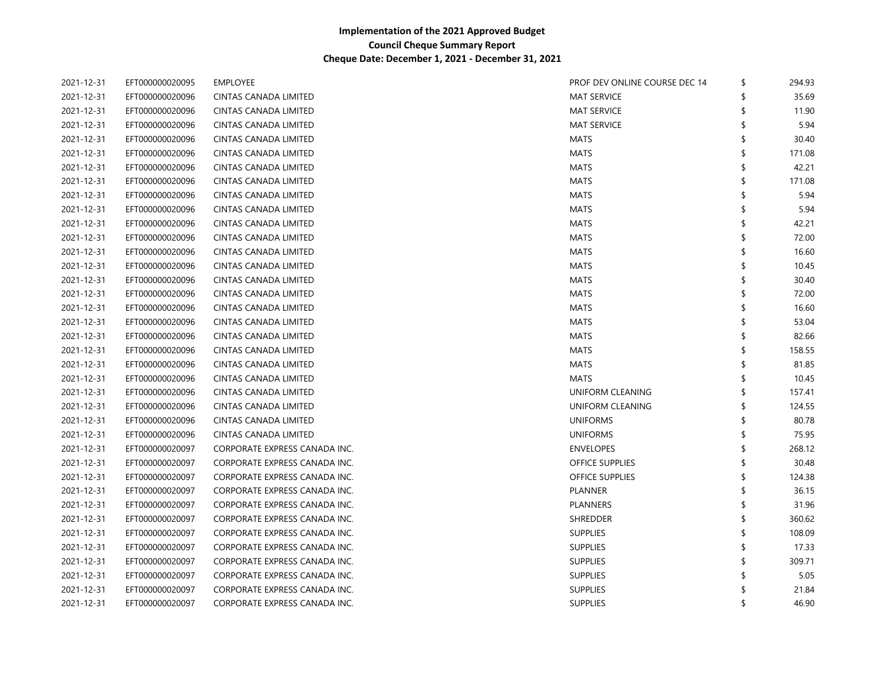**Implementation of the 2021 Approved Budget**
**Council Cheque Summary Report**
**Cheque Date: December 1, 2021 - December 31, 2021**

| | | | | | |
|---|---|---|---|---|---|
| 2021-12-31 | EFT000000020095 | EMPLOYEE | PROF DEV ONLINE COURSE DEC 14 | $ | 294.93 |
| 2021-12-31 | EFT000000020096 | CINTAS CANADA LIMITED | MAT SERVICE | $ | 35.69 |
| 2021-12-31 | EFT000000020096 | CINTAS CANADA LIMITED | MAT SERVICE | $ | 11.90 |
| 2021-12-31 | EFT000000020096 | CINTAS CANADA LIMITED | MAT SERVICE | $ | 5.94 |
| 2021-12-31 | EFT000000020096 | CINTAS CANADA LIMITED | MATS | $ | 30.40 |
| 2021-12-31 | EFT000000020096 | CINTAS CANADA LIMITED | MATS | $ | 171.08 |
| 2021-12-31 | EFT000000020096 | CINTAS CANADA LIMITED | MATS | $ | 42.21 |
| 2021-12-31 | EFT000000020096 | CINTAS CANADA LIMITED | MATS | $ | 171.08 |
| 2021-12-31 | EFT000000020096 | CINTAS CANADA LIMITED | MATS | $ | 5.94 |
| 2021-12-31 | EFT000000020096 | CINTAS CANADA LIMITED | MATS | $ | 5.94 |
| 2021-12-31 | EFT000000020096 | CINTAS CANADA LIMITED | MATS | $ | 42.21 |
| 2021-12-31 | EFT000000020096 | CINTAS CANADA LIMITED | MATS | $ | 72.00 |
| 2021-12-31 | EFT000000020096 | CINTAS CANADA LIMITED | MATS | $ | 16.60 |
| 2021-12-31 | EFT000000020096 | CINTAS CANADA LIMITED | MATS | $ | 10.45 |
| 2021-12-31 | EFT000000020096 | CINTAS CANADA LIMITED | MATS | $ | 30.40 |
| 2021-12-31 | EFT000000020096 | CINTAS CANADA LIMITED | MATS | $ | 72.00 |
| 2021-12-31 | EFT000000020096 | CINTAS CANADA LIMITED | MATS | $ | 16.60 |
| 2021-12-31 | EFT000000020096 | CINTAS CANADA LIMITED | MATS | $ | 53.04 |
| 2021-12-31 | EFT000000020096 | CINTAS CANADA LIMITED | MATS | $ | 82.66 |
| 2021-12-31 | EFT000000020096 | CINTAS CANADA LIMITED | MATS | $ | 158.55 |
| 2021-12-31 | EFT000000020096 | CINTAS CANADA LIMITED | MATS | $ | 81.85 |
| 2021-12-31 | EFT000000020096 | CINTAS CANADA LIMITED | MATS | $ | 10.45 |
| 2021-12-31 | EFT000000020096 | CINTAS CANADA LIMITED | UNIFORM CLEANING | $ | 157.41 |
| 2021-12-31 | EFT000000020096 | CINTAS CANADA LIMITED | UNIFORM CLEANING | $ | 124.55 |
| 2021-12-31 | EFT000000020096 | CINTAS CANADA LIMITED | UNIFORMS | $ | 80.78 |
| 2021-12-31 | EFT000000020096 | CINTAS CANADA LIMITED | UNIFORMS | $ | 75.95 |
| 2021-12-31 | EFT000000020097 | CORPORATE EXPRESS CANADA INC. | ENVELOPES | $ | 268.12 |
| 2021-12-31 | EFT000000020097 | CORPORATE EXPRESS CANADA INC. | OFFICE SUPPLIES | $ | 30.48 |
| 2021-12-31 | EFT000000020097 | CORPORATE EXPRESS CANADA INC. | OFFICE SUPPLIES | $ | 124.38 |
| 2021-12-31 | EFT000000020097 | CORPORATE EXPRESS CANADA INC. | PLANNER | $ | 36.15 |
| 2021-12-31 | EFT000000020097 | CORPORATE EXPRESS CANADA INC. | PLANNERS | $ | 31.96 |
| 2021-12-31 | EFT000000020097 | CORPORATE EXPRESS CANADA INC. | SHREDDER | $ | 360.62 |
| 2021-12-31 | EFT000000020097 | CORPORATE EXPRESS CANADA INC. | SUPPLIES | $ | 108.09 |
| 2021-12-31 | EFT000000020097 | CORPORATE EXPRESS CANADA INC. | SUPPLIES | $ | 17.33 |
| 2021-12-31 | EFT000000020097 | CORPORATE EXPRESS CANADA INC. | SUPPLIES | $ | 309.71 |
| 2021-12-31 | EFT000000020097 | CORPORATE EXPRESS CANADA INC. | SUPPLIES | $ | 5.05 |
| 2021-12-31 | EFT000000020097 | CORPORATE EXPRESS CANADA INC. | SUPPLIES | $ | 21.84 |
| 2021-12-31 | EFT000000020097 | CORPORATE EXPRESS CANADA INC. | SUPPLIES | $ | 46.90 |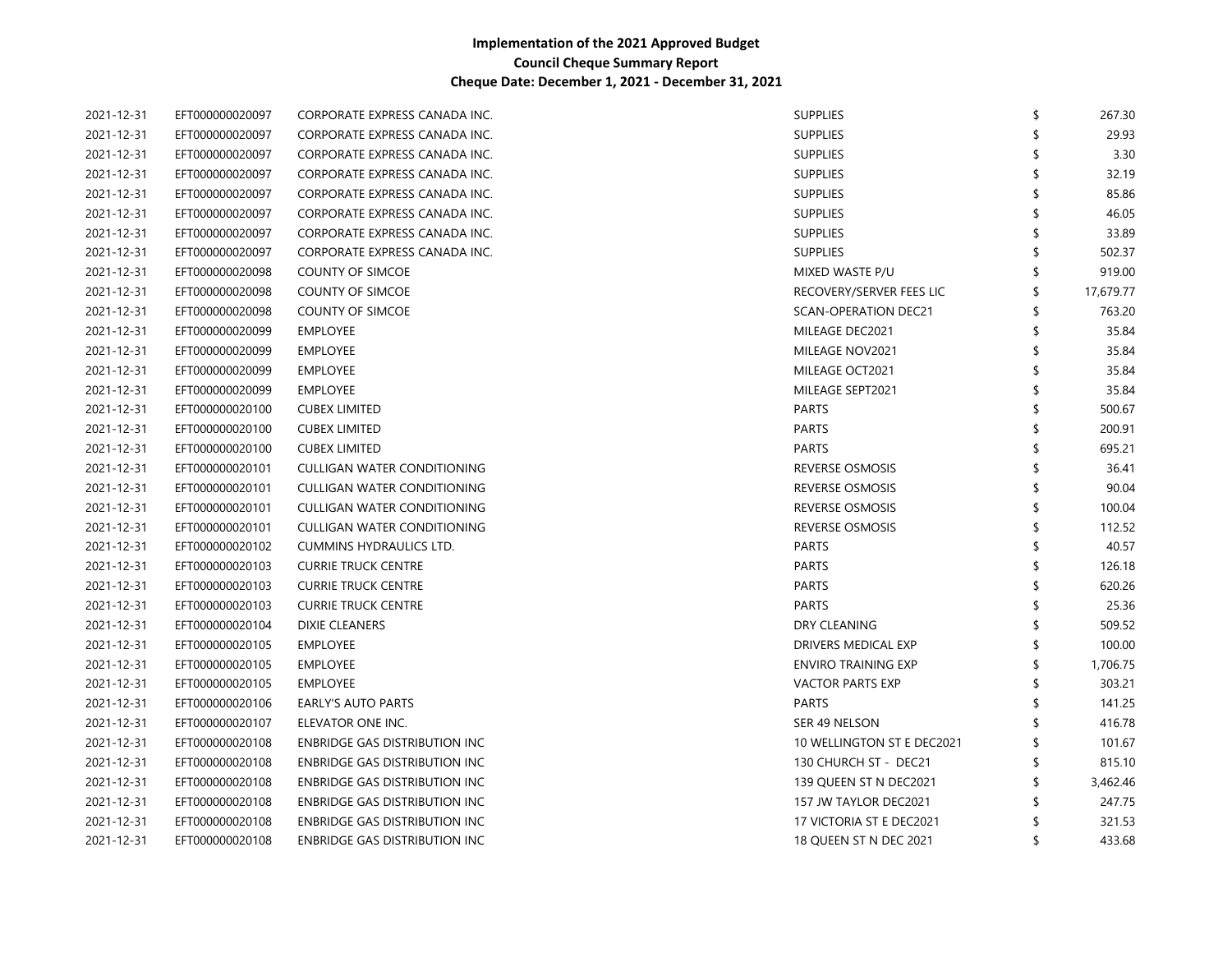**Implementation of the 2021 Approved Budget**
**Council Cheque Summary Report**
**Cheque Date: December 1, 2021 - December 31, 2021**

| | | | | | |
|---|---|---|---|---|---|
| 2021-12-31 | EFT000000020097 | CORPORATE EXPRESS CANADA INC. | SUPPLIES | $ | 267.30 |
| 2021-12-31 | EFT000000020097 | CORPORATE EXPRESS CANADA INC. | SUPPLIES | $ | 29.93 |
| 2021-12-31 | EFT000000020097 | CORPORATE EXPRESS CANADA INC. | SUPPLIES | $ | 3.30 |
| 2021-12-31 | EFT000000020097 | CORPORATE EXPRESS CANADA INC. | SUPPLIES | $ | 32.19 |
| 2021-12-31 | EFT000000020097 | CORPORATE EXPRESS CANADA INC. | SUPPLIES | $ | 85.86 |
| 2021-12-31 | EFT000000020097 | CORPORATE EXPRESS CANADA INC. | SUPPLIES | $ | 46.05 |
| 2021-12-31 | EFT000000020097 | CORPORATE EXPRESS CANADA INC. | SUPPLIES | $ | 33.89 |
| 2021-12-31 | EFT000000020097 | CORPORATE EXPRESS CANADA INC. | SUPPLIES | $ | 502.37 |
| 2021-12-31 | EFT000000020098 | COUNTY OF SIMCOE | MIXED WASTE P/U | $ | 919.00 |
| 2021-12-31 | EFT000000020098 | COUNTY OF SIMCOE | RECOVERY/SERVER FEES LIC | $ | 17,679.77 |
| 2021-12-31 | EFT000000020098 | COUNTY OF SIMCOE | SCAN-OPERATION DEC21 | $ | 763.20 |
| 2021-12-31 | EFT000000020099 | EMPLOYEE | MILEAGE DEC2021 | $ | 35.84 |
| 2021-12-31 | EFT000000020099 | EMPLOYEE | MILEAGE NOV2021 | $ | 35.84 |
| 2021-12-31 | EFT000000020099 | EMPLOYEE | MILEAGE OCT2021 | $ | 35.84 |
| 2021-12-31 | EFT000000020099 | EMPLOYEE | MILEAGE SEPT2021 | $ | 35.84 |
| 2021-12-31 | EFT000000020100 | CUBEX LIMITED | PARTS | $ | 500.67 |
| 2021-12-31 | EFT000000020100 | CUBEX LIMITED | PARTS | $ | 200.91 |
| 2021-12-31 | EFT000000020100 | CUBEX LIMITED | PARTS | $ | 695.21 |
| 2021-12-31 | EFT000000020101 | CULLIGAN WATER CONDITIONING | REVERSE OSMOSIS | $ | 36.41 |
| 2021-12-31 | EFT000000020101 | CULLIGAN WATER CONDITIONING | REVERSE OSMOSIS | $ | 90.04 |
| 2021-12-31 | EFT000000020101 | CULLIGAN WATER CONDITIONING | REVERSE OSMOSIS | $ | 100.04 |
| 2021-12-31 | EFT000000020101 | CULLIGAN WATER CONDITIONING | REVERSE OSMOSIS | $ | 112.52 |
| 2021-12-31 | EFT000000020102 | CUMMINS HYDRAULICS LTD. | PARTS | $ | 40.57 |
| 2021-12-31 | EFT000000020103 | CURRIE TRUCK CENTRE | PARTS | $ | 126.18 |
| 2021-12-31 | EFT000000020103 | CURRIE TRUCK CENTRE | PARTS | $ | 620.26 |
| 2021-12-31 | EFT000000020103 | CURRIE TRUCK CENTRE | PARTS | $ | 25.36 |
| 2021-12-31 | EFT000000020104 | DIXIE CLEANERS | DRY CLEANING | $ | 509.52 |
| 2021-12-31 | EFT000000020105 | EMPLOYEE | DRIVERS MEDICAL EXP | $ | 100.00 |
| 2021-12-31 | EFT000000020105 | EMPLOYEE | ENVIRO TRAINING EXP | $ | 1,706.75 |
| 2021-12-31 | EFT000000020105 | EMPLOYEE | VACTOR PARTS EXP | $ | 303.21 |
| 2021-12-31 | EFT000000020106 | EARLY'S AUTO PARTS | PARTS | $ | 141.25 |
| 2021-12-31 | EFT000000020107 | ELEVATOR ONE INC. | SER 49 NELSON | $ | 416.78 |
| 2021-12-31 | EFT000000020108 | ENBRIDGE GAS DISTRIBUTION INC | 10 WELLINGTON ST E DEC2021 | $ | 101.67 |
| 2021-12-31 | EFT000000020108 | ENBRIDGE GAS DISTRIBUTION INC | 130 CHURCH ST - DEC21 | $ | 815.10 |
| 2021-12-31 | EFT000000020108 | ENBRIDGE GAS DISTRIBUTION INC | 139 QUEEN ST N DEC2021 | $ | 3,462.46 |
| 2021-12-31 | EFT000000020108 | ENBRIDGE GAS DISTRIBUTION INC | 157 JW TAYLOR DEC2021 | $ | 247.75 |
| 2021-12-31 | EFT000000020108 | ENBRIDGE GAS DISTRIBUTION INC | 17 VICTORIA ST E DEC2021 | $ | 321.53 |
| 2021-12-31 | EFT000000020108 | ENBRIDGE GAS DISTRIBUTION INC | 18 QUEEN ST N DEC 2021 | $ | 433.68 |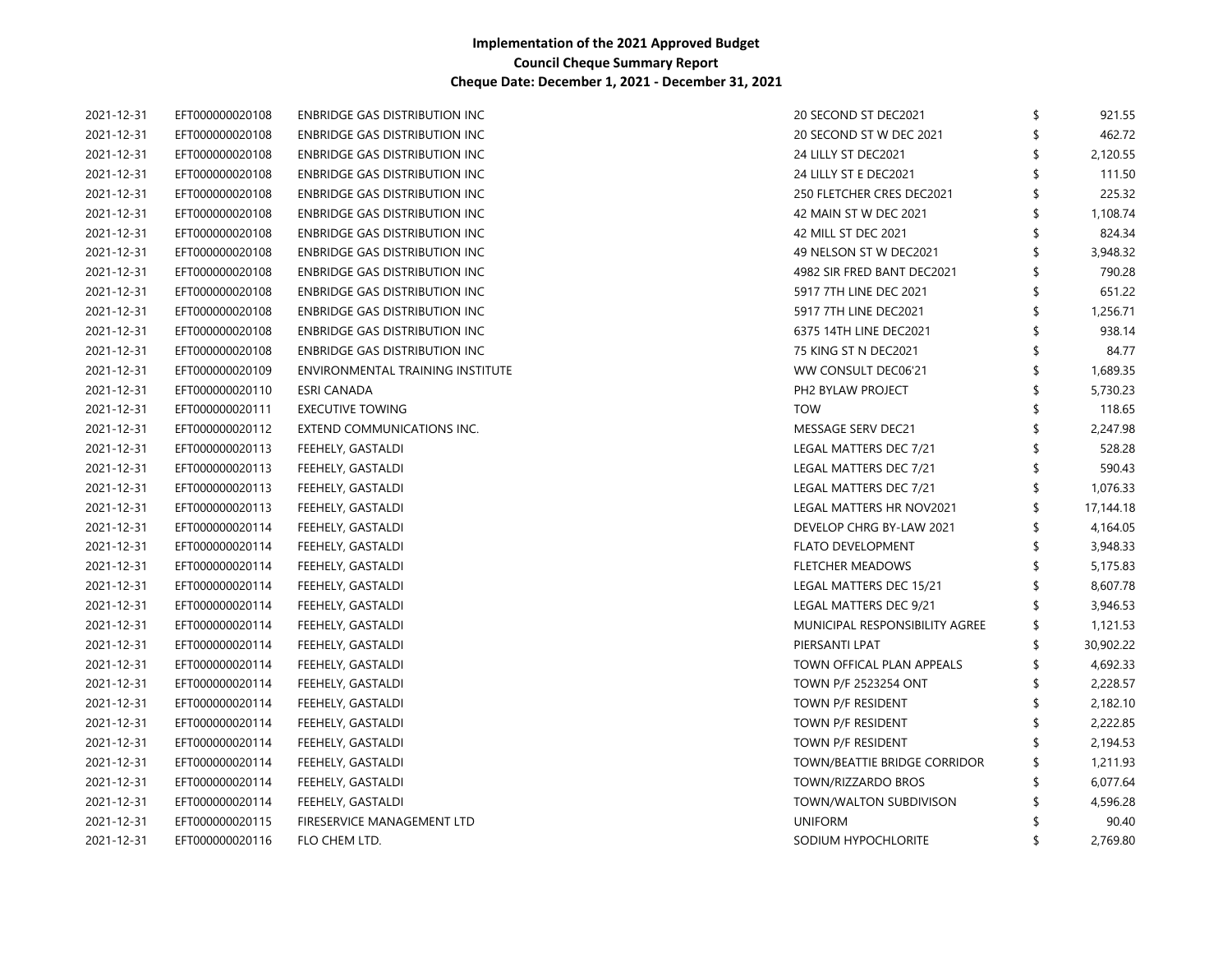**Implementation of the 2021 Approved Budget**
**Council Cheque Summary Report**
**Cheque Date: December 1, 2021 - December 31, 2021**

| | | | | | |
|---|---|---|---|---|---|
| 2021-12-31 | EFT0000000020108 | ENBRIDGE GAS DISTRIBUTION INC | 20 SECOND ST DEC2021 | $ | 921.55 |
| 2021-12-31 | EFT0000000020108 | ENBRIDGE GAS DISTRIBUTION INC | 20 SECOND ST W DEC 2021 | $ | 462.72 |
| 2021-12-31 | EFT0000000020108 | ENBRIDGE GAS DISTRIBUTION INC | 24 LILLY ST DEC2021 | $ | 2,120.55 |
| 2021-12-31 | EFT0000000020108 | ENBRIDGE GAS DISTRIBUTION INC | 24 LILLY ST E DEC2021 | $ | 111.50 |
| 2021-12-31 | EFT0000000020108 | ENBRIDGE GAS DISTRIBUTION INC | 250 FLETCHER CRES DEC2021 | $ | 225.32 |
| 2021-12-31 | EFT0000000020108 | ENBRIDGE GAS DISTRIBUTION INC | 42 MAIN ST W DEC 2021 | $ | 1,108.74 |
| 2021-12-31 | EFT0000000020108 | ENBRIDGE GAS DISTRIBUTION INC | 42 MILL ST DEC 2021 | $ | 824.34 |
| 2021-12-31 | EFT0000000020108 | ENBRIDGE GAS DISTRIBUTION INC | 49 NELSON ST W DEC2021 | $ | 3,948.32 |
| 2021-12-31 | EFT0000000020108 | ENBRIDGE GAS DISTRIBUTION INC | 4982 SIR FRED BANT DEC2021 | $ | 790.28 |
| 2021-12-31 | EFT0000000020108 | ENBRIDGE GAS DISTRIBUTION INC | 5917 7TH LINE DEC 2021 | $ | 651.22 |
| 2021-12-31 | EFT0000000020108 | ENBRIDGE GAS DISTRIBUTION INC | 5917 7TH LINE DEC2021 | $ | 1,256.71 |
| 2021-12-31 | EFT0000000020108 | ENBRIDGE GAS DISTRIBUTION INC | 6375 14TH LINE DEC2021 | $ | 938.14 |
| 2021-12-31 | EFT0000000020108 | ENBRIDGE GAS DISTRIBUTION INC | 75 KING ST N DEC2021 | $ | 84.77 |
| 2021-12-31 | EFT0000000020109 | ENVIRONMENTAL TRAINING INSTITUTE | WW CONSULT DEC06'21 | $ | 1,689.35 |
| 2021-12-31 | EFT0000000020110 | ESRI CANADA | PH2 BYLAW PROJECT | $ | 5,730.23 |
| 2021-12-31 | EFT0000000020111 | EXECUTIVE TOWING | TOW | $ | 118.65 |
| 2021-12-31 | EFT0000000020112 | EXTEND COMMUNICATIONS INC. | MESSAGE SERV DEC21 | $ | 2,247.98 |
| 2021-12-31 | EFT0000000020113 | FEEHELY, GASTALDI | LEGAL MATTERS DEC 7/21 | $ | 528.28 |
| 2021-12-31 | EFT0000000020113 | FEEHELY, GASTALDI | LEGAL MATTERS DEC 7/21 | $ | 590.43 |
| 2021-12-31 | EFT0000000020113 | FEEHELY, GASTALDI | LEGAL MATTERS DEC 7/21 | $ | 1,076.33 |
| 2021-12-31 | EFT0000000020113 | FEEHELY, GASTALDI | LEGAL MATTERS HR NOV2021 | $ | 17,144.18 |
| 2021-12-31 | EFT0000000020114 | FEEHELY, GASTALDI | DEVELOP CHRG BY-LAW 2021 | $ | 4,164.05 |
| 2021-12-31 | EFT0000000020114 | FEEHELY, GASTALDI | FLATO DEVELOPMENT | $ | 3,948.33 |
| 2021-12-31 | EFT0000000020114 | FEEHELY, GASTALDI | FLETCHER MEADOWS | $ | 5,175.83 |
| 2021-12-31 | EFT0000000020114 | FEEHELY, GASTALDI | LEGAL MATTERS DEC 15/21 | $ | 8,607.78 |
| 2021-12-31 | EFT0000000020114 | FEEHELY, GASTALDI | LEGAL MATTERS DEC 9/21 | $ | 3,946.53 |
| 2021-12-31 | EFT0000000020114 | FEEHELY, GASTALDI | MUNICIPAL RESPONSIBILITY AGREE | $ | 1,121.53 |
| 2021-12-31 | EFT0000000020114 | FEEHELY, GASTALDI | PIERSANTI LPAT | $ | 30,902.22 |
| 2021-12-31 | EFT0000000020114 | FEEHELY, GASTALDI | TOWN OFFICAL PLAN APPEALS | $ | 4,692.33 |
| 2021-12-31 | EFT0000000020114 | FEEHELY, GASTALDI | TOWN P/F 2523254 ONT | $ | 2,228.57 |
| 2021-12-31 | EFT0000000020114 | FEEHELY, GASTALDI | TOWN P/F RESIDENT | $ | 2,182.10 |
| 2021-12-31 | EFT0000000020114 | FEEHELY, GASTALDI | TOWN P/F RESIDENT | $ | 2,222.85 |
| 2021-12-31 | EFT0000000020114 | FEEHELY, GASTALDI | TOWN P/F RESIDENT | $ | 2,194.53 |
| 2021-12-31 | EFT0000000020114 | FEEHELY, GASTALDI | TOWN/BEATTIE BRIDGE CORRIDOR | $ | 1,211.93 |
| 2021-12-31 | EFT0000000020114 | FEEHELY, GASTALDI | TOWN/RIZZARDO BROS | $ | 6,077.64 |
| 2021-12-31 | EFT0000000020114 | FEEHELY, GASTALDI | TOWN/WALTON SUBDIVISON | $ | 4,596.28 |
| 2021-12-31 | EFT0000000020115 | FIRESERVICE MANAGEMENT LTD | UNIFORM | $ | 90.40 |
| 2021-12-31 | EFT0000000020116 | FLO CHEM LTD. | SODIUM HYPOCHLORITE | $ | 2,769.80 |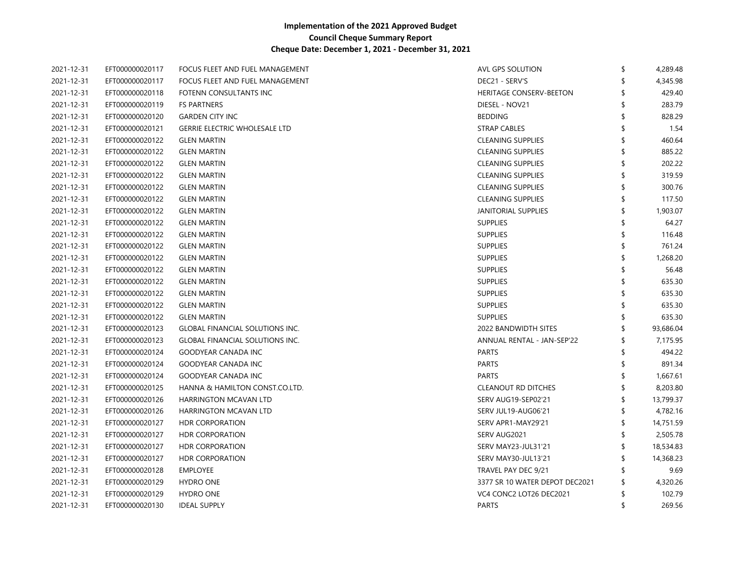**Implementation of the 2021 Approved Budget**
**Council Cheque Summary Report**
**Cheque Date: December 1, 2021 - December 31, 2021**

| | | | | | |
|---|---|---|---|---|---|
| 2021-12-31 | EFT000000020117 | FOCUS FLEET AND FUEL MANAGEMENT | AVL GPS SOLUTION | $ | 4,289.48 |
| 2021-12-31 | EFT000000020117 | FOCUS FLEET AND FUEL MANAGEMENT | DEC21 - SERV'S | $ | 4,345.98 |
| 2021-12-31 | EFT000000020118 | FOTENN CONSULTANTS INC | HERITAGE CONSERV-BEETON | $ | 429.40 |
| 2021-12-31 | EFT000000020119 | FS PARTNERS | DIESEL - NOV21 | $ | 283.79 |
| 2021-12-31 | EFT000000020120 | GARDEN CITY INC | BEDDING | $ | 828.29 |
| 2021-12-31 | EFT000000020121 | GERRIE ELECTRIC WHOLESALE LTD | STRAP CABLES | $ | 1.54 |
| 2021-12-31 | EFT000000020122 | GLEN MARTIN | CLEANING SUPPLIES | $ | 460.64 |
| 2021-12-31 | EFT000000020122 | GLEN MARTIN | CLEANING SUPPLIES | $ | 885.22 |
| 2021-12-31 | EFT000000020122 | GLEN MARTIN | CLEANING SUPPLIES | $ | 202.22 |
| 2021-12-31 | EFT000000020122 | GLEN MARTIN | CLEANING SUPPLIES | $ | 319.59 |
| 2021-12-31 | EFT000000020122 | GLEN MARTIN | CLEANING SUPPLIES | $ | 300.76 |
| 2021-12-31 | EFT000000020122 | GLEN MARTIN | CLEANING SUPPLIES | $ | 117.50 |
| 2021-12-31 | EFT000000020122 | GLEN MARTIN | JANITORIAL SUPPLIES | $ | 1,903.07 |
| 2021-12-31 | EFT000000020122 | GLEN MARTIN | SUPPLIES | $ | 64.27 |
| 2021-12-31 | EFT000000020122 | GLEN MARTIN | SUPPLIES | $ | 116.48 |
| 2021-12-31 | EFT000000020122 | GLEN MARTIN | SUPPLIES | $ | 761.24 |
| 2021-12-31 | EFT000000020122 | GLEN MARTIN | SUPPLIES | $ | 1,268.20 |
| 2021-12-31 | EFT000000020122 | GLEN MARTIN | SUPPLIES | $ | 56.48 |
| 2021-12-31 | EFT000000020122 | GLEN MARTIN | SUPPLIES | $ | 635.30 |
| 2021-12-31 | EFT000000020122 | GLEN MARTIN | SUPPLIES | $ | 635.30 |
| 2021-12-31 | EFT000000020122 | GLEN MARTIN | SUPPLIES | $ | 635.30 |
| 2021-12-31 | EFT000000020122 | GLEN MARTIN | SUPPLIES | $ | 635.30 |
| 2021-12-31 | EFT000000020123 | GLOBAL FINANCIAL SOLUTIONS INC. | 2022 BANDWIDTH SITES | $ | 93,686.04 |
| 2021-12-31 | EFT000000020123 | GLOBAL FINANCIAL SOLUTIONS INC. | ANNUAL RENTAL - JAN-SEP'22 | $ | 7,175.95 |
| 2021-12-31 | EFT000000020124 | GOODYEAR CANADA INC | PARTS | $ | 494.22 |
| 2021-12-31 | EFT000000020124 | GOODYEAR CANADA INC | PARTS | $ | 891.34 |
| 2021-12-31 | EFT000000020124 | GOODYEAR CANADA INC | PARTS | $ | 1,667.61 |
| 2021-12-31 | EFT000000020125 | HANNA & HAMILTON CONST.CO.LTD. | CLEANOUT RD DITCHES | $ | 8,203.80 |
| 2021-12-31 | EFT000000020126 | HARRINGTON MCAVAN LTD | SERV AUG19-SEP02'21 | $ | 13,799.37 |
| 2021-12-31 | EFT000000020126 | HARRINGTON MCAVAN LTD | SERV JUL19-AUG06'21 | $ | 4,782.16 |
| 2021-12-31 | EFT000000020127 | HDR CORPORATION | SERV APR1-MAY29'21 | $ | 14,751.59 |
| 2021-12-31 | EFT000000020127 | HDR CORPORATION | SERV AUG2021 | $ | 2,505.78 |
| 2021-12-31 | EFT000000020127 | HDR CORPORATION | SERV MAY23-JUL31'21 | $ | 18,534.83 |
| 2021-12-31 | EFT000000020127 | HDR CORPORATION | SERV MAY30-JUL13'21 | $ | 14,368.23 |
| 2021-12-31 | EFT000000020128 | EMPLOYEE | TRAVEL PAY DEC 9/21 | $ | 9.69 |
| 2021-12-31 | EFT000000020129 | HYDRO ONE | 3377 SR 10 WATER DEPOT DEC2021 | $ | 4,320.26 |
| 2021-12-31 | EFT000000020129 | HYDRO ONE | VC4 CONC2 LOT26 DEC2021 | $ | 102.79 |
| 2021-12-31 | EFT000000020130 | IDEAL SUPPLY | PARTS | $ | 269.56 |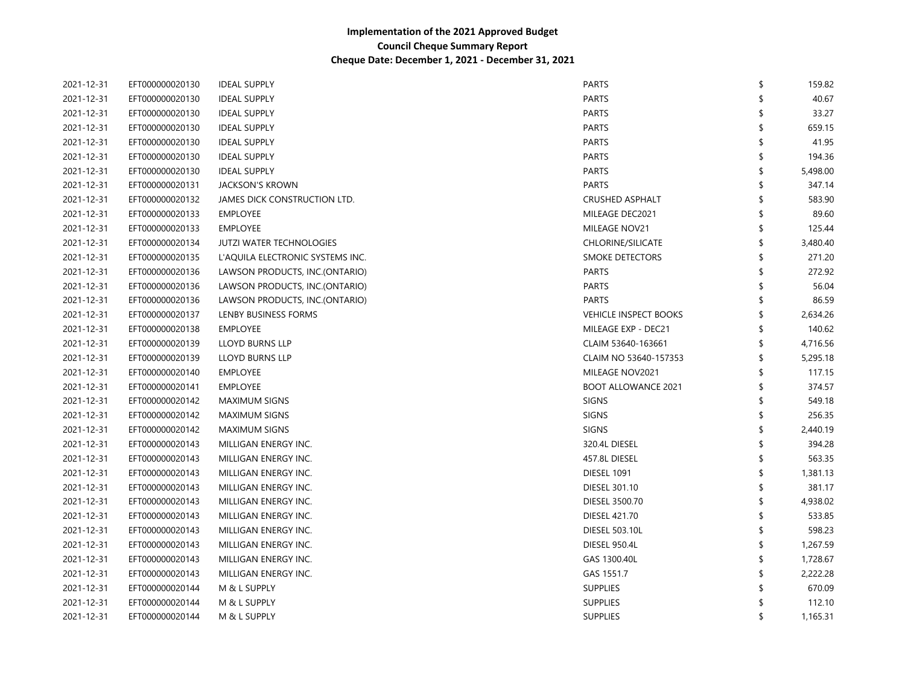**Implementation of the 2021 Approved Budget**
**Council Cheque Summary Report**
**Cheque Date: December 1, 2021 - December 31, 2021**

| | | | | | |
|---|---|---|---|---|---|
| 2021-12-31 | EFT000000020130 | IDEAL SUPPLY | PARTS | $ | 159.82 |
| 2021-12-31 | EFT000000020130 | IDEAL SUPPLY | PARTS | $ | 40.67 |
| 2021-12-31 | EFT000000020130 | IDEAL SUPPLY | PARTS | $ | 33.27 |
| 2021-12-31 | EFT000000020130 | IDEAL SUPPLY | PARTS | $ | 659.15 |
| 2021-12-31 | EFT000000020130 | IDEAL SUPPLY | PARTS | $ | 41.95 |
| 2021-12-31 | EFT000000020130 | IDEAL SUPPLY | PARTS | $ | 194.36 |
| 2021-12-31 | EFT000000020130 | IDEAL SUPPLY | PARTS | $ | 5,498.00 |
| 2021-12-31 | EFT000000020131 | JACKSON'S KROWN | PARTS | $ | 347.14 |
| 2021-12-31 | EFT000000020132 | JAMES DICK CONSTRUCTION LTD. | CRUSHED ASPHALT | $ | 583.90 |
| 2021-12-31 | EFT000000020133 | EMPLOYEE | MILEAGE DEC2021 | $ | 89.60 |
| 2021-12-31 | EFT000000020133 | EMPLOYEE | MILEAGE NOV21 | $ | 125.44 |
| 2021-12-31 | EFT000000020134 | JUTZI WATER TECHNOLOGIES | CHLORINE/SILICATE | $ | 3,480.40 |
| 2021-12-31 | EFT000000020135 | L'AQUILA ELECTRONIC SYSTEMS INC. | SMOKE DETECTORS | $ | 271.20 |
| 2021-12-31 | EFT000000020136 | LAWSON PRODUCTS, INC.(ONTARIO) | PARTS | $ | 272.92 |
| 2021-12-31 | EFT000000020136 | LAWSON PRODUCTS, INC.(ONTARIO) | PARTS | $ | 56.04 |
| 2021-12-31 | EFT000000020136 | LAWSON PRODUCTS, INC.(ONTARIO) | PARTS | $ | 86.59 |
| 2021-12-31 | EFT000000020137 | LENBY BUSINESS FORMS | VEHICLE INSPECT BOOKS | $ | 2,634.26 |
| 2021-12-31 | EFT000000020138 | EMPLOYEE | MILEAGE EXP - DEC21 | $ | 140.62 |
| 2021-12-31 | EFT000000020139 | LLOYD BURNS LLP | CLAIM 53640-163661 | $ | 4,716.56 |
| 2021-12-31 | EFT000000020139 | LLOYD BURNS LLP | CLAIM NO 53640-157353 | $ | 5,295.18 |
| 2021-12-31 | EFT000000020140 | EMPLOYEE | MILEAGE NOV2021 | $ | 117.15 |
| 2021-12-31 | EFT000000020141 | EMPLOYEE | BOOT ALLOWANCE 2021 | $ | 374.57 |
| 2021-12-31 | EFT000000020142 | MAXIMUM SIGNS | SIGNS | $ | 549.18 |
| 2021-12-31 | EFT000000020142 | MAXIMUM SIGNS | SIGNS | $ | 256.35 |
| 2021-12-31 | EFT000000020142 | MAXIMUM SIGNS | SIGNS | $ | 2,440.19 |
| 2021-12-31 | EFT000000020143 | MILLIGAN ENERGY INC. | 320.4L DIESEL | $ | 394.28 |
| 2021-12-31 | EFT000000020143 | MILLIGAN ENERGY INC. | 457.8L DIESEL | $ | 563.35 |
| 2021-12-31 | EFT000000020143 | MILLIGAN ENERGY INC. | DIESEL 1091 | $ | 1,381.13 |
| 2021-12-31 | EFT000000020143 | MILLIGAN ENERGY INC. | DIESEL 301.10 | $ | 381.17 |
| 2021-12-31 | EFT000000020143 | MILLIGAN ENERGY INC. | DIESEL 3500.70 | $ | 4,938.02 |
| 2021-12-31 | EFT000000020143 | MILLIGAN ENERGY INC. | DIESEL 421.70 | $ | 533.85 |
| 2021-12-31 | EFT000000020143 | MILLIGAN ENERGY INC. | DIESEL 503.10L | $ | 598.23 |
| 2021-12-31 | EFT000000020143 | MILLIGAN ENERGY INC. | DIESEL 950.4L | $ | 1,267.59 |
| 2021-12-31 | EFT000000020143 | MILLIGAN ENERGY INC. | GAS 1300.40L | $ | 1,728.67 |
| 2021-12-31 | EFT000000020143 | MILLIGAN ENERGY INC. | GAS 1551.7 | $ | 2,222.28 |
| 2021-12-31 | EFT000000020144 | M & L SUPPLY | SUPPLIES | $ | 670.09 |
| 2021-12-31 | EFT000000020144 | M & L SUPPLY | SUPPLIES | $ | 112.10 |
| 2021-12-31 | EFT000000020144 | M & L SUPPLY | SUPPLIES | $ | 1,165.31 |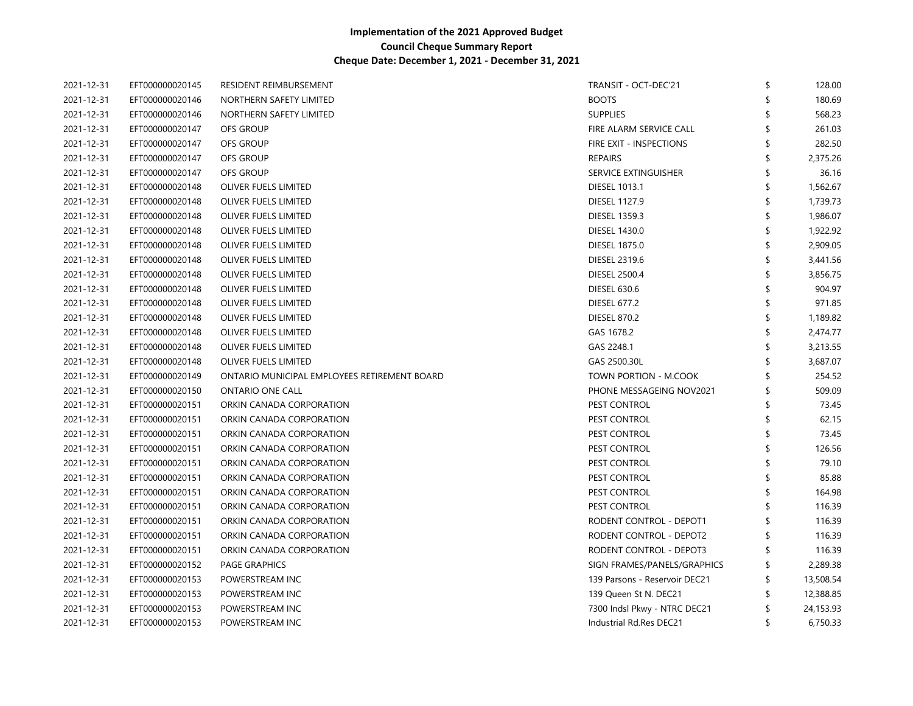**Implementation of the 2021 Approved Budget**
**Council Cheque Summary Report**
**Cheque Date: December 1, 2021 - December 31, 2021**

| | | | | | |
|---|---|---|---|---|---|
| 2021-12-31 | EFT000000020145 | RESIDENT REIMBURSEMENT | TRANSIT - OCT-DEC'21 | $ | 128.00 |
| 2021-12-31 | EFT000000020146 | NORTHERN SAFETY LIMITED | BOOTS | $ | 180.69 |
| 2021-12-31 | EFT000000020146 | NORTHERN SAFETY LIMITED | SUPPLIES | $ | 568.23 |
| 2021-12-31 | EFT000000020147 | OFS GROUP | FIRE ALARM SERVICE CALL | $ | 261.03 |
| 2021-12-31 | EFT000000020147 | OFS GROUP | FIRE EXIT - INSPECTIONS | $ | 282.50 |
| 2021-12-31 | EFT000000020147 | OFS GROUP | REPAIRS | $ | 2,375.26 |
| 2021-12-31 | EFT000000020147 | OFS GROUP | SERVICE EXTINGUISHER | $ | 36.16 |
| 2021-12-31 | EFT000000020148 | OLIVER FUELS LIMITED | DIESEL 1013.1 | $ | 1,562.67 |
| 2021-12-31 | EFT000000020148 | OLIVER FUELS LIMITED | DIESEL 1127.9 | $ | 1,739.73 |
| 2021-12-31 | EFT000000020148 | OLIVER FUELS LIMITED | DIESEL 1359.3 | $ | 1,986.07 |
| 2021-12-31 | EFT000000020148 | OLIVER FUELS LIMITED | DIESEL 1430.0 | $ | 1,922.92 |
| 2021-12-31 | EFT000000020148 | OLIVER FUELS LIMITED | DIESEL 1875.0 | $ | 2,909.05 |
| 2021-12-31 | EFT000000020148 | OLIVER FUELS LIMITED | DIESEL 2319.6 | $ | 3,441.56 |
| 2021-12-31 | EFT000000020148 | OLIVER FUELS LIMITED | DIESEL 2500.4 | $ | 3,856.75 |
| 2021-12-31 | EFT000000020148 | OLIVER FUELS LIMITED | DIESEL 630.6 | $ | 904.97 |
| 2021-12-31 | EFT000000020148 | OLIVER FUELS LIMITED | DIESEL 677.2 | $ | 971.85 |
| 2021-12-31 | EFT000000020148 | OLIVER FUELS LIMITED | DIESEL 870.2 | $ | 1,189.82 |
| 2021-12-31 | EFT000000020148 | OLIVER FUELS LIMITED | GAS 1678.2 | $ | 2,474.77 |
| 2021-12-31 | EFT000000020148 | OLIVER FUELS LIMITED | GAS 2248.1 | $ | 3,213.55 |
| 2021-12-31 | EFT000000020148 | OLIVER FUELS LIMITED | GAS 2500.30L | $ | 3,687.07 |
| 2021-12-31 | EFT000000020149 | ONTARIO MUNICIPAL EMPLOYEES RETIREMENT BOARD | TOWN PORTION - M.COOK | $ | 254.52 |
| 2021-12-31 | EFT000000020150 | ONTARIO ONE CALL | PHONE MESSAGEING NOV2021 | $ | 509.09 |
| 2021-12-31 | EFT000000020151 | ORKIN CANADA CORPORATION | PEST CONTROL | $ | 73.45 |
| 2021-12-31 | EFT000000020151 | ORKIN CANADA CORPORATION | PEST CONTROL | $ | 62.15 |
| 2021-12-31 | EFT000000020151 | ORKIN CANADA CORPORATION | PEST CONTROL | $ | 73.45 |
| 2021-12-31 | EFT000000020151 | ORKIN CANADA CORPORATION | PEST CONTROL | $ | 126.56 |
| 2021-12-31 | EFT000000020151 | ORKIN CANADA CORPORATION | PEST CONTROL | $ | 79.10 |
| 2021-12-31 | EFT000000020151 | ORKIN CANADA CORPORATION | PEST CONTROL | $ | 85.88 |
| 2021-12-31 | EFT000000020151 | ORKIN CANADA CORPORATION | PEST CONTROL | $ | 164.98 |
| 2021-12-31 | EFT000000020151 | ORKIN CANADA CORPORATION | PEST CONTROL | $ | 116.39 |
| 2021-12-31 | EFT000000020151 | ORKIN CANADA CORPORATION | RODENT CONTROL - DEPOT1 | $ | 116.39 |
| 2021-12-31 | EFT000000020151 | ORKIN CANADA CORPORATION | RODENT CONTROL - DEPOT2 | $ | 116.39 |
| 2021-12-31 | EFT000000020151 | ORKIN CANADA CORPORATION | RODENT CONTROL - DEPOT3 | $ | 116.39 |
| 2021-12-31 | EFT000000020152 | PAGE GRAPHICS | SIGN FRAMES/PANELS/GRAPHICS | $ | 2,289.38 |
| 2021-12-31 | EFT000000020153 | POWERSTREAM INC | 139 Parsons - Reservoir DEC21 | $ | 13,508.54 |
| 2021-12-31 | EFT000000020153 | POWERSTREAM INC | 139 Queen St N. DEC21 | $ | 12,388.85 |
| 2021-12-31 | EFT000000020153 | POWERSTREAM INC | 7300 Indsl Pkwy - NTRC DEC21 | $ | 24,153.93 |
| 2021-12-31 | EFT000000020153 | POWERSTREAM INC | Industrial Rd.Res DEC21 | $ | 6,750.33 |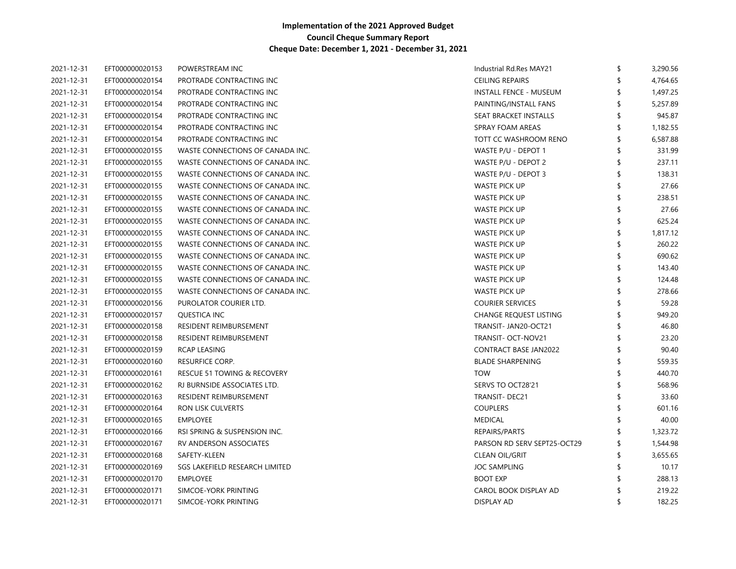**Implementation of the 2021 Approved Budget**
**Council Cheque Summary Report**
**Cheque Date: December 1, 2021 - December 31, 2021**

| | | | | | |
|---|---|---|---|---|---|
| 2021-12-31 | EFT000000020153 | POWERSTREAM INC | Industrial Rd.Res MAY21 | $ | 3,290.56 |
| 2021-12-31 | EFT000000020154 | PROTRADE CONTRACTING INC | CEILING REPAIRS | $ | 4,764.65 |
| 2021-12-31 | EFT000000020154 | PROTRADE CONTRACTING INC | INSTALL FENCE - MUSEUM | $ | 1,497.25 |
| 2021-12-31 | EFT000000020154 | PROTRADE CONTRACTING INC | PAINTING/INSTALL FANS | $ | 5,257.89 |
| 2021-12-31 | EFT000000020154 | PROTRADE CONTRACTING INC | SEAT BRACKET INSTALLS | $ | 945.87 |
| 2021-12-31 | EFT000000020154 | PROTRADE CONTRACTING INC | SPRAY FOAM AREAS | $ | 1,182.55 |
| 2021-12-31 | EFT000000020154 | PROTRADE CONTRACTING INC | TOTT CC WASHROOM RENO | $ | 6,587.88 |
| 2021-12-31 | EFT000000020155 | WASTE CONNECTIONS OF CANADA INC. | WASTE P/U - DEPOT 1 | $ | 331.99 |
| 2021-12-31 | EFT000000020155 | WASTE CONNECTIONS OF CANADA INC. | WASTE P/U - DEPOT 2 | $ | 237.11 |
| 2021-12-31 | EFT000000020155 | WASTE CONNECTIONS OF CANADA INC. | WASTE P/U - DEPOT 3 | $ | 138.31 |
| 2021-12-31 | EFT000000020155 | WASTE CONNECTIONS OF CANADA INC. | WASTE PICK UP | $ | 27.66 |
| 2021-12-31 | EFT000000020155 | WASTE CONNECTIONS OF CANADA INC. | WASTE PICK UP | $ | 238.51 |
| 2021-12-31 | EFT000000020155 | WASTE CONNECTIONS OF CANADA INC. | WASTE PICK UP | $ | 27.66 |
| 2021-12-31 | EFT000000020155 | WASTE CONNECTIONS OF CANADA INC. | WASTE PICK UP | $ | 625.24 |
| 2021-12-31 | EFT000000020155 | WASTE CONNECTIONS OF CANADA INC. | WASTE PICK UP | $ | 1,817.12 |
| 2021-12-31 | EFT000000020155 | WASTE CONNECTIONS OF CANADA INC. | WASTE PICK UP | $ | 260.22 |
| 2021-12-31 | EFT000000020155 | WASTE CONNECTIONS OF CANADA INC. | WASTE PICK UP | $ | 690.62 |
| 2021-12-31 | EFT000000020155 | WASTE CONNECTIONS OF CANADA INC. | WASTE PICK UP | $ | 143.40 |
| 2021-12-31 | EFT000000020155 | WASTE CONNECTIONS OF CANADA INC. | WASTE PICK UP | $ | 124.48 |
| 2021-12-31 | EFT000000020155 | WASTE CONNECTIONS OF CANADA INC. | WASTE PICK UP | $ | 278.66 |
| 2021-12-31 | EFT000000020156 | PUROLATOR COURIER LTD. | COURIER SERVICES | $ | 59.28 |
| 2021-12-31 | EFT000000020157 | QUESTICA INC | CHANGE REQUEST LISTING | $ | 949.20 |
| 2021-12-31 | EFT000000020158 | RESIDENT REIMBURSEMENT | TRANSIT- JAN20-OCT21 | $ | 46.80 |
| 2021-12-31 | EFT000000020158 | RESIDENT REIMBURSEMENT | TRANSIT- OCT-NOV21 | $ | 23.20 |
| 2021-12-31 | EFT000000020159 | RCAP LEASING | CONTRACT BASE JAN2022 | $ | 90.40 |
| 2021-12-31 | EFT000000020160 | RESURFICE CORP. | BLADE SHARPENING | $ | 559.35 |
| 2021-12-31 | EFT000000020161 | RESCUE 51 TOWING & RECOVERY | TOW | $ | 440.70 |
| 2021-12-31 | EFT000000020162 | RJ BURNSIDE ASSOCIATES LTD. | SERVS TO OCT28'21 | $ | 568.96 |
| 2021-12-31 | EFT000000020163 | RESIDENT REIMBURSEMENT | TRANSIT- DEC21 | $ | 33.60 |
| 2021-12-31 | EFT000000020164 | RON LISK CULVERTS | COUPLERS | $ | 601.16 |
| 2021-12-31 | EFT000000020165 | EMPLOYEE | MEDICAL | $ | 40.00 |
| 2021-12-31 | EFT000000020166 | RSI SPRING & SUSPENSION INC. | REPAIRS/PARTS | $ | 1,323.72 |
| 2021-12-31 | EFT000000020167 | RV ANDERSON ASSOCIATES | PARSON RD SERV SEPT25-OCT29 | $ | 1,544.98 |
| 2021-12-31 | EFT000000020168 | SAFETY-KLEEN | CLEAN OIL/GRIT | $ | 3,655.65 |
| 2021-12-31 | EFT000000020169 | SGS LAKEFIELD RESEARCH LIMITED | JOC SAMPLING | $ | 10.17 |
| 2021-12-31 | EFT000000020170 | EMPLOYEE | BOOT EXP | $ | 288.13 |
| 2021-12-31 | EFT000000020171 | SIMCOE-YORK PRINTING | CAROL BOOK DISPLAY AD | $ | 219.22 |
| 2021-12-31 | EFT000000020171 | SIMCOE-YORK PRINTING | DISPLAY AD | $ | 182.25 |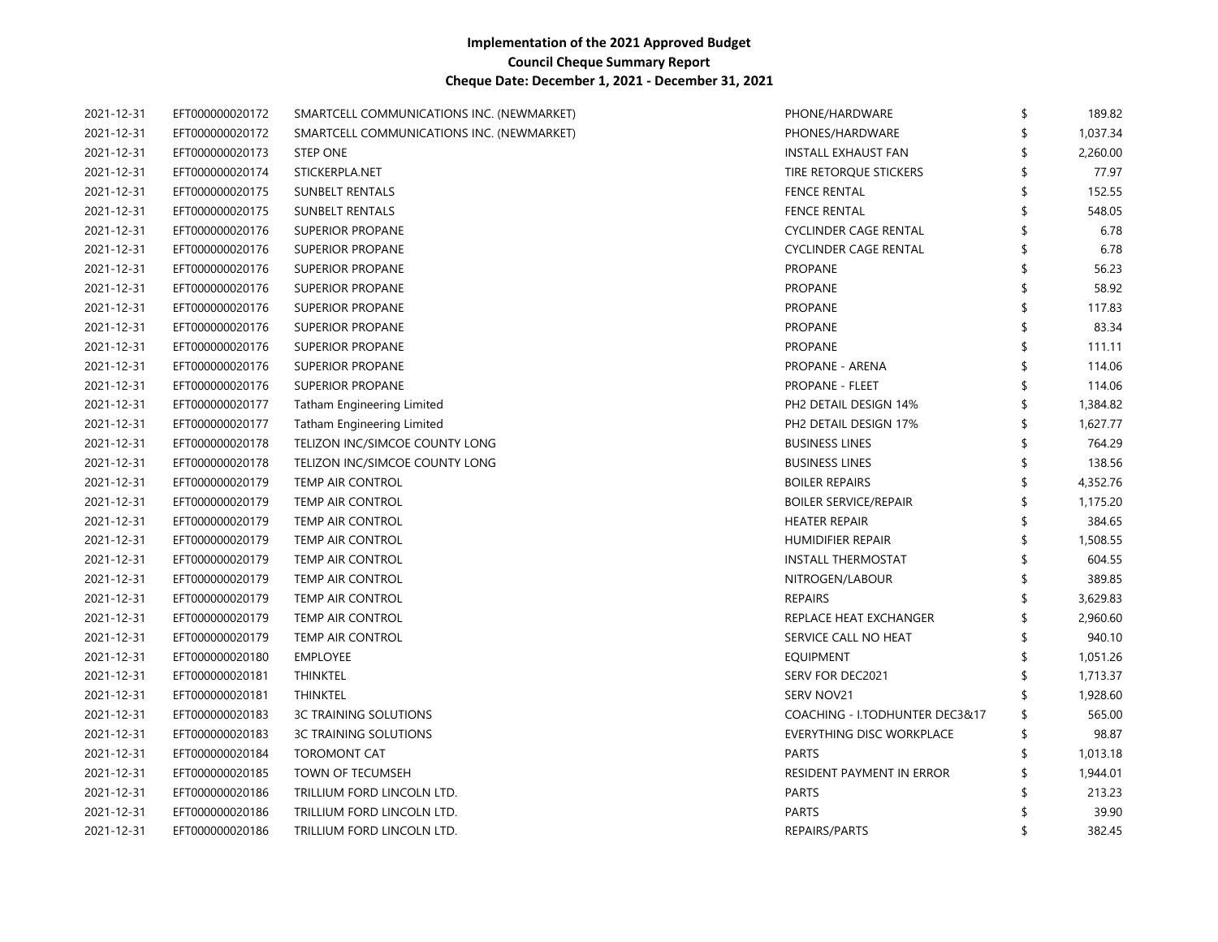**Implementation of the 2021 Approved Budget**
**Council Cheque Summary Report**
**Cheque Date: December 1, 2021 - December 31, 2021**

| | | | | | |
|---|---|---|---|---|---|
| 2021-12-31 | EFT000000020172 | SMARTCELL COMMUNICATIONS INC. (NEWMARKET) | PHONE/HARDWARE | $ | 189.82 |
| 2021-12-31 | EFT000000020172 | SMARTCELL COMMUNICATIONS INC. (NEWMARKET) | PHONES/HARDWARE | $ | 1,037.34 |
| 2021-12-31 | EFT000000020173 | STEP ONE | INSTALL EXHAUST FAN | $ | 2,260.00 |
| 2021-12-31 | EFT000000020174 | STICKERPLA.NET | TIRE RETORQUE STICKERS | $ | 77.97 |
| 2021-12-31 | EFT000000020175 | SUNBELT RENTALS | FENCE RENTAL | $ | 152.55 |
| 2021-12-31 | EFT000000020175 | SUNBELT RENTALS | FENCE RENTAL | $ | 548.05 |
| 2021-12-31 | EFT000000020176 | SUPERIOR PROPANE | CYCLINDER CAGE RENTAL | $ | 6.78 |
| 2021-12-31 | EFT000000020176 | SUPERIOR PROPANE | CYCLINDER CAGE RENTAL | $ | 6.78 |
| 2021-12-31 | EFT000000020176 | SUPERIOR PROPANE | PROPANE | $ | 56.23 |
| 2021-12-31 | EFT000000020176 | SUPERIOR PROPANE | PROPANE | $ | 58.92 |
| 2021-12-31 | EFT000000020176 | SUPERIOR PROPANE | PROPANE | $ | 117.83 |
| 2021-12-31 | EFT000000020176 | SUPERIOR PROPANE | PROPANE | $ | 83.34 |
| 2021-12-31 | EFT000000020176 | SUPERIOR PROPANE | PROPANE | $ | 111.11 |
| 2021-12-31 | EFT000000020176 | SUPERIOR PROPANE | PROPANE - ARENA | $ | 114.06 |
| 2021-12-31 | EFT000000020176 | SUPERIOR PROPANE | PROPANE - FLEET | $ | 114.06 |
| 2021-12-31 | EFT000000020177 | Tatham Engineering Limited | PH2 DETAIL DESIGN 14% | $ | 1,384.82 |
| 2021-12-31 | EFT000000020177 | Tatham Engineering Limited | PH2 DETAIL DESIGN 17% | $ | 1,627.77 |
| 2021-12-31 | EFT000000020178 | TELIZON INC/SIMCOE COUNTY LONG | BUSINESS LINES | $ | 764.29 |
| 2021-12-31 | EFT000000020178 | TELIZON INC/SIMCOE COUNTY LONG | BUSINESS LINES | $ | 138.56 |
| 2021-12-31 | EFT000000020179 | TEMP AIR CONTROL | BOILER REPAIRS | $ | 4,352.76 |
| 2021-12-31 | EFT000000020179 | TEMP AIR CONTROL | BOILER SERVICE/REPAIR | $ | 1,175.20 |
| 2021-12-31 | EFT000000020179 | TEMP AIR CONTROL | HEATER REPAIR | $ | 384.65 |
| 2021-12-31 | EFT000000020179 | TEMP AIR CONTROL | HUMIDIFIER REPAIR | $ | 1,508.55 |
| 2021-12-31 | EFT000000020179 | TEMP AIR CONTROL | INSTALL THERMOSTAT | $ | 604.55 |
| 2021-12-31 | EFT000000020179 | TEMP AIR CONTROL | NITROGEN/LABOUR | $ | 389.85 |
| 2021-12-31 | EFT000000020179 | TEMP AIR CONTROL | REPAIRS | $ | 3,629.83 |
| 2021-12-31 | EFT000000020179 | TEMP AIR CONTROL | REPLACE HEAT EXCHANGER | $ | 2,960.60 |
| 2021-12-31 | EFT000000020179 | TEMP AIR CONTROL | SERVICE CALL NO HEAT | $ | 940.10 |
| 2021-12-31 | EFT000000020180 | EMPLOYEE | EQUIPMENT | $ | 1,051.26 |
| 2021-12-31 | EFT000000020181 | THINKTEL | SERV FOR DEC2021 | $ | 1,713.37 |
| 2021-12-31 | EFT000000020181 | THINKTEL | SERV NOV21 | $ | 1,928.60 |
| 2021-12-31 | EFT000000020183 | 3C TRAINING SOLUTIONS | COACHING - I.TODHUNTER DEC3&17 | $ | 565.00 |
| 2021-12-31 | EFT000000020183 | 3C TRAINING SOLUTIONS | EVERYTHING DISC WORKPLACE | $ | 98.87 |
| 2021-12-31 | EFT000000020184 | TOROMONT CAT | PARTS | $ | 1,013.18 |
| 2021-12-31 | EFT000000020185 | TOWN OF TECUMSEH | RESIDENT PAYMENT IN ERROR | $ | 1,944.01 |
| 2021-12-31 | EFT000000020186 | TRILLIUM FORD LINCOLN LTD. | PARTS | $ | 213.23 |
| 2021-12-31 | EFT000000020186 | TRILLIUM FORD LINCOLN LTD. | PARTS | $ | 39.90 |
| 2021-12-31 | EFT000000020186 | TRILLIUM FORD LINCOLN LTD. | REPAIRS/PARTS | $ | 382.45 |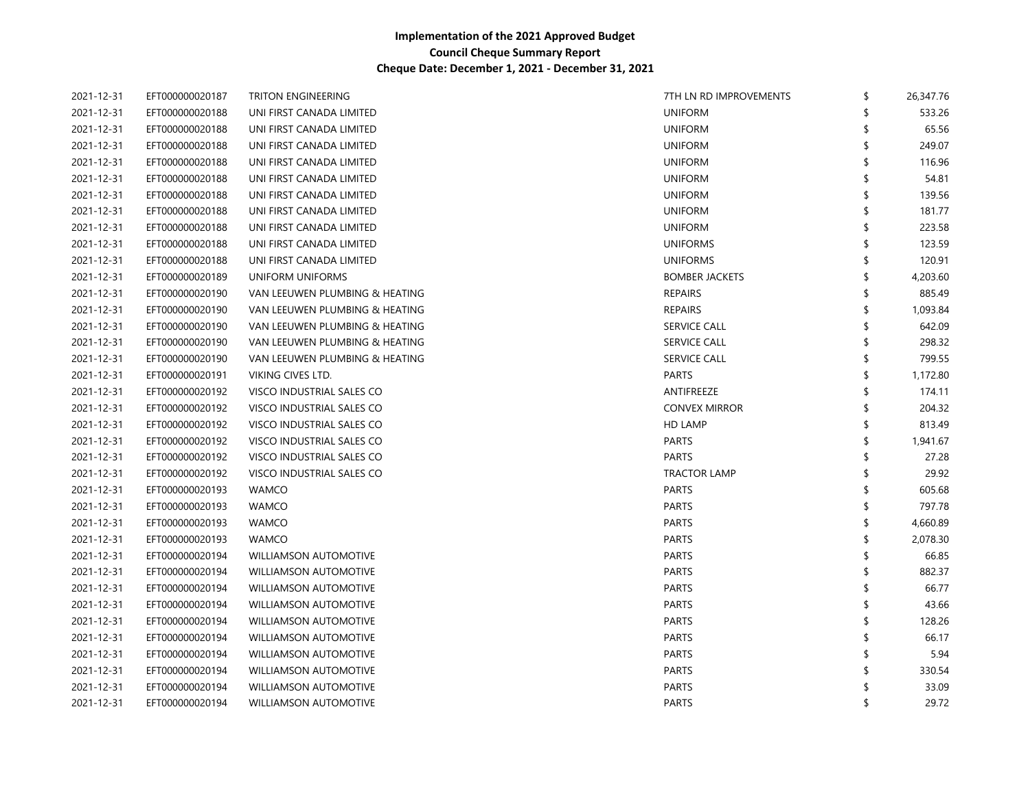**Implementation of the 2021 Approved Budget**
**Council Cheque Summary Report**
**Cheque Date: December 1, 2021 - December 31, 2021**

| | | | | | |
|---|---|---|---|---|---|
| 2021-12-31 | EFT000000020187 | TRITON ENGINEERING | 7TH LN RD IMPROVEMENTS | $ | 26,347.76 |
| 2021-12-31 | EFT000000020188 | UNI FIRST CANADA LIMITED | UNIFORM | $ | 533.26 |
| 2021-12-31 | EFT000000020188 | UNI FIRST CANADA LIMITED | UNIFORM | $ | 65.56 |
| 2021-12-31 | EFT000000020188 | UNI FIRST CANADA LIMITED | UNIFORM | $ | 249.07 |
| 2021-12-31 | EFT000000020188 | UNI FIRST CANADA LIMITED | UNIFORM | $ | 116.96 |
| 2021-12-31 | EFT000000020188 | UNI FIRST CANADA LIMITED | UNIFORM | $ | 54.81 |
| 2021-12-31 | EFT000000020188 | UNI FIRST CANADA LIMITED | UNIFORM | $ | 139.56 |
| 2021-12-31 | EFT000000020188 | UNI FIRST CANADA LIMITED | UNIFORM | $ | 181.77 |
| 2021-12-31 | EFT000000020188 | UNI FIRST CANADA LIMITED | UNIFORM | $ | 223.58 |
| 2021-12-31 | EFT000000020188 | UNI FIRST CANADA LIMITED | UNIFORMS | $ | 123.59 |
| 2021-12-31 | EFT000000020188 | UNI FIRST CANADA LIMITED | UNIFORMS | $ | 120.91 |
| 2021-12-31 | EFT000000020189 | UNIFORM UNIFORMS | BOMBER JACKETS | $ | 4,203.60 |
| 2021-12-31 | EFT000000020190 | VAN LEEUWEN PLUMBING & HEATING | REPAIRS | $ | 885.49 |
| 2021-12-31 | EFT000000020190 | VAN LEEUWEN PLUMBING & HEATING | REPAIRS | $ | 1,093.84 |
| 2021-12-31 | EFT000000020190 | VAN LEEUWEN PLUMBING & HEATING | SERVICE CALL | $ | 642.09 |
| 2021-12-31 | EFT000000020190 | VAN LEEUWEN PLUMBING & HEATING | SERVICE CALL | $ | 298.32 |
| 2021-12-31 | EFT000000020190 | VAN LEEUWEN PLUMBING & HEATING | SERVICE CALL | $ | 799.55 |
| 2021-12-31 | EFT000000020191 | VIKING CIVES LTD. | PARTS | $ | 1,172.80 |
| 2021-12-31 | EFT000000020192 | VISCO INDUSTRIAL SALES CO | ANTIFREEZE | $ | 174.11 |
| 2021-12-31 | EFT000000020192 | VISCO INDUSTRIAL SALES CO | CONVEX MIRROR | $ | 204.32 |
| 2021-12-31 | EFT000000020192 | VISCO INDUSTRIAL SALES CO | HD LAMP | $ | 813.49 |
| 2021-12-31 | EFT000000020192 | VISCO INDUSTRIAL SALES CO | PARTS | $ | 1,941.67 |
| 2021-12-31 | EFT000000020192 | VISCO INDUSTRIAL SALES CO | PARTS | $ | 27.28 |
| 2021-12-31 | EFT000000020192 | VISCO INDUSTRIAL SALES CO | TRACTOR LAMP | $ | 29.92 |
| 2021-12-31 | EFT000000020193 | WAMCO | PARTS | $ | 605.68 |
| 2021-12-31 | EFT000000020193 | WAMCO | PARTS | $ | 797.78 |
| 2021-12-31 | EFT000000020193 | WAMCO | PARTS | $ | 4,660.89 |
| 2021-12-31 | EFT000000020193 | WAMCO | PARTS | $ | 2,078.30 |
| 2021-12-31 | EFT000000020194 | WILLIAMSON AUTOMOTIVE | PARTS | $ | 66.85 |
| 2021-12-31 | EFT000000020194 | WILLIAMSON AUTOMOTIVE | PARTS | $ | 882.37 |
| 2021-12-31 | EFT000000020194 | WILLIAMSON AUTOMOTIVE | PARTS | $ | 66.77 |
| 2021-12-31 | EFT000000020194 | WILLIAMSON AUTOMOTIVE | PARTS | $ | 43.66 |
| 2021-12-31 | EFT000000020194 | WILLIAMSON AUTOMOTIVE | PARTS | $ | 128.26 |
| 2021-12-31 | EFT000000020194 | WILLIAMSON AUTOMOTIVE | PARTS | $ | 66.17 |
| 2021-12-31 | EFT000000020194 | WILLIAMSON AUTOMOTIVE | PARTS | $ | 5.94 |
| 2021-12-31 | EFT000000020194 | WILLIAMSON AUTOMOTIVE | PARTS | $ | 330.54 |
| 2021-12-31 | EFT000000020194 | WILLIAMSON AUTOMOTIVE | PARTS | $ | 33.09 |
| 2021-12-31 | EFT000000020194 | WILLIAMSON AUTOMOTIVE | PARTS | $ | 29.72 |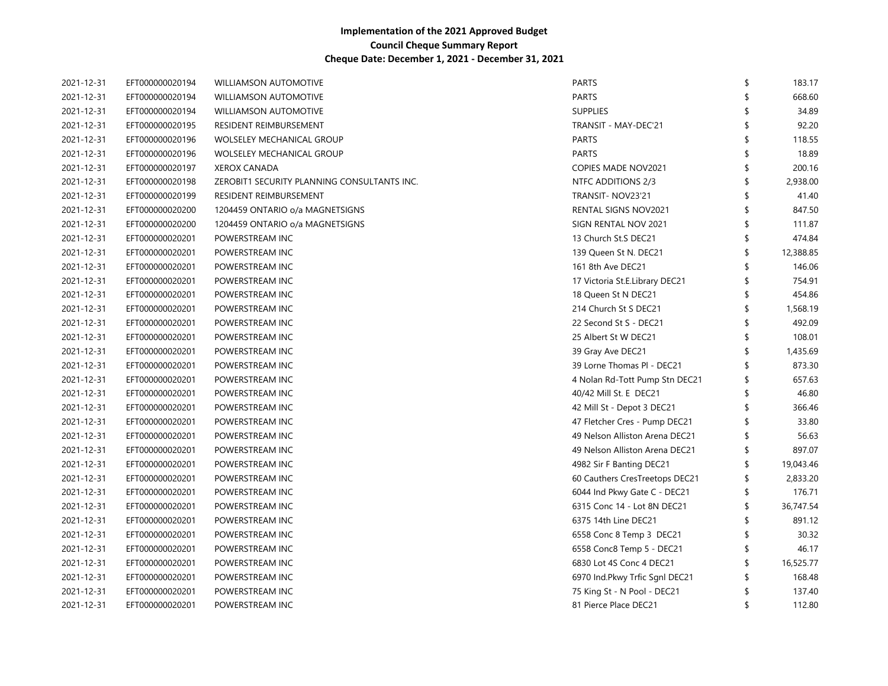**Implementation of the 2021 Approved Budget**
**Council Cheque Summary Report**
**Cheque Date: December 1, 2021 - December 31, 2021**

| | | | | | |
|---|---|---|---|---|---|
| 2021-12-31 | EFT000000020194 | WILLIAMSON AUTOMOTIVE | PARTS | $ | 183.17 |
| 2021-12-31 | EFT000000020194 | WILLIAMSON AUTOMOTIVE | PARTS | $ | 668.60 |
| 2021-12-31 | EFT000000020194 | WILLIAMSON AUTOMOTIVE | SUPPLIES | $ | 34.89 |
| 2021-12-31 | EFT000000020195 | RESIDENT REIMBURSEMENT | TRANSIT - MAY-DEC'21 | $ | 92.20 |
| 2021-12-31 | EFT000000020196 | WOLSELEY MECHANICAL GROUP | PARTS | $ | 118.55 |
| 2021-12-31 | EFT000000020196 | WOLSELEY MECHANICAL GROUP | PARTS | $ | 18.89 |
| 2021-12-31 | EFT000000020197 | XEROX CANADA | COPIES MADE NOV2021 | $ | 200.16 |
| 2021-12-31 | EFT000000020198 | ZEROBIT1 SECURITY PLANNING CONSULTANTS INC. | NTFC ADDITIONS 2/3 | $ | 2,938.00 |
| 2021-12-31 | EFT000000020199 | RESIDENT REIMBURSEMENT | TRANSIT- NOV23'21 | $ | 41.40 |
| 2021-12-31 | EFT000000020200 | 1204459 ONTARIO o/a MAGNETSIGNS | RENTAL SIGNS NOV2021 | $ | 847.50 |
| 2021-12-31 | EFT000000020200 | 1204459 ONTARIO o/a MAGNETSIGNS | SIGN RENTAL NOV 2021 | $ | 111.87 |
| 2021-12-31 | EFT000000020201 | POWERSTREAM INC | 13 Church St.S DEC21 | $ | 474.84 |
| 2021-12-31 | EFT000000020201 | POWERSTREAM INC | 139 Queen St N. DEC21 | $ | 12,388.85 |
| 2021-12-31 | EFT000000020201 | POWERSTREAM INC | 161 8th Ave DEC21 | $ | 146.06 |
| 2021-12-31 | EFT000000020201 | POWERSTREAM INC | 17 Victoria St.E.Library DEC21 | $ | 754.91 |
| 2021-12-31 | EFT000000020201 | POWERSTREAM INC | 18 Queen St N DEC21 | $ | 454.86 |
| 2021-12-31 | EFT000000020201 | POWERSTREAM INC | 214 Church St S DEC21 | $ | 1,568.19 |
| 2021-12-31 | EFT000000020201 | POWERSTREAM INC | 22 Second St S - DEC21 | $ | 492.09 |
| 2021-12-31 | EFT000000020201 | POWERSTREAM INC | 25 Albert St W DEC21 | $ | 108.01 |
| 2021-12-31 | EFT000000020201 | POWERSTREAM INC | 39 Gray Ave DEC21 | $ | 1,435.69 |
| 2021-12-31 | EFT000000020201 | POWERSTREAM INC | 39 Lorne Thomas Pl - DEC21 | $ | 873.30 |
| 2021-12-31 | EFT000000020201 | POWERSTREAM INC | 4 Nolan Rd-Tott Pump Stn DEC21 | $ | 657.63 |
| 2021-12-31 | EFT000000020201 | POWERSTREAM INC | 40/42 Mill St. E DEC21 | $ | 46.80 |
| 2021-12-31 | EFT000000020201 | POWERSTREAM INC | 42 Mill St - Depot 3 DEC21 | $ | 366.46 |
| 2021-12-31 | EFT000000020201 | POWERSTREAM INC | 47 Fletcher Cres - Pump DEC21 | $ | 33.80 |
| 2021-12-31 | EFT000000020201 | POWERSTREAM INC | 49 Nelson Alliston Arena DEC21 | $ | 56.63 |
| 2021-12-31 | EFT000000020201 | POWERSTREAM INC | 49 Nelson Alliston Arena DEC21 | $ | 897.07 |
| 2021-12-31 | EFT000000020201 | POWERSTREAM INC | 4982 Sir F Banting DEC21 | $ | 19,043.46 |
| 2021-12-31 | EFT000000020201 | POWERSTREAM INC | 60 Cauthers CresTreetops DEC21 | $ | 2,833.20 |
| 2021-12-31 | EFT000000020201 | POWERSTREAM INC | 6044 Ind Pkwy Gate C - DEC21 | $ | 176.71 |
| 2021-12-31 | EFT000000020201 | POWERSTREAM INC | 6315 Conc 14 - Lot 8N DEC21 | $ | 36,747.54 |
| 2021-12-31 | EFT000000020201 | POWERSTREAM INC | 6375 14th Line DEC21 | $ | 891.12 |
| 2021-12-31 | EFT000000020201 | POWERSTREAM INC | 6558 Conc 8 Temp 3 DEC21 | $ | 30.32 |
| 2021-12-31 | EFT000000020201 | POWERSTREAM INC | 6558 Conc8 Temp 5 - DEC21 | $ | 46.17 |
| 2021-12-31 | EFT000000020201 | POWERSTREAM INC | 6830 Lot 4S Conc 4 DEC21 | $ | 16,525.77 |
| 2021-12-31 | EFT000000020201 | POWERSTREAM INC | 6970 Ind.Pkwy Trfic Sgnl DEC21 | $ | 168.48 |
| 2021-12-31 | EFT000000020201 | POWERSTREAM INC | 75 King St - N Pool - DEC21 | $ | 137.40 |
| 2021-12-31 | EFT000000020201 | POWERSTREAM INC | 81 Pierce Place DEC21 | $ | 112.80 |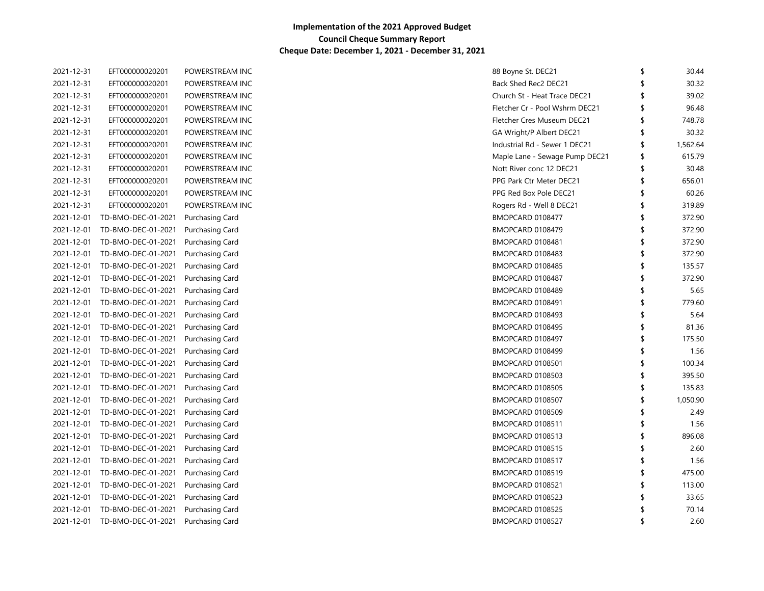**Implementation of the 2021 Approved Budget**
**Council Cheque Summary Report**
**Cheque Date: December 1, 2021 - December 31, 2021**

| | | | | | |
|---|---|---|---|---|---|
| 2021-12-31 | EFT000000020201 | POWERSTREAM INC | 88 Boyne St. DEC21 | $ | 30.44 |
| 2021-12-31 | EFT000000020201 | POWERSTREAM INC | Back Shed Rec2 DEC21 | $ | 30.32 |
| 2021-12-31 | EFT000000020201 | POWERSTREAM INC | Church St - Heat Trace DEC21 | $ | 39.02 |
| 2021-12-31 | EFT000000020201 | POWERSTREAM INC | Fletcher Cr - Pool Wshrm DEC21 | $ | 96.48 |
| 2021-12-31 | EFT000000020201 | POWERSTREAM INC | Fletcher Cres Museum DEC21 | $ | 748.78 |
| 2021-12-31 | EFT000000020201 | POWERSTREAM INC | GA Wright/P Albert DEC21 | $ | 30.32 |
| 2021-12-31 | EFT000000020201 | POWERSTREAM INC | Industrial Rd - Sewer 1 DEC21 | $ | 1,562.64 |
| 2021-12-31 | EFT000000020201 | POWERSTREAM INC | Maple Lane - Sewage Pump DEC21 | $ | 615.79 |
| 2021-12-31 | EFT000000020201 | POWERSTREAM INC | Nott River conc 12 DEC21 | $ | 30.48 |
| 2021-12-31 | EFT000000020201 | POWERSTREAM INC | PPG Park Ctr Meter DEC21 | $ | 656.01 |
| 2021-12-31 | EFT000000020201 | POWERSTREAM INC | PPG Red Box Pole DEC21 | $ | 60.26 |
| 2021-12-31 | EFT000000020201 | POWERSTREAM INC | Rogers Rd - Well 8 DEC21 | $ | 319.89 |
| 2021-12-01 | TD-BMO-DEC-01-2021 | Purchasing Card | BMOPCARD 0108477 | $ | 372.90 |
| 2021-12-01 | TD-BMO-DEC-01-2021 | Purchasing Card | BMOPCARD 0108479 | $ | 372.90 |
| 2021-12-01 | TD-BMO-DEC-01-2021 | Purchasing Card | BMOPCARD 0108481 | $ | 372.90 |
| 2021-12-01 | TD-BMO-DEC-01-2021 | Purchasing Card | BMOPCARD 0108483 | $ | 372.90 |
| 2021-12-01 | TD-BMO-DEC-01-2021 | Purchasing Card | BMOPCARD 0108485 | $ | 135.57 |
| 2021-12-01 | TD-BMO-DEC-01-2021 | Purchasing Card | BMOPCARD 0108487 | $ | 372.90 |
| 2021-12-01 | TD-BMO-DEC-01-2021 | Purchasing Card | BMOPCARD 0108489 | $ | 5.65 |
| 2021-12-01 | TD-BMO-DEC-01-2021 | Purchasing Card | BMOPCARD 0108491 | $ | 779.60 |
| 2021-12-01 | TD-BMO-DEC-01-2021 | Purchasing Card | BMOPCARD 0108493 | $ | 5.64 |
| 2021-12-01 | TD-BMO-DEC-01-2021 | Purchasing Card | BMOPCARD 0108495 | $ | 81.36 |
| 2021-12-01 | TD-BMO-DEC-01-2021 | Purchasing Card | BMOPCARD 0108497 | $ | 175.50 |
| 2021-12-01 | TD-BMO-DEC-01-2021 | Purchasing Card | BMOPCARD 0108499 | $ | 1.56 |
| 2021-12-01 | TD-BMO-DEC-01-2021 | Purchasing Card | BMOPCARD 0108501 | $ | 100.34 |
| 2021-12-01 | TD-BMO-DEC-01-2021 | Purchasing Card | BMOPCARD 0108503 | $ | 395.50 |
| 2021-12-01 | TD-BMO-DEC-01-2021 | Purchasing Card | BMOPCARD 0108505 | $ | 135.83 |
| 2021-12-01 | TD-BMO-DEC-01-2021 | Purchasing Card | BMOPCARD 0108507 | $ | 1,050.90 |
| 2021-12-01 | TD-BMO-DEC-01-2021 | Purchasing Card | BMOPCARD 0108509 | $ | 2.49 |
| 2021-12-01 | TD-BMO-DEC-01-2021 | Purchasing Card | BMOPCARD 0108511 | $ | 1.56 |
| 2021-12-01 | TD-BMO-DEC-01-2021 | Purchasing Card | BMOPCARD 0108513 | $ | 896.08 |
| 2021-12-01 | TD-BMO-DEC-01-2021 | Purchasing Card | BMOPCARD 0108515 | $ | 2.60 |
| 2021-12-01 | TD-BMO-DEC-01-2021 | Purchasing Card | BMOPCARD 0108517 | $ | 1.56 |
| 2021-12-01 | TD-BMO-DEC-01-2021 | Purchasing Card | BMOPCARD 0108519 | $ | 475.00 |
| 2021-12-01 | TD-BMO-DEC-01-2021 | Purchasing Card | BMOPCARD 0108521 | $ | 113.00 |
| 2021-12-01 | TD-BMO-DEC-01-2021 | Purchasing Card | BMOPCARD 0108523 | $ | 33.65 |
| 2021-12-01 | TD-BMO-DEC-01-2021 | Purchasing Card | BMOPCARD 0108525 | $ | 70.14 |
| 2021-12-01 | TD-BMO-DEC-01-2021 | Purchasing Card | BMOPCARD 0108527 | $ | 2.60 |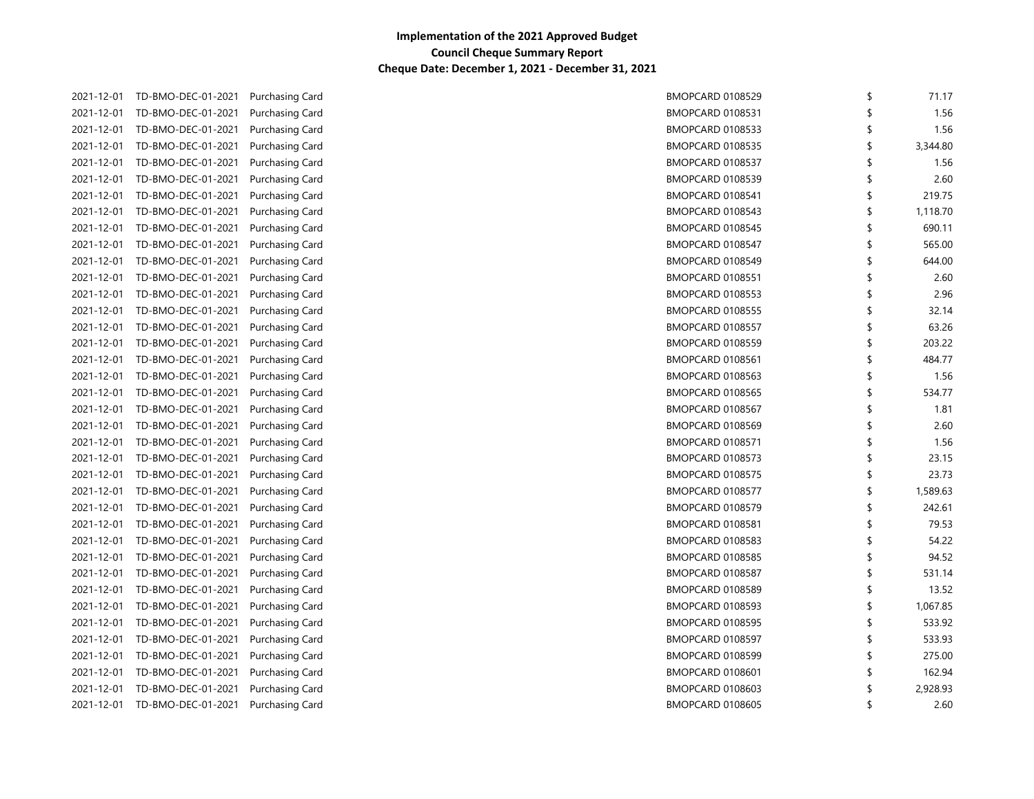**Implementation of the 2021 Approved Budget**
**Council Cheque Summary Report**
**Cheque Date: December 1, 2021 - December 31, 2021**

| | | | | | |
|---|---|---|---|---|---|
| 2021-12-01 | TD-BMO-DEC-01-2021 | Purchasing Card | BMOPCARD 0108529 | $ | 71.17 |
| 2021-12-01 | TD-BMO-DEC-01-2021 | Purchasing Card | BMOPCARD 0108531 | $ | 1.56 |
| 2021-12-01 | TD-BMO-DEC-01-2021 | Purchasing Card | BMOPCARD 0108533 | $ | 1.56 |
| 2021-12-01 | TD-BMO-DEC-01-2021 | Purchasing Card | BMOPCARD 0108535 | $ | 3,344.80 |
| 2021-12-01 | TD-BMO-DEC-01-2021 | Purchasing Card | BMOPCARD 0108537 | $ | 1.56 |
| 2021-12-01 | TD-BMO-DEC-01-2021 | Purchasing Card | BMOPCARD 0108539 | $ | 2.60 |
| 2021-12-01 | TD-BMO-DEC-01-2021 | Purchasing Card | BMOPCARD 0108541 | $ | 219.75 |
| 2021-12-01 | TD-BMO-DEC-01-2021 | Purchasing Card | BMOPCARD 0108543 | $ | 1,118.70 |
| 2021-12-01 | TD-BMO-DEC-01-2021 | Purchasing Card | BMOPCARD 0108545 | $ | 690.11 |
| 2021-12-01 | TD-BMO-DEC-01-2021 | Purchasing Card | BMOPCARD 0108547 | $ | 565.00 |
| 2021-12-01 | TD-BMO-DEC-01-2021 | Purchasing Card | BMOPCARD 0108549 | $ | 644.00 |
| 2021-12-01 | TD-BMO-DEC-01-2021 | Purchasing Card | BMOPCARD 0108551 | $ | 2.60 |
| 2021-12-01 | TD-BMO-DEC-01-2021 | Purchasing Card | BMOPCARD 0108553 | $ | 2.96 |
| 2021-12-01 | TD-BMO-DEC-01-2021 | Purchasing Card | BMOPCARD 0108555 | $ | 32.14 |
| 2021-12-01 | TD-BMO-DEC-01-2021 | Purchasing Card | BMOPCARD 0108557 | $ | 63.26 |
| 2021-12-01 | TD-BMO-DEC-01-2021 | Purchasing Card | BMOPCARD 0108559 | $ | 203.22 |
| 2021-12-01 | TD-BMO-DEC-01-2021 | Purchasing Card | BMOPCARD 0108561 | $ | 484.77 |
| 2021-12-01 | TD-BMO-DEC-01-2021 | Purchasing Card | BMOPCARD 0108563 | $ | 1.56 |
| 2021-12-01 | TD-BMO-DEC-01-2021 | Purchasing Card | BMOPCARD 0108565 | $ | 534.77 |
| 2021-12-01 | TD-BMO-DEC-01-2021 | Purchasing Card | BMOPCARD 0108567 | $ | 1.81 |
| 2021-12-01 | TD-BMO-DEC-01-2021 | Purchasing Card | BMOPCARD 0108569 | $ | 2.60 |
| 2021-12-01 | TD-BMO-DEC-01-2021 | Purchasing Card | BMOPCARD 0108571 | $ | 1.56 |
| 2021-12-01 | TD-BMO-DEC-01-2021 | Purchasing Card | BMOPCARD 0108573 | $ | 23.15 |
| 2021-12-01 | TD-BMO-DEC-01-2021 | Purchasing Card | BMOPCARD 0108575 | $ | 23.73 |
| 2021-12-01 | TD-BMO-DEC-01-2021 | Purchasing Card | BMOPCARD 0108577 | $ | 1,589.63 |
| 2021-12-01 | TD-BMO-DEC-01-2021 | Purchasing Card | BMOPCARD 0108579 | $ | 242.61 |
| 2021-12-01 | TD-BMO-DEC-01-2021 | Purchasing Card | BMOPCARD 0108581 | $ | 79.53 |
| 2021-12-01 | TD-BMO-DEC-01-2021 | Purchasing Card | BMOPCARD 0108583 | $ | 54.22 |
| 2021-12-01 | TD-BMO-DEC-01-2021 | Purchasing Card | BMOPCARD 0108585 | $ | 94.52 |
| 2021-12-01 | TD-BMO-DEC-01-2021 | Purchasing Card | BMOPCARD 0108587 | $ | 531.14 |
| 2021-12-01 | TD-BMO-DEC-01-2021 | Purchasing Card | BMOPCARD 0108589 | $ | 13.52 |
| 2021-12-01 | TD-BMO-DEC-01-2021 | Purchasing Card | BMOPCARD 0108593 | $ | 1,067.85 |
| 2021-12-01 | TD-BMO-DEC-01-2021 | Purchasing Card | BMOPCARD 0108595 | $ | 533.92 |
| 2021-12-01 | TD-BMO-DEC-01-2021 | Purchasing Card | BMOPCARD 0108597 | $ | 533.93 |
| 2021-12-01 | TD-BMO-DEC-01-2021 | Purchasing Card | BMOPCARD 0108599 | $ | 275.00 |
| 2021-12-01 | TD-BMO-DEC-01-2021 | Purchasing Card | BMOPCARD 0108601 | $ | 162.94 |
| 2021-12-01 | TD-BMO-DEC-01-2021 | Purchasing Card | BMOPCARD 0108603 | $ | 2,928.93 |
| 2021-12-01 | TD-BMO-DEC-01-2021 | Purchasing Card | BMOPCARD 0108605 | $ | 2.60 |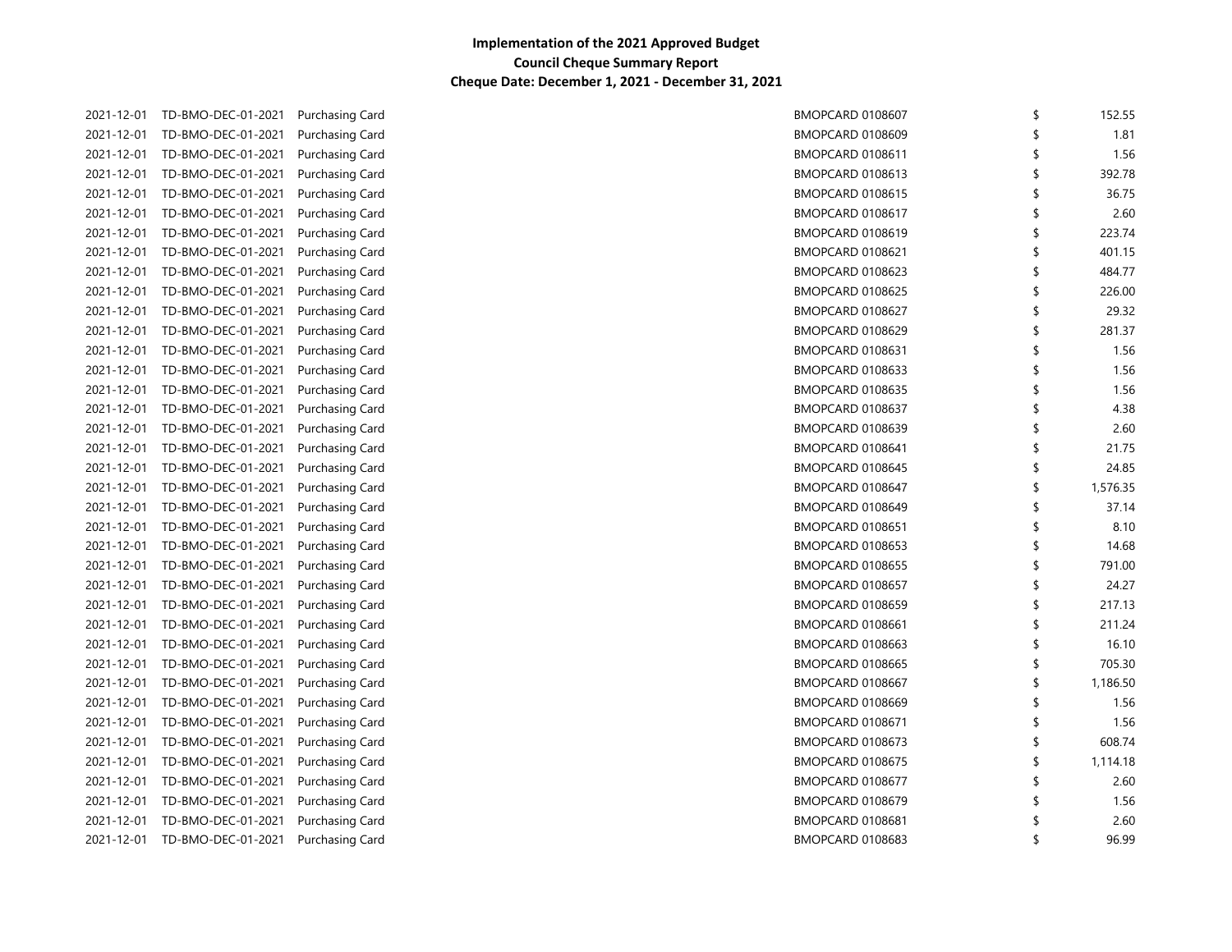**Implementation of the 2021 Approved Budget**
**Council Cheque Summary Report**
**Cheque Date: December 1, 2021 - December 31, 2021**

| | | | | | |
|---|---|---|---|---|---|
| 2021-12-01 | TD-BMO-DEC-01-2021 | Purchasing Card | BMOPCARD 0108607 | $ | 152.55 |
| 2021-12-01 | TD-BMO-DEC-01-2021 | Purchasing Card | BMOPCARD 0108609 | $ | 1.81 |
| 2021-12-01 | TD-BMO-DEC-01-2021 | Purchasing Card | BMOPCARD 0108611 | $ | 1.56 |
| 2021-12-01 | TD-BMO-DEC-01-2021 | Purchasing Card | BMOPCARD 0108613 | $ | 392.78 |
| 2021-12-01 | TD-BMO-DEC-01-2021 | Purchasing Card | BMOPCARD 0108615 | $ | 36.75 |
| 2021-12-01 | TD-BMO-DEC-01-2021 | Purchasing Card | BMOPCARD 0108617 | $ | 2.60 |
| 2021-12-01 | TD-BMO-DEC-01-2021 | Purchasing Card | BMOPCARD 0108619 | $ | 223.74 |
| 2021-12-01 | TD-BMO-DEC-01-2021 | Purchasing Card | BMOPCARD 0108621 | $ | 401.15 |
| 2021-12-01 | TD-BMO-DEC-01-2021 | Purchasing Card | BMOPCARD 0108623 | $ | 484.77 |
| 2021-12-01 | TD-BMO-DEC-01-2021 | Purchasing Card | BMOPCARD 0108625 | $ | 226.00 |
| 2021-12-01 | TD-BMO-DEC-01-2021 | Purchasing Card | BMOPCARD 0108627 | $ | 29.32 |
| 2021-12-01 | TD-BMO-DEC-01-2021 | Purchasing Card | BMOPCARD 0108629 | $ | 281.37 |
| 2021-12-01 | TD-BMO-DEC-01-2021 | Purchasing Card | BMOPCARD 0108631 | $ | 1.56 |
| 2021-12-01 | TD-BMO-DEC-01-2021 | Purchasing Card | BMOPCARD 0108633 | $ | 1.56 |
| 2021-12-01 | TD-BMO-DEC-01-2021 | Purchasing Card | BMOPCARD 0108635 | $ | 1.56 |
| 2021-12-01 | TD-BMO-DEC-01-2021 | Purchasing Card | BMOPCARD 0108637 | $ | 4.38 |
| 2021-12-01 | TD-BMO-DEC-01-2021 | Purchasing Card | BMOPCARD 0108639 | $ | 2.60 |
| 2021-12-01 | TD-BMO-DEC-01-2021 | Purchasing Card | BMOPCARD 0108641 | $ | 21.75 |
| 2021-12-01 | TD-BMO-DEC-01-2021 | Purchasing Card | BMOPCARD 0108645 | $ | 24.85 |
| 2021-12-01 | TD-BMO-DEC-01-2021 | Purchasing Card | BMOPCARD 0108647 | $ | 1,576.35 |
| 2021-12-01 | TD-BMO-DEC-01-2021 | Purchasing Card | BMOPCARD 0108649 | $ | 37.14 |
| 2021-12-01 | TD-BMO-DEC-01-2021 | Purchasing Card | BMOPCARD 0108651 | $ | 8.10 |
| 2021-12-01 | TD-BMO-DEC-01-2021 | Purchasing Card | BMOPCARD 0108653 | $ | 14.68 |
| 2021-12-01 | TD-BMO-DEC-01-2021 | Purchasing Card | BMOPCARD 0108655 | $ | 791.00 |
| 2021-12-01 | TD-BMO-DEC-01-2021 | Purchasing Card | BMOPCARD 0108657 | $ | 24.27 |
| 2021-12-01 | TD-BMO-DEC-01-2021 | Purchasing Card | BMOPCARD 0108659 | $ | 217.13 |
| 2021-12-01 | TD-BMO-DEC-01-2021 | Purchasing Card | BMOPCARD 0108661 | $ | 211.24 |
| 2021-12-01 | TD-BMO-DEC-01-2021 | Purchasing Card | BMOPCARD 0108663 | $ | 16.10 |
| 2021-12-01 | TD-BMO-DEC-01-2021 | Purchasing Card | BMOPCARD 0108665 | $ | 705.30 |
| 2021-12-01 | TD-BMO-DEC-01-2021 | Purchasing Card | BMOPCARD 0108667 | $ | 1,186.50 |
| 2021-12-01 | TD-BMO-DEC-01-2021 | Purchasing Card | BMOPCARD 0108669 | $ | 1.56 |
| 2021-12-01 | TD-BMO-DEC-01-2021 | Purchasing Card | BMOPCARD 0108671 | $ | 1.56 |
| 2021-12-01 | TD-BMO-DEC-01-2021 | Purchasing Card | BMOPCARD 0108673 | $ | 608.74 |
| 2021-12-01 | TD-BMO-DEC-01-2021 | Purchasing Card | BMOPCARD 0108675 | $ | 1,114.18 |
| 2021-12-01 | TD-BMO-DEC-01-2021 | Purchasing Card | BMOPCARD 0108677 | $ | 2.60 |
| 2021-12-01 | TD-BMO-DEC-01-2021 | Purchasing Card | BMOPCARD 0108679 | $ | 1.56 |
| 2021-12-01 | TD-BMO-DEC-01-2021 | Purchasing Card | BMOPCARD 0108681 | $ | 2.60 |
| 2021-12-01 | TD-BMO-DEC-01-2021 | Purchasing Card | BMOPCARD 0108683 | $ | 96.99 |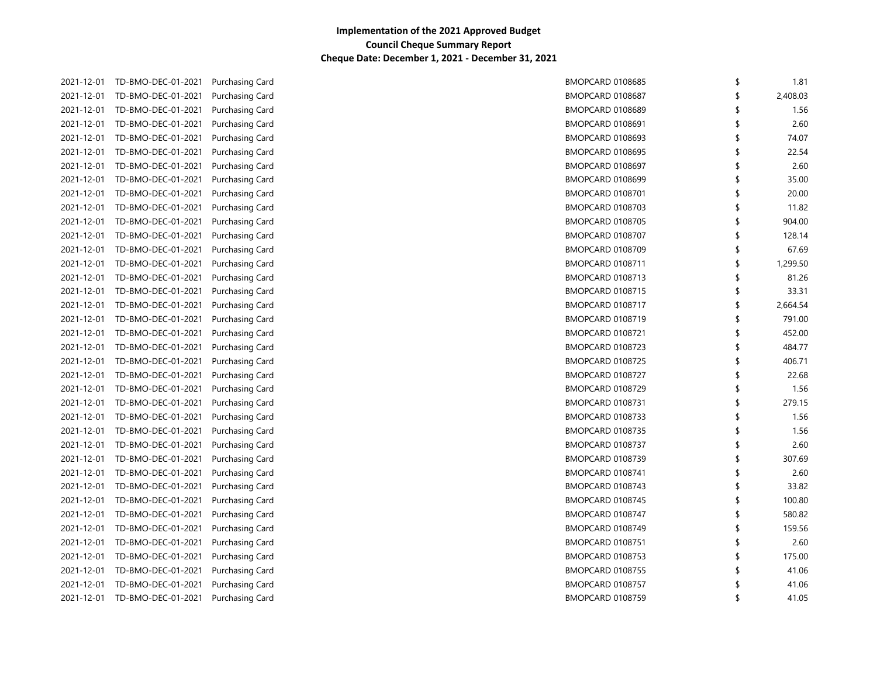**Implementation of the 2021 Approved Budget**
**Council Cheque Summary Report**
**Cheque Date: December 1, 2021 - December 31, 2021**

| | | | | | |
|---|---|---|---|---|---|
| 2021-12-01 | TD-BMO-DEC-01-2021 | Purchasing Card | BMOPCARD 0108685 | $ | 1.81 |
| 2021-12-01 | TD-BMO-DEC-01-2021 | Purchasing Card | BMOPCARD 0108687 | $ | 2,408.03 |
| 2021-12-01 | TD-BMO-DEC-01-2021 | Purchasing Card | BMOPCARD 0108689 | $ | 1.56 |
| 2021-12-01 | TD-BMO-DEC-01-2021 | Purchasing Card | BMOPCARD 0108691 | $ | 2.60 |
| 2021-12-01 | TD-BMO-DEC-01-2021 | Purchasing Card | BMOPCARD 0108693 | $ | 74.07 |
| 2021-12-01 | TD-BMO-DEC-01-2021 | Purchasing Card | BMOPCARD 0108695 | $ | 22.54 |
| 2021-12-01 | TD-BMO-DEC-01-2021 | Purchasing Card | BMOPCARD 0108697 | $ | 2.60 |
| 2021-12-01 | TD-BMO-DEC-01-2021 | Purchasing Card | BMOPCARD 0108699 | $ | 35.00 |
| 2021-12-01 | TD-BMO-DEC-01-2021 | Purchasing Card | BMOPCARD 0108701 | $ | 20.00 |
| 2021-12-01 | TD-BMO-DEC-01-2021 | Purchasing Card | BMOPCARD 0108703 | $ | 11.82 |
| 2021-12-01 | TD-BMO-DEC-01-2021 | Purchasing Card | BMOPCARD 0108705 | $ | 904.00 |
| 2021-12-01 | TD-BMO-DEC-01-2021 | Purchasing Card | BMOPCARD 0108707 | $ | 128.14 |
| 2021-12-01 | TD-BMO-DEC-01-2021 | Purchasing Card | BMOPCARD 0108709 | $ | 67.69 |
| 2021-12-01 | TD-BMO-DEC-01-2021 | Purchasing Card | BMOPCARD 0108711 | $ | 1,299.50 |
| 2021-12-01 | TD-BMO-DEC-01-2021 | Purchasing Card | BMOPCARD 0108713 | $ | 81.26 |
| 2021-12-01 | TD-BMO-DEC-01-2021 | Purchasing Card | BMOPCARD 0108715 | $ | 33.31 |
| 2021-12-01 | TD-BMO-DEC-01-2021 | Purchasing Card | BMOPCARD 0108717 | $ | 2,664.54 |
| 2021-12-01 | TD-BMO-DEC-01-2021 | Purchasing Card | BMOPCARD 0108719 | $ | 791.00 |
| 2021-12-01 | TD-BMO-DEC-01-2021 | Purchasing Card | BMOPCARD 0108721 | $ | 452.00 |
| 2021-12-01 | TD-BMO-DEC-01-2021 | Purchasing Card | BMOPCARD 0108723 | $ | 484.77 |
| 2021-12-01 | TD-BMO-DEC-01-2021 | Purchasing Card | BMOPCARD 0108725 | $ | 406.71 |
| 2021-12-01 | TD-BMO-DEC-01-2021 | Purchasing Card | BMOPCARD 0108727 | $ | 22.68 |
| 2021-12-01 | TD-BMO-DEC-01-2021 | Purchasing Card | BMOPCARD 0108729 | $ | 1.56 |
| 2021-12-01 | TD-BMO-DEC-01-2021 | Purchasing Card | BMOPCARD 0108731 | $ | 279.15 |
| 2021-12-01 | TD-BMO-DEC-01-2021 | Purchasing Card | BMOPCARD 0108733 | $ | 1.56 |
| 2021-12-01 | TD-BMO-DEC-01-2021 | Purchasing Card | BMOPCARD 0108735 | $ | 1.56 |
| 2021-12-01 | TD-BMO-DEC-01-2021 | Purchasing Card | BMOPCARD 0108737 | $ | 2.60 |
| 2021-12-01 | TD-BMO-DEC-01-2021 | Purchasing Card | BMOPCARD 0108739 | $ | 307.69 |
| 2021-12-01 | TD-BMO-DEC-01-2021 | Purchasing Card | BMOPCARD 0108741 | $ | 2.60 |
| 2021-12-01 | TD-BMO-DEC-01-2021 | Purchasing Card | BMOPCARD 0108743 | $ | 33.82 |
| 2021-12-01 | TD-BMO-DEC-01-2021 | Purchasing Card | BMOPCARD 0108745 | $ | 100.80 |
| 2021-12-01 | TD-BMO-DEC-01-2021 | Purchasing Card | BMOPCARD 0108747 | $ | 580.82 |
| 2021-12-01 | TD-BMO-DEC-01-2021 | Purchasing Card | BMOPCARD 0108749 | $ | 159.56 |
| 2021-12-01 | TD-BMO-DEC-01-2021 | Purchasing Card | BMOPCARD 0108751 | $ | 2.60 |
| 2021-12-01 | TD-BMO-DEC-01-2021 | Purchasing Card | BMOPCARD 0108753 | $ | 175.00 |
| 2021-12-01 | TD-BMO-DEC-01-2021 | Purchasing Card | BMOPCARD 0108755 | $ | 41.06 |
| 2021-12-01 | TD-BMO-DEC-01-2021 | Purchasing Card | BMOPCARD 0108757 | $ | 41.06 |
| 2021-12-01 | TD-BMO-DEC-01-2021 | Purchasing Card | BMOPCARD 0108759 | $ | 41.05 |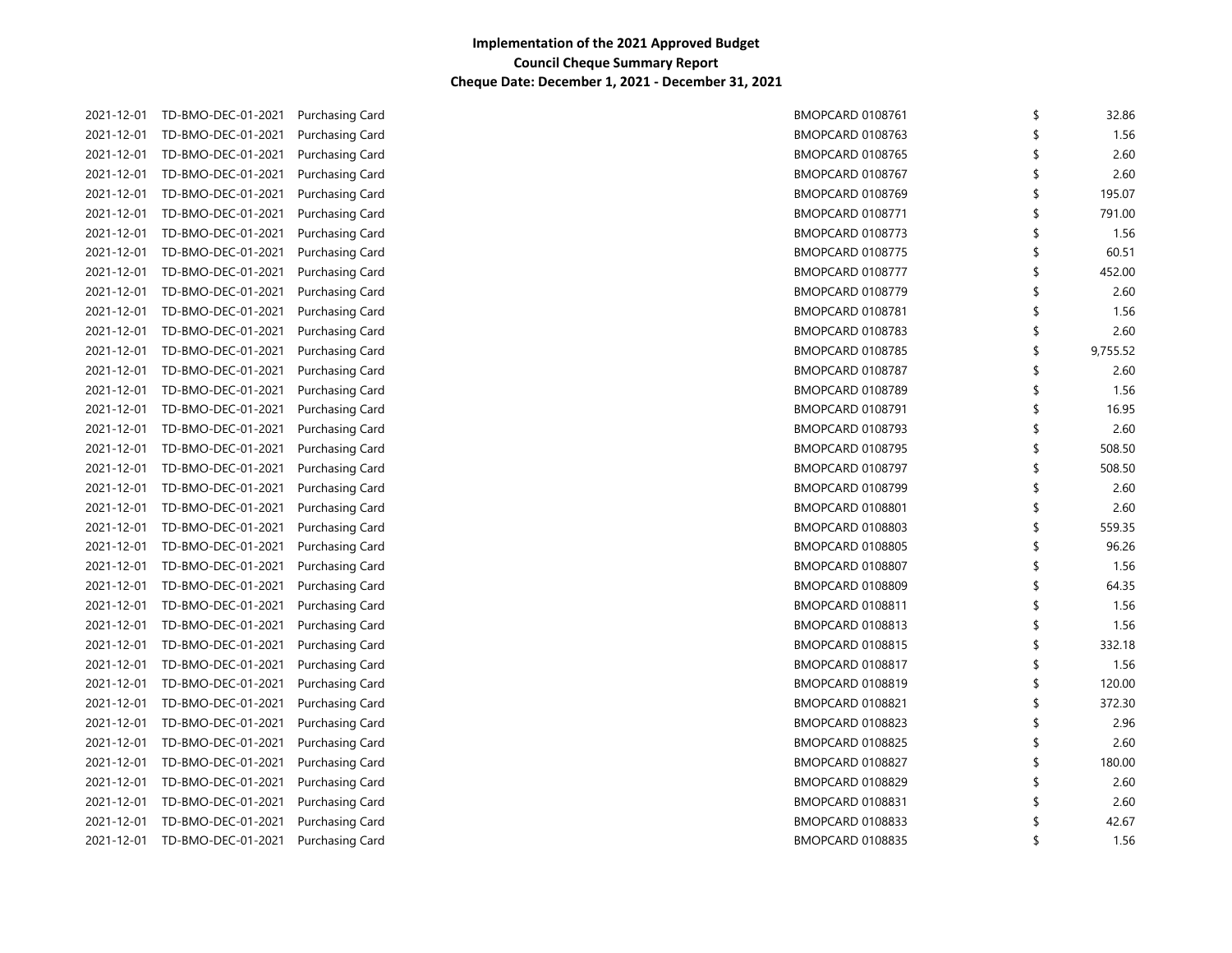**Implementation of the 2021 Approved Budget**
**Council Cheque Summary Report**
**Cheque Date: December 1, 2021 - December 31, 2021**

| | | | | | |
|---|---|---|---|---|---|
| 2021-12-01 | TD-BMO-DEC-01-2021 | Purchasing Card | BMOPCARD 0108761 | $ | 32.86 |
| 2021-12-01 | TD-BMO-DEC-01-2021 | Purchasing Card | BMOPCARD 0108763 | $ | 1.56 |
| 2021-12-01 | TD-BMO-DEC-01-2021 | Purchasing Card | BMOPCARD 0108765 | $ | 2.60 |
| 2021-12-01 | TD-BMO-DEC-01-2021 | Purchasing Card | BMOPCARD 0108767 | $ | 2.60 |
| 2021-12-01 | TD-BMO-DEC-01-2021 | Purchasing Card | BMOPCARD 0108769 | $ | 195.07 |
| 2021-12-01 | TD-BMO-DEC-01-2021 | Purchasing Card | BMOPCARD 0108771 | $ | 791.00 |
| 2021-12-01 | TD-BMO-DEC-01-2021 | Purchasing Card | BMOPCARD 0108773 | $ | 1.56 |
| 2021-12-01 | TD-BMO-DEC-01-2021 | Purchasing Card | BMOPCARD 0108775 | $ | 60.51 |
| 2021-12-01 | TD-BMO-DEC-01-2021 | Purchasing Card | BMOPCARD 0108777 | $ | 452.00 |
| 2021-12-01 | TD-BMO-DEC-01-2021 | Purchasing Card | BMOPCARD 0108779 | $ | 2.60 |
| 2021-12-01 | TD-BMO-DEC-01-2021 | Purchasing Card | BMOPCARD 0108781 | $ | 1.56 |
| 2021-12-01 | TD-BMO-DEC-01-2021 | Purchasing Card | BMOPCARD 0108783 | $ | 2.60 |
| 2021-12-01 | TD-BMO-DEC-01-2021 | Purchasing Card | BMOPCARD 0108785 | $ | 9,755.52 |
| 2021-12-01 | TD-BMO-DEC-01-2021 | Purchasing Card | BMOPCARD 0108787 | $ | 2.60 |
| 2021-12-01 | TD-BMO-DEC-01-2021 | Purchasing Card | BMOPCARD 0108789 | $ | 1.56 |
| 2021-12-01 | TD-BMO-DEC-01-2021 | Purchasing Card | BMOPCARD 0108791 | $ | 16.95 |
| 2021-12-01 | TD-BMO-DEC-01-2021 | Purchasing Card | BMOPCARD 0108793 | $ | 2.60 |
| 2021-12-01 | TD-BMO-DEC-01-2021 | Purchasing Card | BMOPCARD 0108795 | $ | 508.50 |
| 2021-12-01 | TD-BMO-DEC-01-2021 | Purchasing Card | BMOPCARD 0108797 | $ | 508.50 |
| 2021-12-01 | TD-BMO-DEC-01-2021 | Purchasing Card | BMOPCARD 0108799 | $ | 2.60 |
| 2021-12-01 | TD-BMO-DEC-01-2021 | Purchasing Card | BMOPCARD 0108801 | $ | 2.60 |
| 2021-12-01 | TD-BMO-DEC-01-2021 | Purchasing Card | BMOPCARD 0108803 | $ | 559.35 |
| 2021-12-01 | TD-BMO-DEC-01-2021 | Purchasing Card | BMOPCARD 0108805 | $ | 96.26 |
| 2021-12-01 | TD-BMO-DEC-01-2021 | Purchasing Card | BMOPCARD 0108807 | $ | 1.56 |
| 2021-12-01 | TD-BMO-DEC-01-2021 | Purchasing Card | BMOPCARD 0108809 | $ | 64.35 |
| 2021-12-01 | TD-BMO-DEC-01-2021 | Purchasing Card | BMOPCARD 0108811 | $ | 1.56 |
| 2021-12-01 | TD-BMO-DEC-01-2021 | Purchasing Card | BMOPCARD 0108813 | $ | 1.56 |
| 2021-12-01 | TD-BMO-DEC-01-2021 | Purchasing Card | BMOPCARD 0108815 | $ | 332.18 |
| 2021-12-01 | TD-BMO-DEC-01-2021 | Purchasing Card | BMOPCARD 0108817 | $ | 1.56 |
| 2021-12-01 | TD-BMO-DEC-01-2021 | Purchasing Card | BMOPCARD 0108819 | $ | 120.00 |
| 2021-12-01 | TD-BMO-DEC-01-2021 | Purchasing Card | BMOPCARD 0108821 | $ | 372.30 |
| 2021-12-01 | TD-BMO-DEC-01-2021 | Purchasing Card | BMOPCARD 0108823 | $ | 2.96 |
| 2021-12-01 | TD-BMO-DEC-01-2021 | Purchasing Card | BMOPCARD 0108825 | $ | 2.60 |
| 2021-12-01 | TD-BMO-DEC-01-2021 | Purchasing Card | BMOPCARD 0108827 | $ | 180.00 |
| 2021-12-01 | TD-BMO-DEC-01-2021 | Purchasing Card | BMOPCARD 0108829 | $ | 2.60 |
| 2021-12-01 | TD-BMO-DEC-01-2021 | Purchasing Card | BMOPCARD 0108831 | $ | 2.60 |
| 2021-12-01 | TD-BMO-DEC-01-2021 | Purchasing Card | BMOPCARD 0108833 | $ | 42.67 |
| 2021-12-01 | TD-BMO-DEC-01-2021 | Purchasing Card | BMOPCARD 0108835 | $ | 1.56 |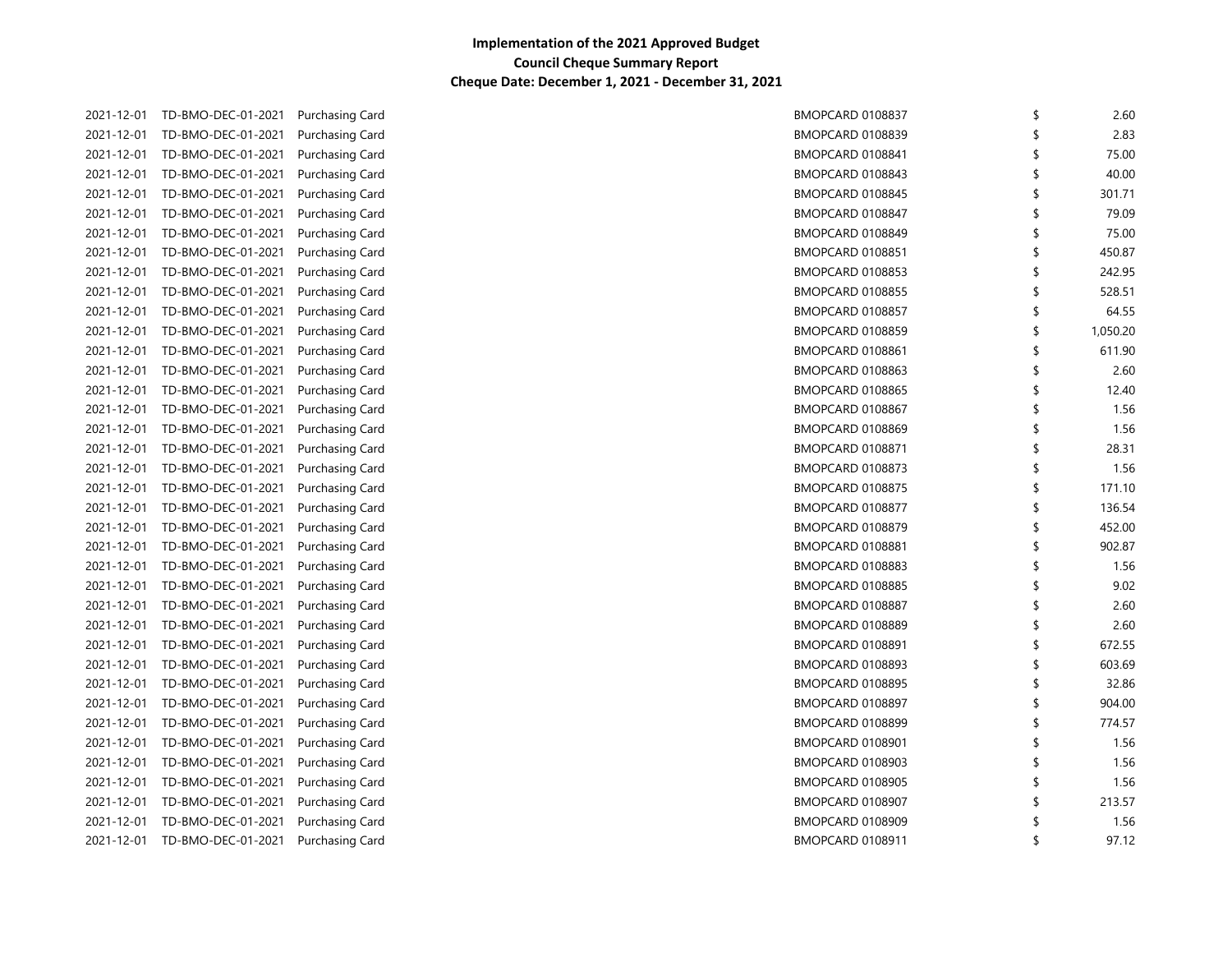**Implementation of the 2021 Approved Budget**
**Council Cheque Summary Report**
**Cheque Date: December 1, 2021 - December 31, 2021**

| | | | | | |
|---|---|---|---|---|---|
| 2021-12-01 | TD-BMO-DEC-01-2021 | Purchasing Card | BMOPCARD 0108837 | $ | 2.60 |
| 2021-12-01 | TD-BMO-DEC-01-2021 | Purchasing Card | BMOPCARD 0108839 | $ | 2.83 |
| 2021-12-01 | TD-BMO-DEC-01-2021 | Purchasing Card | BMOPCARD 0108841 | $ | 75.00 |
| 2021-12-01 | TD-BMO-DEC-01-2021 | Purchasing Card | BMOPCARD 0108843 | $ | 40.00 |
| 2021-12-01 | TD-BMO-DEC-01-2021 | Purchasing Card | BMOPCARD 0108845 | $ | 301.71 |
| 2021-12-01 | TD-BMO-DEC-01-2021 | Purchasing Card | BMOPCARD 0108847 | $ | 79.09 |
| 2021-12-01 | TD-BMO-DEC-01-2021 | Purchasing Card | BMOPCARD 0108849 | $ | 75.00 |
| 2021-12-01 | TD-BMO-DEC-01-2021 | Purchasing Card | BMOPCARD 0108851 | $ | 450.87 |
| 2021-12-01 | TD-BMO-DEC-01-2021 | Purchasing Card | BMOPCARD 0108853 | $ | 242.95 |
| 2021-12-01 | TD-BMO-DEC-01-2021 | Purchasing Card | BMOPCARD 0108855 | $ | 528.51 |
| 2021-12-01 | TD-BMO-DEC-01-2021 | Purchasing Card | BMOPCARD 0108857 | $ | 64.55 |
| 2021-12-01 | TD-BMO-DEC-01-2021 | Purchasing Card | BMOPCARD 0108859 | $ | 1,050.20 |
| 2021-12-01 | TD-BMO-DEC-01-2021 | Purchasing Card | BMOPCARD 0108861 | $ | 611.90 |
| 2021-12-01 | TD-BMO-DEC-01-2021 | Purchasing Card | BMOPCARD 0108863 | $ | 2.60 |
| 2021-12-01 | TD-BMO-DEC-01-2021 | Purchasing Card | BMOPCARD 0108865 | $ | 12.40 |
| 2021-12-01 | TD-BMO-DEC-01-2021 | Purchasing Card | BMOPCARD 0108867 | $ | 1.56 |
| 2021-12-01 | TD-BMO-DEC-01-2021 | Purchasing Card | BMOPCARD 0108869 | $ | 1.56 |
| 2021-12-01 | TD-BMO-DEC-01-2021 | Purchasing Card | BMOPCARD 0108871 | $ | 28.31 |
| 2021-12-01 | TD-BMO-DEC-01-2021 | Purchasing Card | BMOPCARD 0108873 | $ | 1.56 |
| 2021-12-01 | TD-BMO-DEC-01-2021 | Purchasing Card | BMOPCARD 0108875 | $ | 171.10 |
| 2021-12-01 | TD-BMO-DEC-01-2021 | Purchasing Card | BMOPCARD 0108877 | $ | 136.54 |
| 2021-12-01 | TD-BMO-DEC-01-2021 | Purchasing Card | BMOPCARD 0108879 | $ | 452.00 |
| 2021-12-01 | TD-BMO-DEC-01-2021 | Purchasing Card | BMOPCARD 0108881 | $ | 902.87 |
| 2021-12-01 | TD-BMO-DEC-01-2021 | Purchasing Card | BMOPCARD 0108883 | $ | 1.56 |
| 2021-12-01 | TD-BMO-DEC-01-2021 | Purchasing Card | BMOPCARD 0108885 | $ | 9.02 |
| 2021-12-01 | TD-BMO-DEC-01-2021 | Purchasing Card | BMOPCARD 0108887 | $ | 2.60 |
| 2021-12-01 | TD-BMO-DEC-01-2021 | Purchasing Card | BMOPCARD 0108889 | $ | 2.60 |
| 2021-12-01 | TD-BMO-DEC-01-2021 | Purchasing Card | BMOPCARD 0108891 | $ | 672.55 |
| 2021-12-01 | TD-BMO-DEC-01-2021 | Purchasing Card | BMOPCARD 0108893 | $ | 603.69 |
| 2021-12-01 | TD-BMO-DEC-01-2021 | Purchasing Card | BMOPCARD 0108895 | $ | 32.86 |
| 2021-12-01 | TD-BMO-DEC-01-2021 | Purchasing Card | BMOPCARD 0108897 | $ | 904.00 |
| 2021-12-01 | TD-BMO-DEC-01-2021 | Purchasing Card | BMOPCARD 0108899 | $ | 774.57 |
| 2021-12-01 | TD-BMO-DEC-01-2021 | Purchasing Card | BMOPCARD 0108901 | $ | 1.56 |
| 2021-12-01 | TD-BMO-DEC-01-2021 | Purchasing Card | BMOPCARD 0108903 | $ | 1.56 |
| 2021-12-01 | TD-BMO-DEC-01-2021 | Purchasing Card | BMOPCARD 0108905 | $ | 1.56 |
| 2021-12-01 | TD-BMO-DEC-01-2021 | Purchasing Card | BMOPCARD 0108907 | $ | 213.57 |
| 2021-12-01 | TD-BMO-DEC-01-2021 | Purchasing Card | BMOPCARD 0108909 | $ | 1.56 |
| 2021-12-01 | TD-BMO-DEC-01-2021 | Purchasing Card | BMOPCARD 0108911 | $ | 97.12 |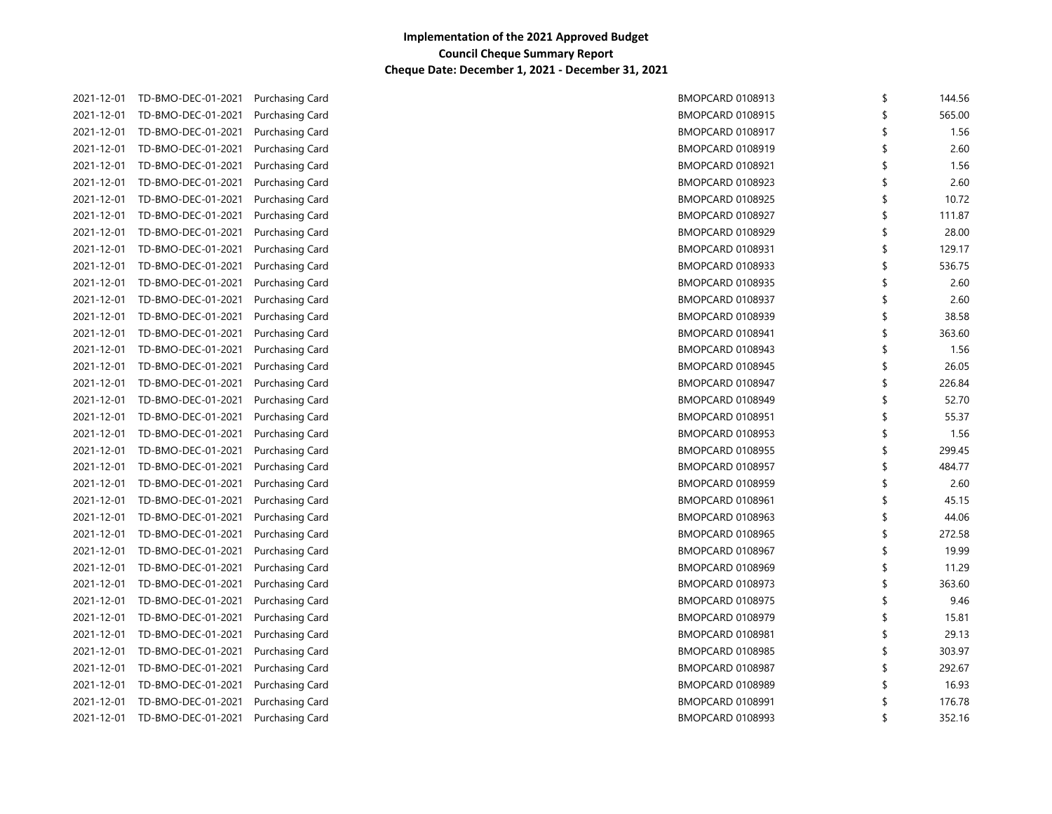**Implementation of the 2021 Approved Budget**
**Council Cheque Summary Report**
**Cheque Date: December 1, 2021 - December 31, 2021**

| | | | | | |
|---|---|---|---|---|---|
| 2021-12-01 | TD-BMO-DEC-01-2021 | Purchasing Card | BMOPCARD 0108913 | $ | 144.56 |
| 2021-12-01 | TD-BMO-DEC-01-2021 | Purchasing Card | BMOPCARD 0108915 | $ | 565.00 |
| 2021-12-01 | TD-BMO-DEC-01-2021 | Purchasing Card | BMOPCARD 0108917 | $ | 1.56 |
| 2021-12-01 | TD-BMO-DEC-01-2021 | Purchasing Card | BMOPCARD 0108919 | $ | 2.60 |
| 2021-12-01 | TD-BMO-DEC-01-2021 | Purchasing Card | BMOPCARD 0108921 | $ | 1.56 |
| 2021-12-01 | TD-BMO-DEC-01-2021 | Purchasing Card | BMOPCARD 0108923 | $ | 2.60 |
| 2021-12-01 | TD-BMO-DEC-01-2021 | Purchasing Card | BMOPCARD 0108925 | $ | 10.72 |
| 2021-12-01 | TD-BMO-DEC-01-2021 | Purchasing Card | BMOPCARD 0108927 | $ | 111.87 |
| 2021-12-01 | TD-BMO-DEC-01-2021 | Purchasing Card | BMOPCARD 0108929 | $ | 28.00 |
| 2021-12-01 | TD-BMO-DEC-01-2021 | Purchasing Card | BMOPCARD 0108931 | $ | 129.17 |
| 2021-12-01 | TD-BMO-DEC-01-2021 | Purchasing Card | BMOPCARD 0108933 | $ | 536.75 |
| 2021-12-01 | TD-BMO-DEC-01-2021 | Purchasing Card | BMOPCARD 0108935 | $ | 2.60 |
| 2021-12-01 | TD-BMO-DEC-01-2021 | Purchasing Card | BMOPCARD 0108937 | $ | 2.60 |
| 2021-12-01 | TD-BMO-DEC-01-2021 | Purchasing Card | BMOPCARD 0108939 | $ | 38.58 |
| 2021-12-01 | TD-BMO-DEC-01-2021 | Purchasing Card | BMOPCARD 0108941 | $ | 363.60 |
| 2021-12-01 | TD-BMO-DEC-01-2021 | Purchasing Card | BMOPCARD 0108943 | $ | 1.56 |
| 2021-12-01 | TD-BMO-DEC-01-2021 | Purchasing Card | BMOPCARD 0108945 | $ | 26.05 |
| 2021-12-01 | TD-BMO-DEC-01-2021 | Purchasing Card | BMOPCARD 0108947 | $ | 226.84 |
| 2021-12-01 | TD-BMO-DEC-01-2021 | Purchasing Card | BMOPCARD 0108949 | $ | 52.70 |
| 2021-12-01 | TD-BMO-DEC-01-2021 | Purchasing Card | BMOPCARD 0108951 | $ | 55.37 |
| 2021-12-01 | TD-BMO-DEC-01-2021 | Purchasing Card | BMOPCARD 0108953 | $ | 1.56 |
| 2021-12-01 | TD-BMO-DEC-01-2021 | Purchasing Card | BMOPCARD 0108955 | $ | 299.45 |
| 2021-12-01 | TD-BMO-DEC-01-2021 | Purchasing Card | BMOPCARD 0108957 | $ | 484.77 |
| 2021-12-01 | TD-BMO-DEC-01-2021 | Purchasing Card | BMOPCARD 0108959 | $ | 2.60 |
| 2021-12-01 | TD-BMO-DEC-01-2021 | Purchasing Card | BMOPCARD 0108961 | $ | 45.15 |
| 2021-12-01 | TD-BMO-DEC-01-2021 | Purchasing Card | BMOPCARD 0108963 | $ | 44.06 |
| 2021-12-01 | TD-BMO-DEC-01-2021 | Purchasing Card | BMOPCARD 0108965 | $ | 272.58 |
| 2021-12-01 | TD-BMO-DEC-01-2021 | Purchasing Card | BMOPCARD 0108967 | $ | 19.99 |
| 2021-12-01 | TD-BMO-DEC-01-2021 | Purchasing Card | BMOPCARD 0108969 | $ | 11.29 |
| 2021-12-01 | TD-BMO-DEC-01-2021 | Purchasing Card | BMOPCARD 0108973 | $ | 363.60 |
| 2021-12-01 | TD-BMO-DEC-01-2021 | Purchasing Card | BMOPCARD 0108975 | $ | 9.46 |
| 2021-12-01 | TD-BMO-DEC-01-2021 | Purchasing Card | BMOPCARD 0108979 | $ | 15.81 |
| 2021-12-01 | TD-BMO-DEC-01-2021 | Purchasing Card | BMOPCARD 0108981 | $ | 29.13 |
| 2021-12-01 | TD-BMO-DEC-01-2021 | Purchasing Card | BMOPCARD 0108985 | $ | 303.97 |
| 2021-12-01 | TD-BMO-DEC-01-2021 | Purchasing Card | BMOPCARD 0108987 | $ | 292.67 |
| 2021-12-01 | TD-BMO-DEC-01-2021 | Purchasing Card | BMOPCARD 0108989 | $ | 16.93 |
| 2021-12-01 | TD-BMO-DEC-01-2021 | Purchasing Card | BMOPCARD 0108991 | $ | 176.78 |
| 2021-12-01 | TD-BMO-DEC-01-2021 | Purchasing Card | BMOPCARD 0108993 | $ | 352.16 |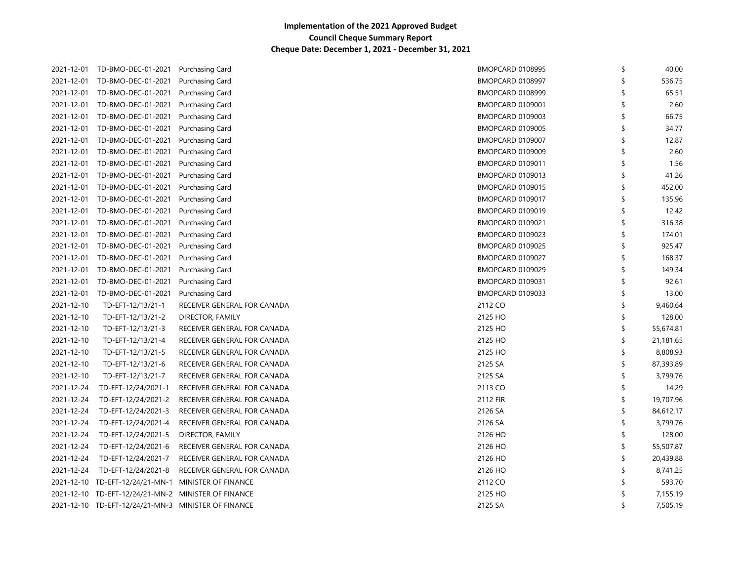**Implementation of the 2021 Approved Budget**
**Council Cheque Summary Report**
**Cheque Date: December 1, 2021 - December 31, 2021**

| | | | | | |
|---|---|---|---|---|---|
| 2021-12-01 | TD-BMO-DEC-01-2021 | Purchasing Card | BMOPCARD 0108995 | $ | 40.00 |
| 2021-12-01 | TD-BMO-DEC-01-2021 | Purchasing Card | BMOPCARD 0108997 | $ | 536.75 |
| 2021-12-01 | TD-BMO-DEC-01-2021 | Purchasing Card | BMOPCARD 0108999 | $ | 65.51 |
| 2021-12-01 | TD-BMO-DEC-01-2021 | Purchasing Card | BMOPCARD 0109001 | $ | 2.60 |
| 2021-12-01 | TD-BMO-DEC-01-2021 | Purchasing Card | BMOPCARD 0109003 | $ | 66.75 |
| 2021-12-01 | TD-BMO-DEC-01-2021 | Purchasing Card | BMOPCARD 0109005 | $ | 34.77 |
| 2021-12-01 | TD-BMO-DEC-01-2021 | Purchasing Card | BMOPCARD 0109007 | $ | 12.87 |
| 2021-12-01 | TD-BMO-DEC-01-2021 | Purchasing Card | BMOPCARD 0109009 | $ | 2.60 |
| 2021-12-01 | TD-BMO-DEC-01-2021 | Purchasing Card | BMOPCARD 0109011 | $ | 1.56 |
| 2021-12-01 | TD-BMO-DEC-01-2021 | Purchasing Card | BMOPCARD 0109013 | $ | 41.26 |
| 2021-12-01 | TD-BMO-DEC-01-2021 | Purchasing Card | BMOPCARD 0109015 | $ | 452.00 |
| 2021-12-01 | TD-BMO-DEC-01-2021 | Purchasing Card | BMOPCARD 0109017 | $ | 135.96 |
| 2021-12-01 | TD-BMO-DEC-01-2021 | Purchasing Card | BMOPCARD 0109019 | $ | 12.42 |
| 2021-12-01 | TD-BMO-DEC-01-2021 | Purchasing Card | BMOPCARD 0109021 | $ | 316.38 |
| 2021-12-01 | TD-BMO-DEC-01-2021 | Purchasing Card | BMOPCARD 0109023 | $ | 174.01 |
| 2021-12-01 | TD-BMO-DEC-01-2021 | Purchasing Card | BMOPCARD 0109025 | $ | 925.47 |
| 2021-12-01 | TD-BMO-DEC-01-2021 | Purchasing Card | BMOPCARD 0109027 | $ | 168.37 |
| 2021-12-01 | TD-BMO-DEC-01-2021 | Purchasing Card | BMOPCARD 0109029 | $ | 149.34 |
| 2021-12-01 | TD-BMO-DEC-01-2021 | Purchasing Card | BMOPCARD 0109031 | $ | 92.61 |
| 2021-12-01 | TD-BMO-DEC-01-2021 | Purchasing Card | BMOPCARD 0109033 | $ | 13.00 |
| 2021-12-10 | TD-EFT-12/13/21-1 | RECEIVER GENERAL FOR CANADA | 2112 CO | $ | 9,460.64 |
| 2021-12-10 | TD-EFT-12/13/21-2 | DIRECTOR, FAMILY | 2125 HO | $ | 128.00 |
| 2021-12-10 | TD-EFT-12/13/21-3 | RECEIVER GENERAL FOR CANADA | 2125 HO | $ | 55,674.81 |
| 2021-12-10 | TD-EFT-12/13/21-4 | RECEIVER GENERAL FOR CANADA | 2125 HO | $ | 21,181.65 |
| 2021-12-10 | TD-EFT-12/13/21-5 | RECEIVER GENERAL FOR CANADA | 2125 HO | $ | 8,808.93 |
| 2021-12-10 | TD-EFT-12/13/21-6 | RECEIVER GENERAL FOR CANADA | 2125 SA | $ | 87,393.89 |
| 2021-12-10 | TD-EFT-12/13/21-7 | RECEIVER GENERAL FOR CANADA | 2125 SA | $ | 3,799.76 |
| 2021-12-24 | TD-EFT-12/24/2021-1 | RECEIVER GENERAL FOR CANADA | 2113 CO | $ | 14.29 |
| 2021-12-24 | TD-EFT-12/24/2021-2 | RECEIVER GENERAL FOR CANADA | 2112 FIR | $ | 19,707.96 |
| 2021-12-24 | TD-EFT-12/24/2021-3 | RECEIVER GENERAL FOR CANADA | 2126 SA | $ | 84,612.17 |
| 2021-12-24 | TD-EFT-12/24/2021-4 | RECEIVER GENERAL FOR CANADA | 2126 SA | $ | 3,799.76 |
| 2021-12-24 | TD-EFT-12/24/2021-5 | DIRECTOR, FAMILY | 2126 HO | $ | 128.00 |
| 2021-12-24 | TD-EFT-12/24/2021-6 | RECEIVER GENERAL FOR CANADA | 2126 HO | $ | 55,507.87 |
| 2021-12-24 | TD-EFT-12/24/2021-7 | RECEIVER GENERAL FOR CANADA | 2126 HO | $ | 20,439.88 |
| 2021-12-24 | TD-EFT-12/24/2021-8 | RECEIVER GENERAL FOR CANADA | 2126 HO | $ | 8,741.25 |
| 2021-12-10 | TD-EFT-12/24/21-MN-1 | MINISTER OF FINANCE | 2112 CO | $ | 593.70 |
| 2021-12-10 | TD-EFT-12/24/21-MN-2 | MINISTER OF FINANCE | 2125 HO | $ | 7,155.19 |
| 2021-12-10 | TD-EFT-12/24/21-MN-3 | MINISTER OF FINANCE | 2125 SA | $ | 7,505.19 |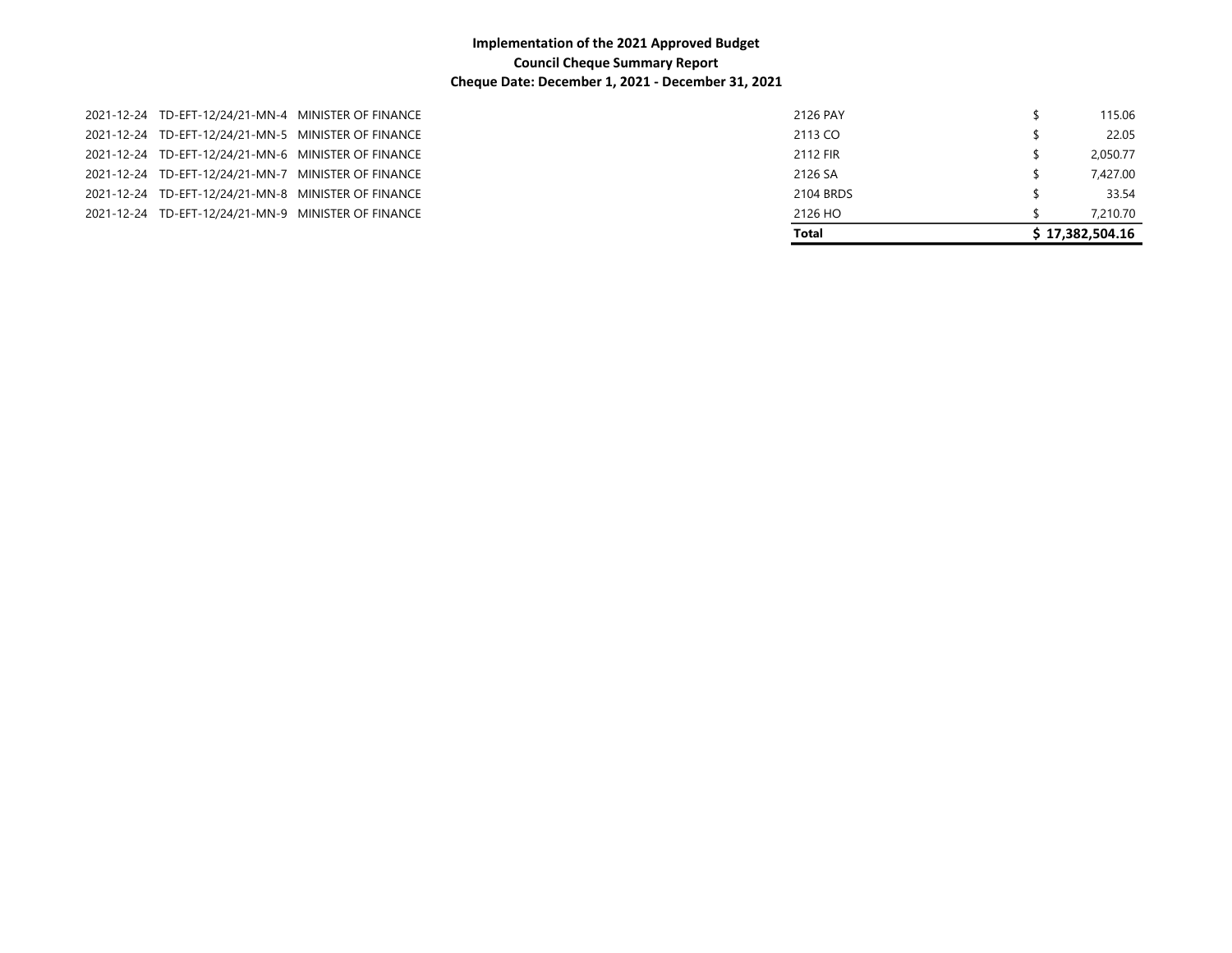**Implementation of the 2021 Approved Budget**
**Council Cheque Summary Report**
**Cheque Date: December 1, 2021 - December 31, 2021**

| | | | | |
|---|---|---|---|---|
| 2021-12-24 | TD-EFT-12/24/21-MN-4 | MINISTER OF FINANCE | 2126 PAY | $ 115.06 |
| 2021-12-24 | TD-EFT-12/24/21-MN-5 | MINISTER OF FINANCE | 2113 CO | $ 22.05 |
| 2021-12-24 | TD-EFT-12/24/21-MN-6 | MINISTER OF FINANCE | 2112 FIR | $ 2,050.77 |
| 2021-12-24 | TD-EFT-12/24/21-MN-7 | MINISTER OF FINANCE | 2126 SA | $ 7,427.00 |
| 2021-12-24 | TD-EFT-12/24/21-MN-8 | MINISTER OF FINANCE | 2104 BRDS | $ 33.54 |
| 2021-12-24 | TD-EFT-12/24/21-MN-9 | MINISTER OF FINANCE | 2126 HO | $ 7,210.70 |
| | | | **Total** | **$ 17,382,504.16** |